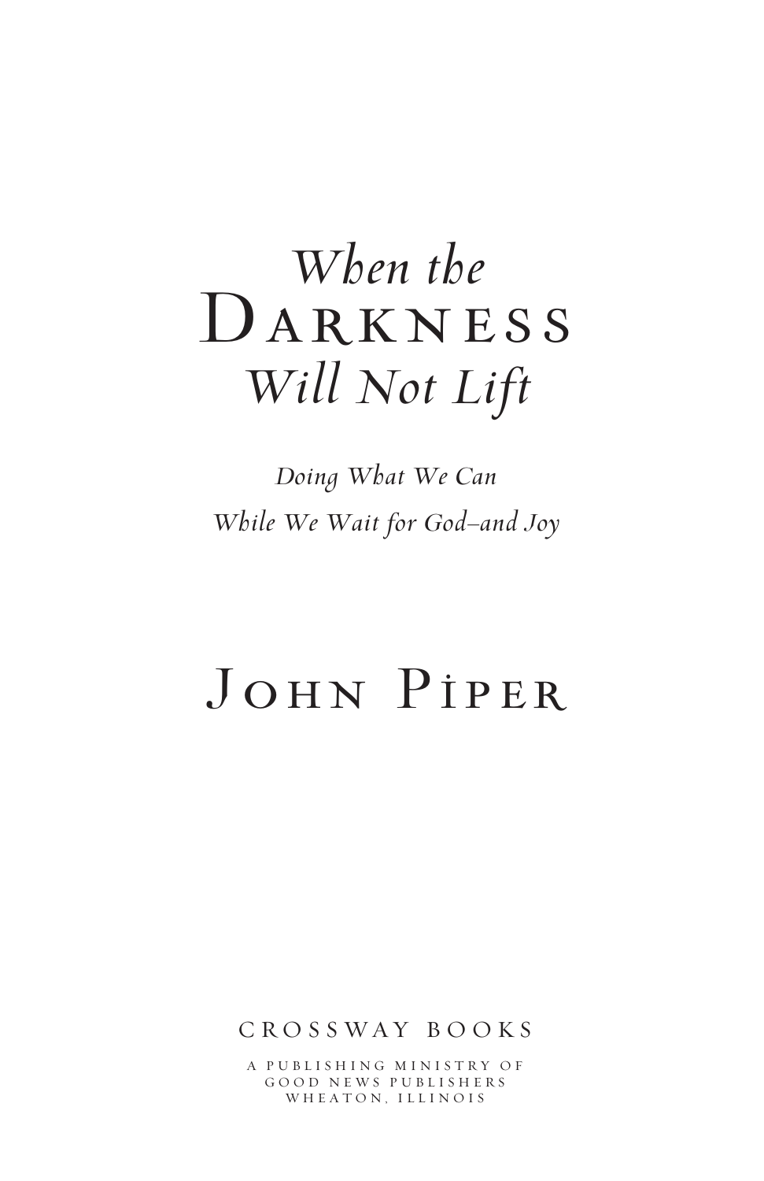# *When the* DARKNESS *Will Not Lift*

*Doing What We Can*
*While We Wait for God–and Joy*

JOHN PIPER

CROSSWAY BOOKS

A PUBLISHING MINISTRY OF
GOOD NEWS PUBLISHERS
WHEATON, ILLINOIS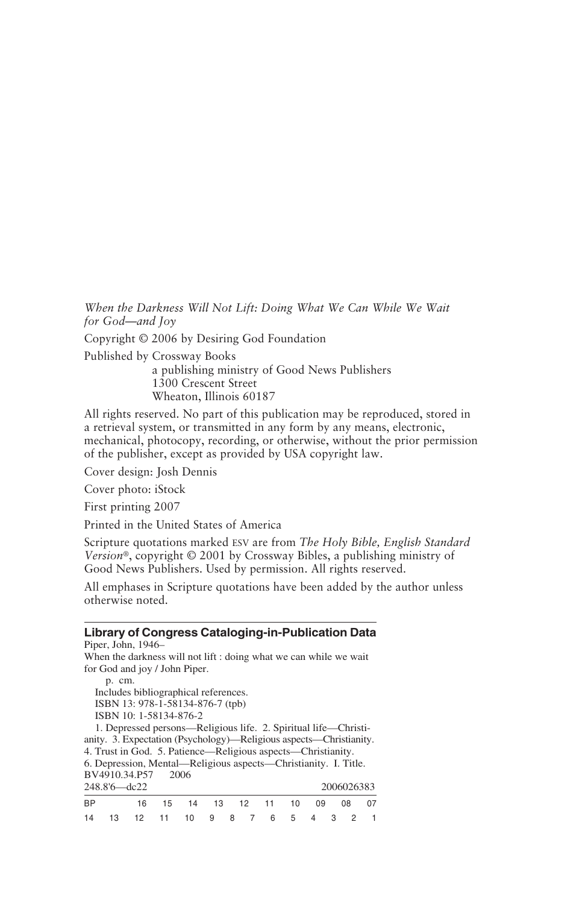*When the Darkness Will Not Lift: Doing What We Can While We Wait for God—and Joy*

Copyright © 2006 by Desiring God Foundation

Published by Crossway Books
a publishing ministry of Good News Publishers
1300 Crescent Street
Wheaton, Illinois 60187

All rights reserved. No part of this publication may be reproduced, stored in a retrieval system, or transmitted in any form by any means, electronic, mechanical, photocopy, recording, or otherwise, without the prior permission of the publisher, except as provided by USA copyright law.

Cover design: Josh Dennis

Cover photo: iStock

First printing 2007

Printed in the United States of America

Scripture quotations marked ESV are from *The Holy Bible, English Standard Version®*, copyright © 2001 by Crossway Bibles, a publishing ministry of Good News Publishers. Used by permission. All rights reserved.

All emphases in Scripture quotations have been added by the author unless otherwise noted.

**Library of Congress Cataloging-in-Publication Data**

Piper, John, 1946–
When the darkness will not lift : doing what we can while we wait for God and joy / John Piper.
p. cm.
Includes bibliographical references.
ISBN 13: 978-1-58134-876-7 (tpb)
ISBN 10: 1-58134-876-2
1. Depressed persons—Religious life. 2. Spiritual life—Christianity. 3. Expectation (Psychology)—Religious aspects—Christianity. 4. Trust in God. 5. Patience—Religious aspects—Christianity. 6. Depression, Mental—Religious aspects—Christianity. I. Title.
BV4910.34.P57 2006
248.8'6—dc22 2006026383

BP 16 15 14 13 12 11 10 09 08 07
14 13 12 11 10 9 8 7 6 5 4 3 2 1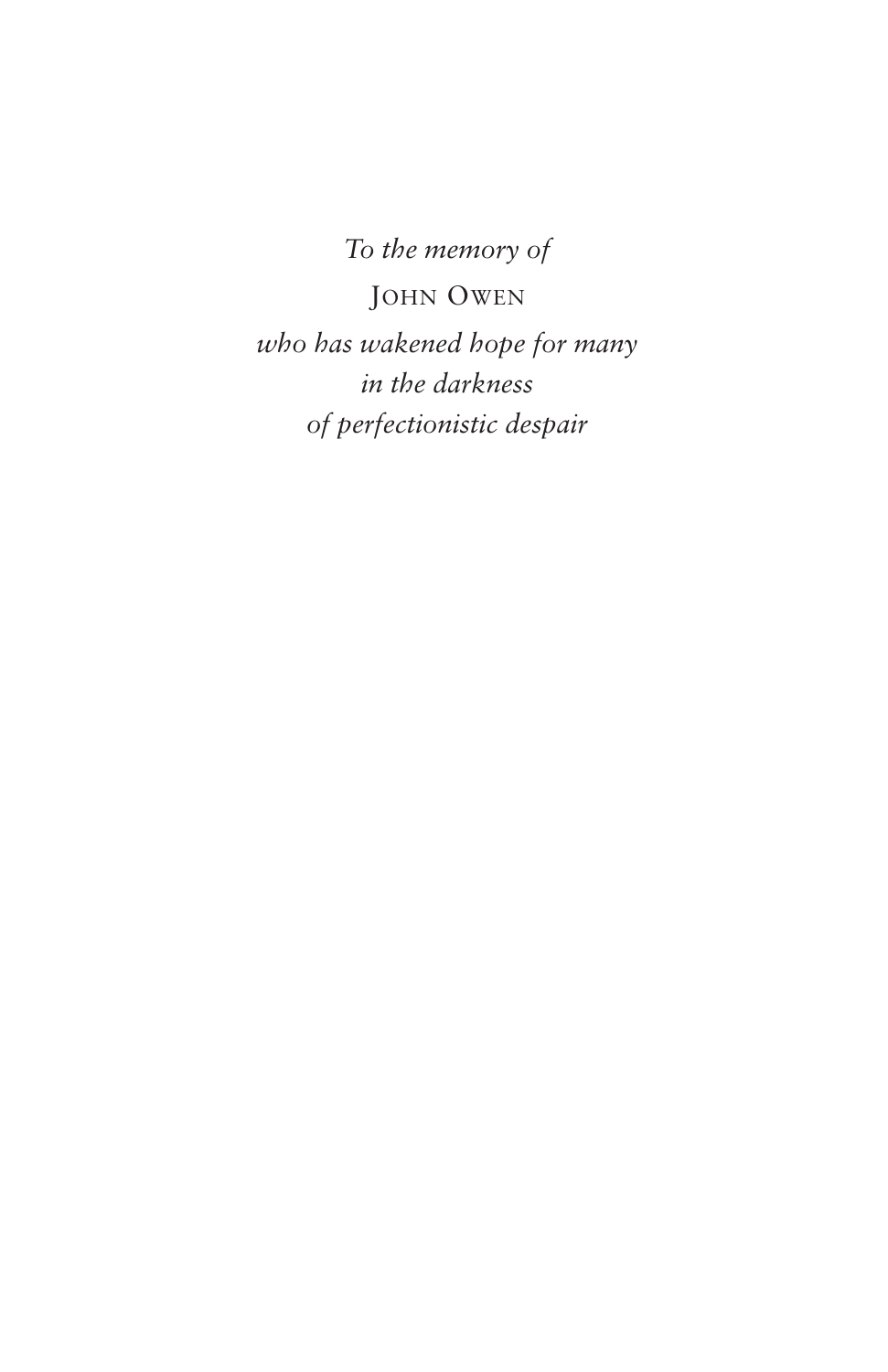*To the memory of*

John Owen

*who has wakened hope for many*
*in the darkness*
*of perfectionistic despair*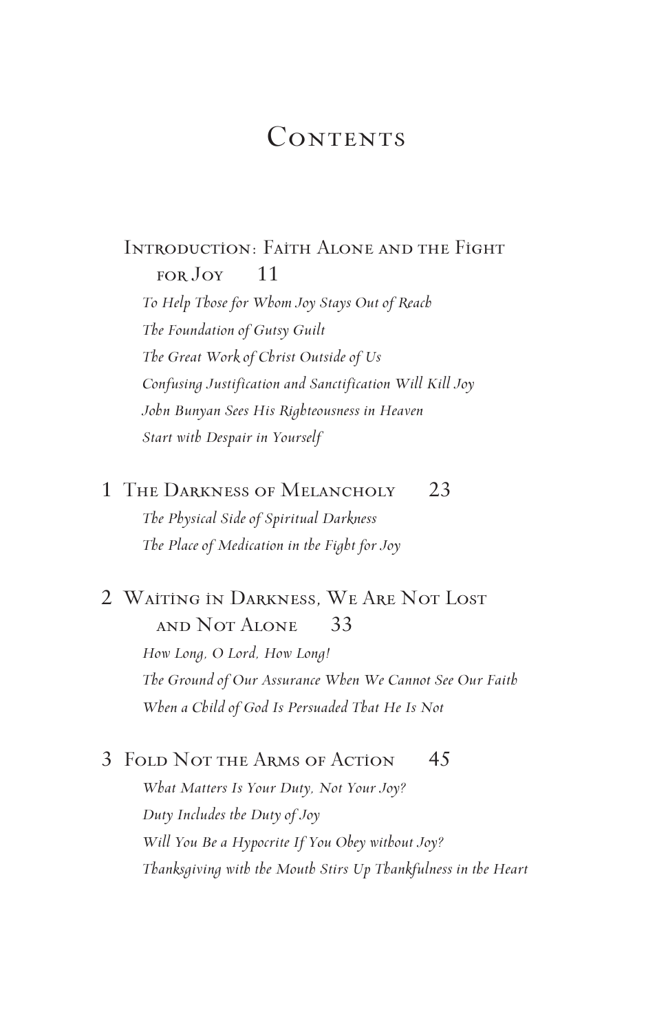# Contents

Introduction: Faith Alone and the Fight for Joy 11

*To Help Those for Whom Joy Stays Out of Reach*

*The Foundation of Gutsy Guilt*

*The Great Work of Christ Outside of Us*

*Confusing Justification and Sanctification Will Kill Joy*

*John Bunyan Sees His Righteousness in Heaven*

*Start with Despair in Yourself*

1 The Darkness of Melancholy 23

*The Physical Side of Spiritual Darkness*

*The Place of Medication in the Fight for Joy*

2 Waiting in Darkness, We Are Not Lost and Not Alone 33

*How Long, O Lord, How Long!*

*The Ground of Our Assurance When We Cannot See Our Faith*

*When a Child of God Is Persuaded That He Is Not*

3 Fold Not the Arms of Action 45

*What Matters Is Your Duty, Not Your Joy?*

*Duty Includes the Duty of Joy*

*Will You Be a Hypocrite If You Obey without Joy?*

*Thanksgiving with the Mouth Stirs Up Thankfulness in the Heart*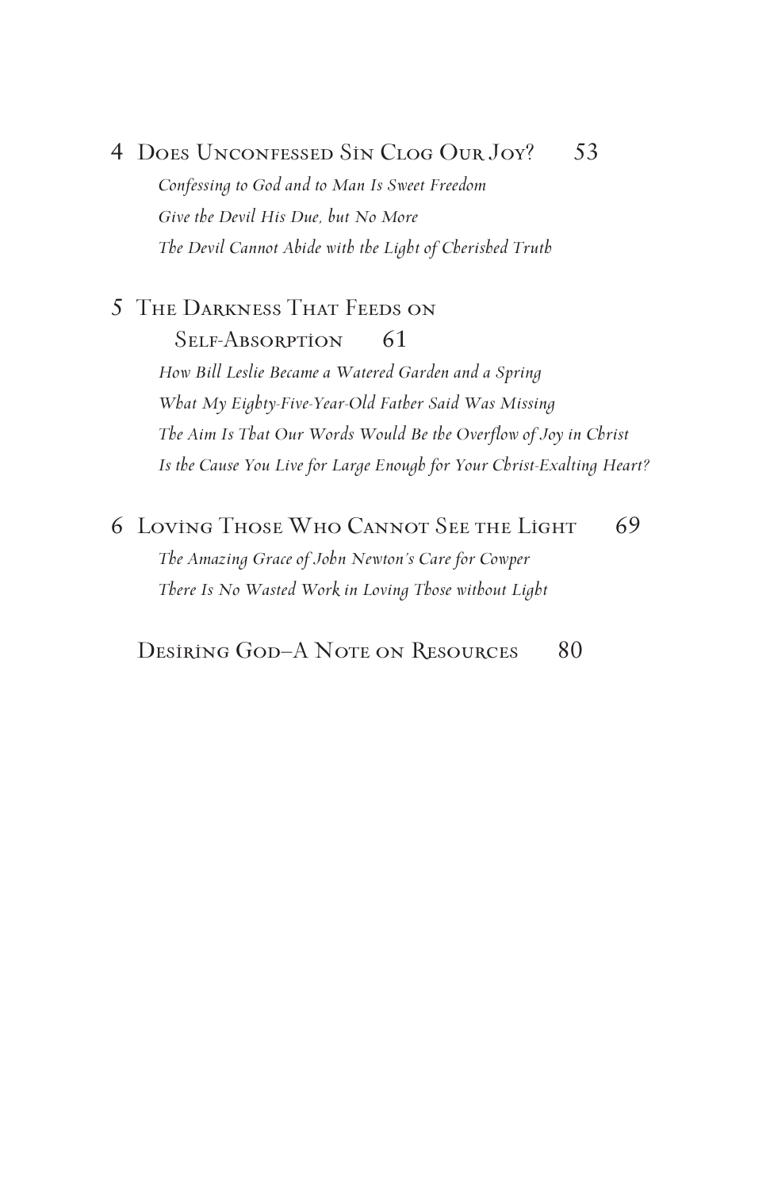4 Does Unconfessed Sin Clog Our Joy? 53

*Confessing to God and to Man Is Sweet Freedom*

*Give the Devil His Due, but No More*

*The Devil Cannot Abide with the Light of Cherished Truth*

5 The Darkness That Feeds on Self-Absorption 61

*How Bill Leslie Became a Watered Garden and a Spring*

*What My Eighty-Five-Year-Old Father Said Was Missing*

*The Aim Is That Our Words Would Be the Overflow of Joy in Christ*

*Is the Cause You Live for Large Enough for Your Christ-Exalting Heart?*

6 Loving Those Who Cannot See the Light 69

*The Amazing Grace of John Newton's Care for Cowper*

*There Is No Wasted Work in Loving Those without Light*

Desiring God–A Note on Resources 80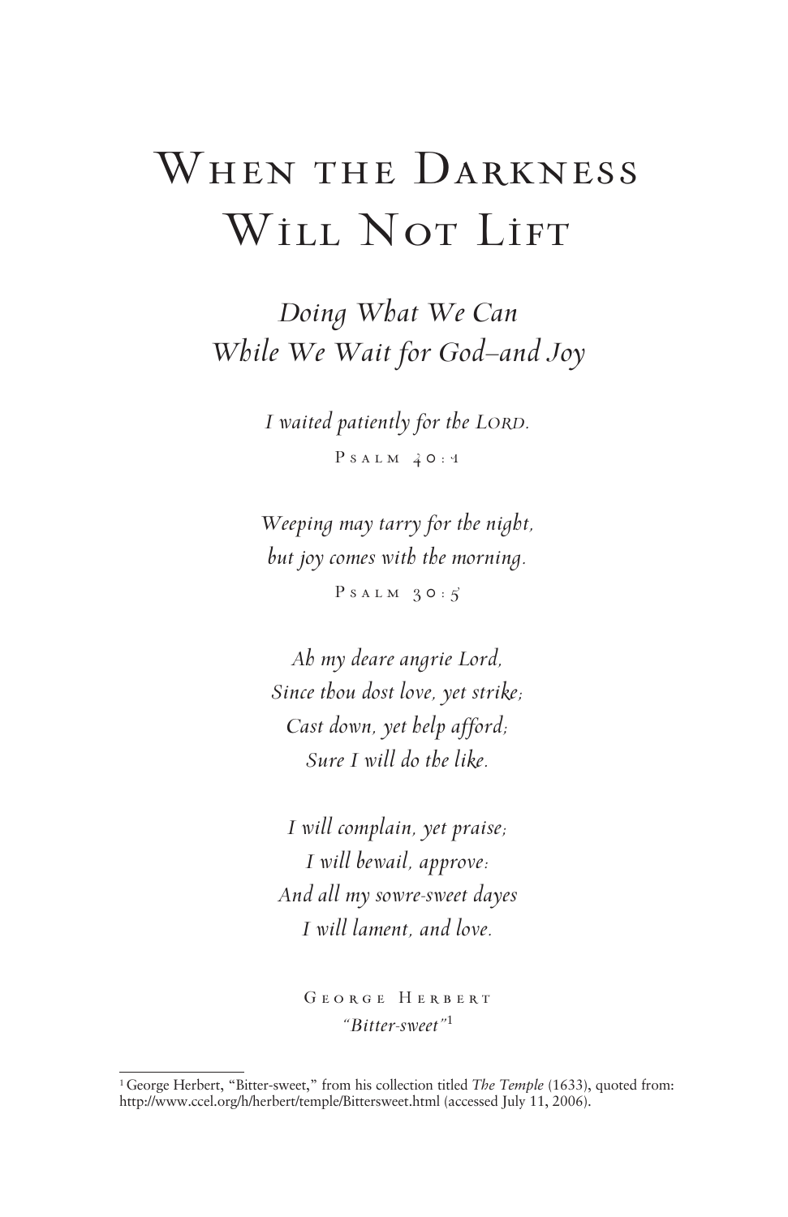# When the Darkness Will Not Lift

## *Doing What We Can While We Wait for God—and Joy*

*I waited patiently for the Lord.*

Psalm 40:1

*Weeping may tarry for the night,*
*but joy comes with the morning.*

Psalm 30:5

*Ah my deare angrie Lord,*
*Since thou dost love, yet strike;*
*Cast down, yet help afford;*
*Sure I will do the like.*

*I will complain, yet praise;*
*I will bewail, approve:*
*And all my sowre-sweet dayes*
*I will lament, and love.*

George Herbert
*"Bitter-sweet"*[1]

---

[1] George Herbert, "Bitter-sweet," from his collection titled *The Temple* (1633), quoted from: http://www.ccel.org/h/herbert/temple/Bittersweet.html (accessed July 11, 2006).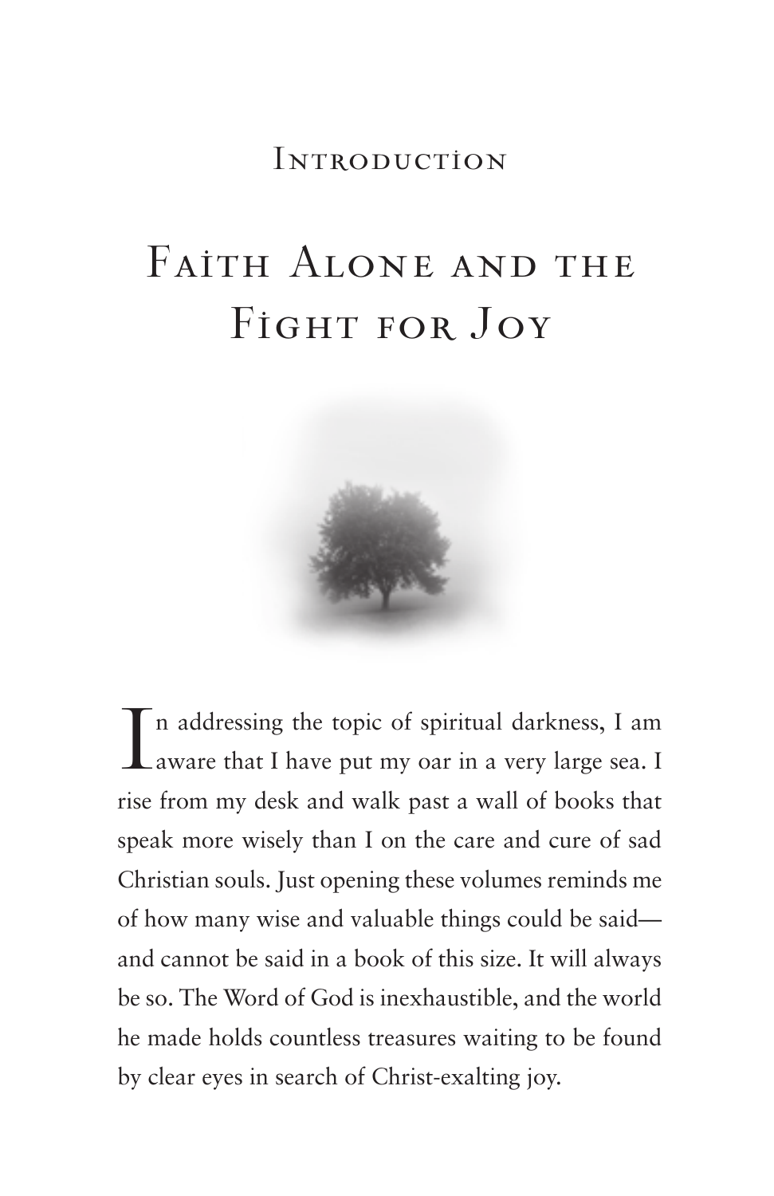## Introduction

# Faith Alone and the Fight for Joy

In addressing the topic of spiritual darkness, I am aware that I have put my oar in a very large sea. I rise from my desk and walk past a wall of books that speak more wisely than I on the care and cure of sad Christian souls. Just opening these volumes reminds me of how many wise and valuable things could be said—and cannot be said in a book of this size. It will always be so. The Word of God is inexhaustible, and the world he made holds countless treasures waiting to be found by clear eyes in search of Christ-exalting joy.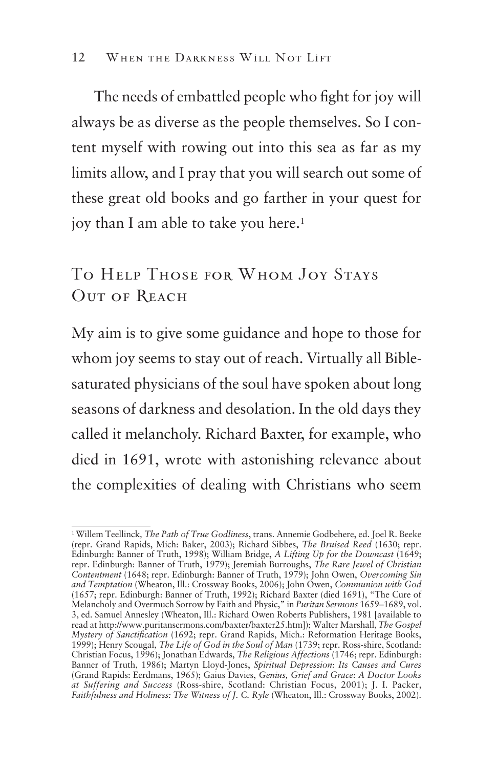The needs of embattled people who fight for joy will always be as diverse as the people themselves. So I content myself with rowing out into this sea as far as my limits allow, and I pray that you will search out some of these great old books and go farther in your quest for joy than I am able to take you here.[1]

## To Help Those for Whom Joy Stays Out of Reach

My aim is to give some guidance and hope to those for whom joy seems to stay out of reach. Virtually all Bible-saturated physicians of the soul have spoken about long seasons of darkness and desolation. In the old days they called it melancholy. Richard Baxter, for example, who died in 1691, wrote with astonishing relevance about the complexities of dealing with Christians who seem

---

[1] Willem Teellinck, *The Path of True Godliness*, trans. Annemie Godbehere, ed. Joel R. Beeke (repr. Grand Rapids, Mich: Baker, 2003); Richard Sibbes, *The Bruised Reed* (1630; repr. Edinburgh: Banner of Truth, 1998); William Bridge, *A Lifting Up for the Downcast* (1649; repr. Edinburgh: Banner of Truth, 1979); Jeremiah Burroughs, *The Rare Jewel of Christian Contentment* (1648; repr. Edinburgh: Banner of Truth, 1979); John Owen, *Overcoming Sin and Temptation* (Wheaton, Ill.: Crossway Books, 2006); John Owen, *Communion with God* (1657; repr. Edinburgh: Banner of Truth, 1992); Richard Baxter (died 1691), "The Cure of Melancholy and Overmuch Sorrow by Faith and Physic," in *Puritan Sermons* 1659–1689, vol. 3, ed. Samuel Annesley (Wheaton, Ill.: Richard Owen Roberts Publishers, 1981 [available to read at http://www.puritansermons.com/baxter/baxter25.htm]); Walter Marshall, *The Gospel Mystery of Sanctification* (1692; repr. Grand Rapids, Mich.: Reformation Heritage Books, 1999); Henry Scougal, *The Life of God in the Soul of Man* (1739; repr. Ross-shire, Scotland: Christian Focus, 1996); Jonathan Edwards, *The Religious Affections* (1746; repr. Edinburgh: Banner of Truth, 1986); Martyn Lloyd-Jones, *Spiritual Depression: Its Causes and Cures* (Grand Rapids: Eerdmans, 1965); Gaius Davies, *Genius, Grief and Grace: A Doctor Looks at Suffering and Success* (Ross-shire, Scotland: Christian Focus, 2001); J. I. Packer, *Faithfulness and Holiness: The Witness of J. C. Ryle* (Wheaton, Ill.: Crossway Books, 2002).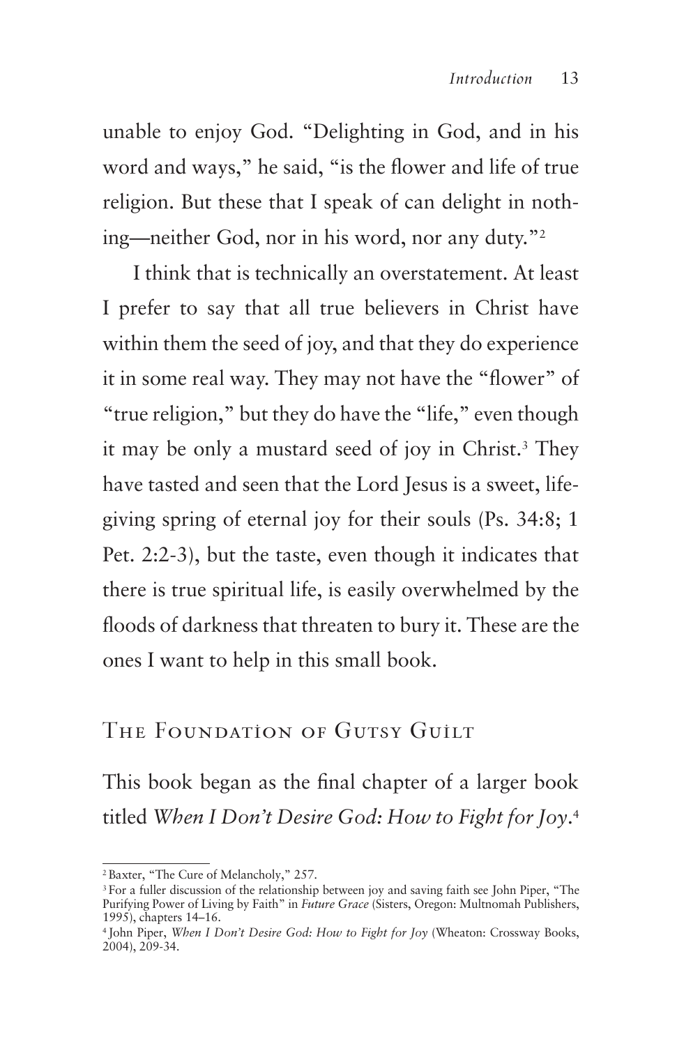unable to enjoy God. "Delighting in God, and in his word and ways," he said, "is the flower and life of true religion. But these that I speak of can delight in nothing—neither God, nor in his word, nor any duty."[2]

I think that is technically an overstatement. At least I prefer to say that all true believers in Christ have within them the seed of joy, and that they do experience it in some real way. They may not have the "flower" of "true religion," but they do have the "life," even though it may be only a mustard seed of joy in Christ.[3] They have tasted and seen that the Lord Jesus is a sweet, life-giving spring of eternal joy for their souls (Ps. 34:8; 1 Pet. 2:2-3), but the taste, even though it indicates that there is true spiritual life, is easily overwhelmed by the floods of darkness that threaten to bury it. These are the ones I want to help in this small book.

## The Foundation of Gutsy Guilt

This book began as the final chapter of a larger book titled *When I Don't Desire God: How to Fight for Joy*.[4]

---

[2] Baxter, "The Cure of Melancholy," 257.

[3] For a fuller discussion of the relationship between joy and saving faith see John Piper, "The Purifying Power of Living by Faith" in *Future Grace* (Sisters, Oregon: Multnomah Publishers, 1995), chapters 14–16.

[4] John Piper, *When I Don't Desire God: How to Fight for Joy* (Wheaton: Crossway Books, 2004), 209-34.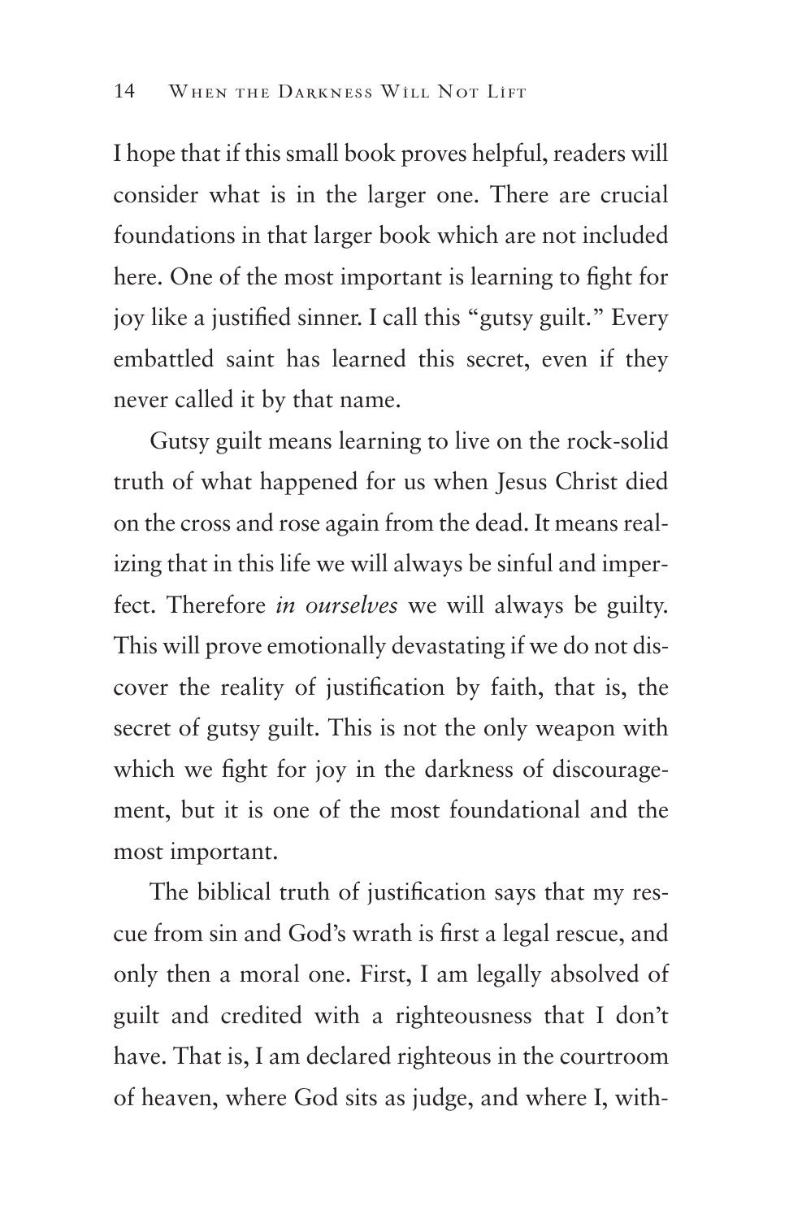I hope that if this small book proves helpful, readers will consider what is in the larger one. There are crucial foundations in that larger book which are not included here. One of the most important is learning to fight for joy like a justified sinner. I call this "gutsy guilt." Every embattled saint has learned this secret, even if they never called it by that name.

Gutsy guilt means learning to live on the rock-solid truth of what happened for us when Jesus Christ died on the cross and rose again from the dead. It means realizing that in this life we will always be sinful and imperfect. Therefore *in ourselves* we will always be guilty. This will prove emotionally devastating if we do not discover the reality of justification by faith, that is, the secret of gutsy guilt. This is not the only weapon with which we fight for joy in the darkness of discouragement, but it is one of the most foundational and the most important.

The biblical truth of justification says that my rescue from sin and God's wrath is first a legal rescue, and only then a moral one. First, I am legally absolved of guilt and credited with a righteousness that I don't have. That is, I am declared righteous in the courtroom of heaven, where God sits as judge, and where I, with-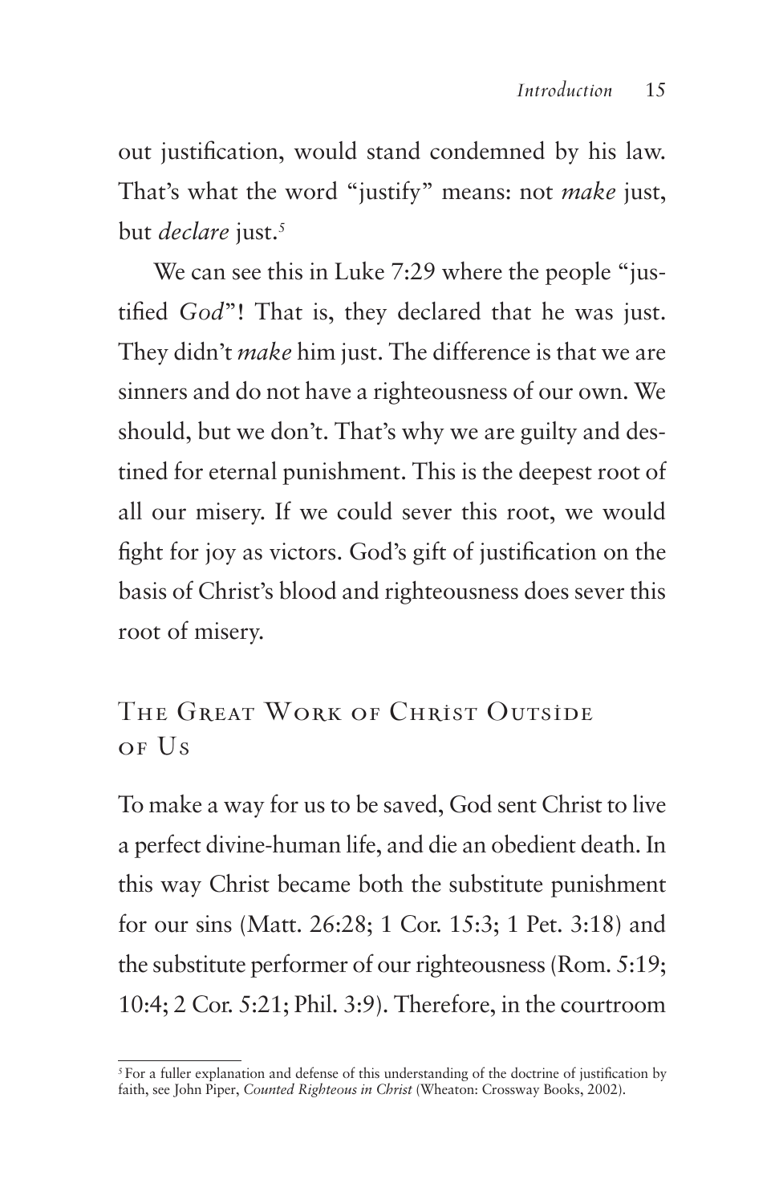out justification, would stand condemned by his law. That's what the word "justify" means: not *make* just, but *declare* just.[5]

We can see this in Luke 7:29 where the people "justified *God*"! That is, they declared that he was just. They didn't *make* him just. The difference is that we are sinners and do not have a righteousness of our own. We should, but we don't. That's why we are guilty and destined for eternal punishment. This is the deepest root of all our misery. If we could sever this root, we would fight for joy as victors. God's gift of justification on the basis of Christ's blood and righteousness does sever this root of misery.

## The Great Work of Christ Outside of Us

To make a way for us to be saved, God sent Christ to live a perfect divine-human life, and die an obedient death. In this way Christ became both the substitute punishment for our sins (Matt. 26:28; 1 Cor. 15:3; 1 Pet. 3:18) and the substitute performer of our righteousness (Rom. 5:19; 10:4; 2 Cor. 5:21; Phil. 3:9). Therefore, in the courtroom

---

[5] For a fuller explanation and defense of this understanding of the doctrine of justification by faith, see John Piper, *Counted Righteous in Christ* (Wheaton: Crossway Books, 2002).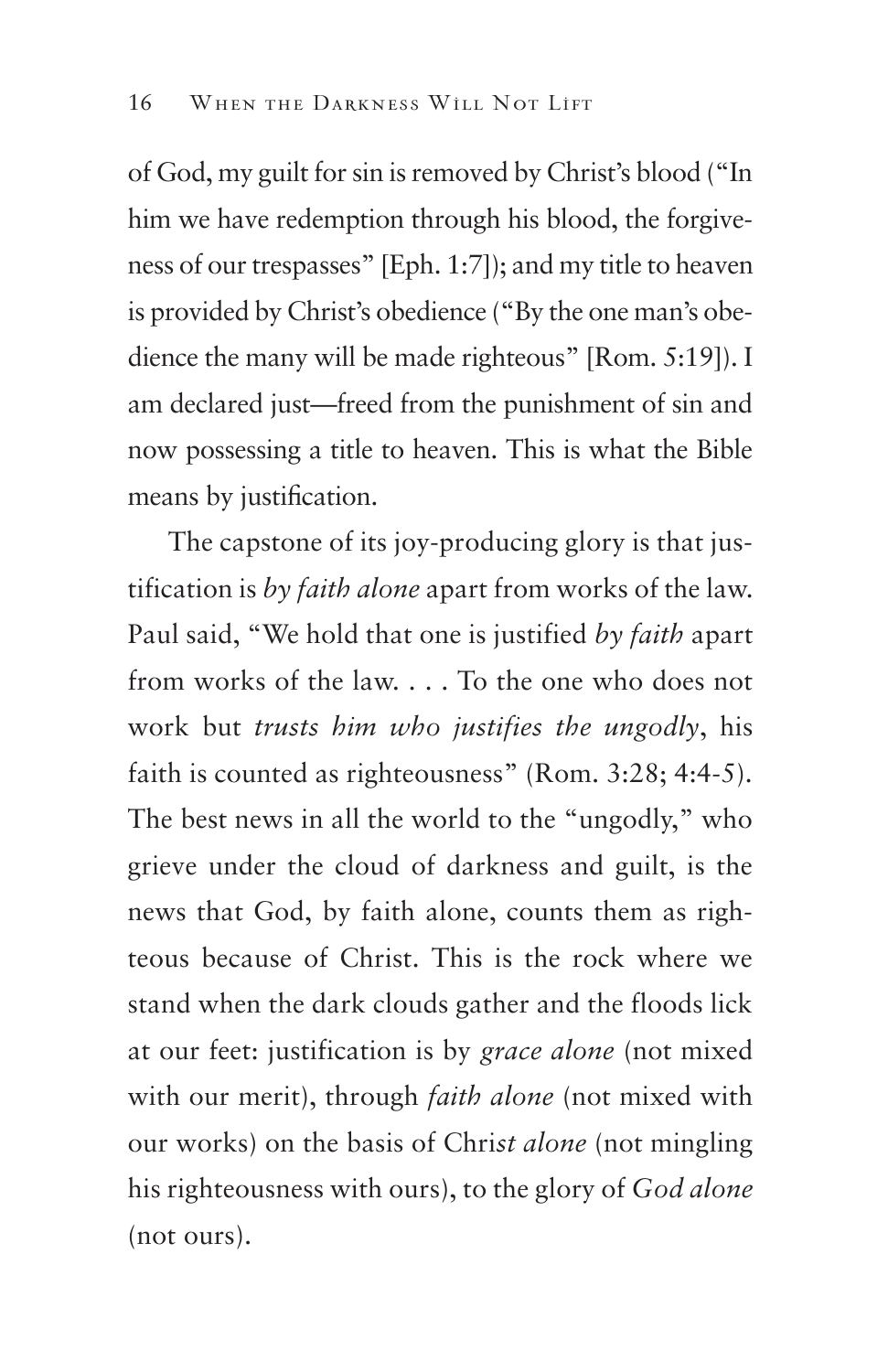of God, my guilt for sin is removed by Christ's blood ("In him we have redemption through his blood, the forgiveness of our trespasses" [Eph. 1:7]); and my title to heaven is provided by Christ's obedience ("By the one man's obedience the many will be made righteous" [Rom. 5:19]). I am declared just—freed from the punishment of sin and now possessing a title to heaven. This is what the Bible means by justification.

The capstone of its joy-producing glory is that justification is *by faith alone* apart from works of the law. Paul said, "We hold that one is justified *by faith* apart from works of the law. . . . To the one who does not work but *trusts him who justifies the ungodly*, his faith is counted as righteousness" (Rom. 3:28; 4:4-5). The best news in all the world to the "ungodly," who grieve under the cloud of darkness and guilt, is the news that God, by faith alone, counts them as righteous because of Christ. This is the rock where we stand when the dark clouds gather and the floods lick at our feet: justification is by *grace alone* (not mixed with our merit), through *faith alone* (not mixed with our works) on the basis of *Christ alone* (not mingling his righteousness with ours), to the glory of *God alone* (not ours).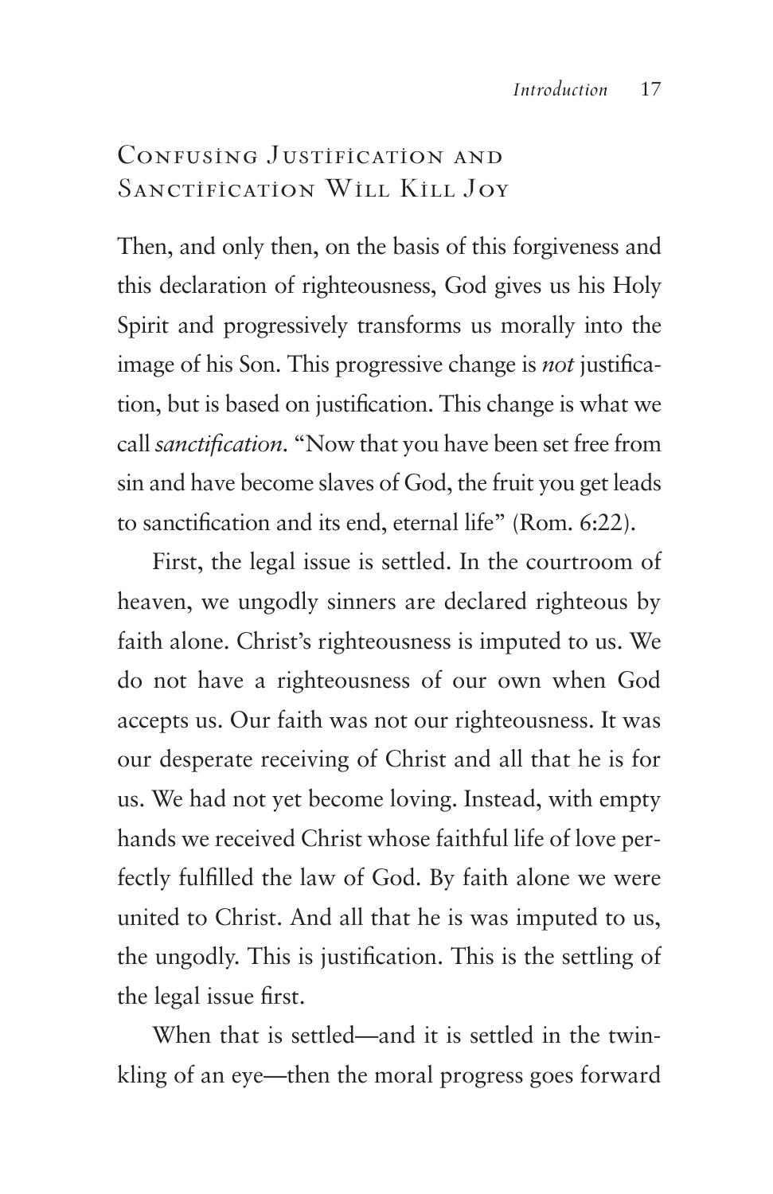## Confusing Justification and Sanctification Will Kill Joy

Then, and only then, on the basis of this forgiveness and this declaration of righteousness, God gives us his Holy Spirit and progressively transforms us morally into the image of his Son. This progressive change is *not* justification, but is based on justification. This change is what we call *sanctification*. "Now that you have been set free from sin and have become slaves of God, the fruit you get leads to sanctification and its end, eternal life" (Rom. 6:22).

First, the legal issue is settled. In the courtroom of heaven, we ungodly sinners are declared righteous by faith alone. Christ's righteousness is imputed to us. We do not have a righteousness of our own when God accepts us. Our faith was not our righteousness. It was our desperate receiving of Christ and all that he is for us. We had not yet become loving. Instead, with empty hands we received Christ whose faithful life of love perfectly fulfilled the law of God. By faith alone we were united to Christ. And all that he is was imputed to us, the ungodly. This is justification. This is the settling of the legal issue first.

When that is settled—and it is settled in the twinkling of an eye—then the moral progress goes forward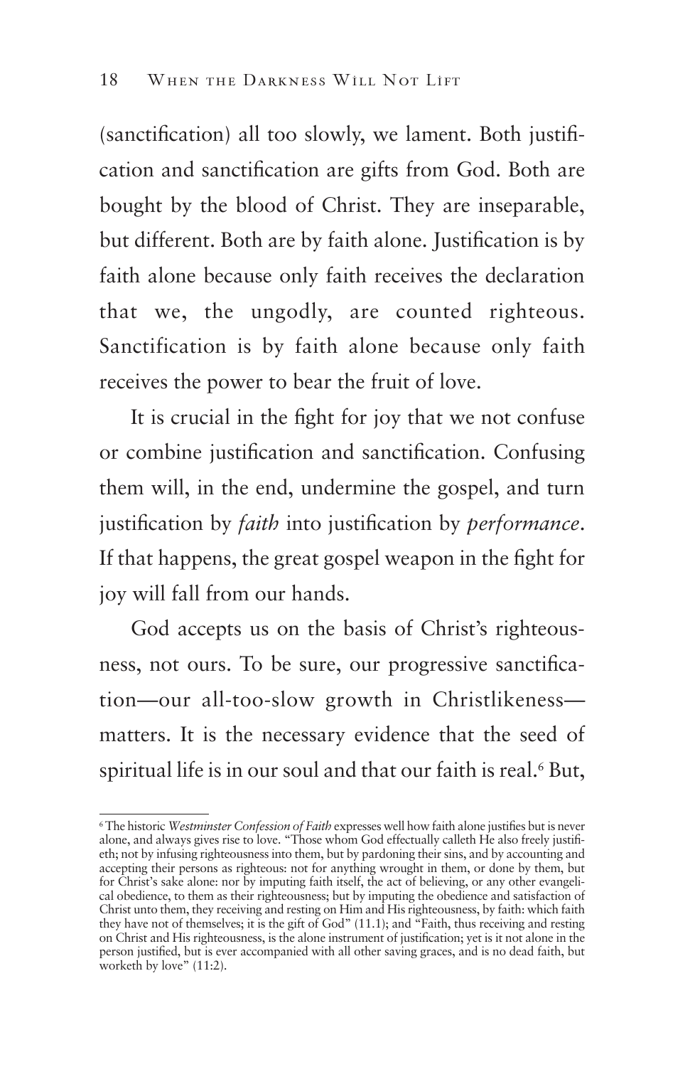(sanctification) all too slowly, we lament. Both justification and sanctification are gifts from God. Both are bought by the blood of Christ. They are inseparable, but different. Both are by faith alone. Justification is by faith alone because only faith receives the declaration that we, the ungodly, are counted righteous. Sanctification is by faith alone because only faith receives the power to bear the fruit of love.

It is crucial in the fight for joy that we not confuse or combine justification and sanctification. Confusing them will, in the end, undermine the gospel, and turn justification by *faith* into justification by *performance*. If that happens, the great gospel weapon in the fight for joy will fall from our hands.

God accepts us on the basis of Christ's righteousness, not ours. To be sure, our progressive sanctification—our all-too-slow growth in Christlikeness—matters. It is the necessary evidence that the seed of spiritual life is in our soul and that our faith is real.[6] But,

---

[6] The historic *Westminster Confession of Faith* expresses well how faith alone justifies but is never alone, and always gives rise to love. "Those whom God effectually calleth He also freely justifieth; not by infusing righteousness into them, but by pardoning their sins, and by accounting and accepting their persons as righteous: not for anything wrought in them, or done by them, but for Christ's sake alone: nor by imputing faith itself, the act of believing, or any other evangelical obedience, to them as their righteousness; but by imputing the obedience and satisfaction of Christ unto them, they receiving and resting on Him and His righteousness, by faith: which faith they have not of themselves; it is the gift of God" (11.1); and "Faith, thus receiving and resting on Christ and His righteousness, is the alone instrument of justification; yet is it not alone in the person justified, but is ever accompanied with all other saving graces, and is no dead faith, but worketh by love" (11:2).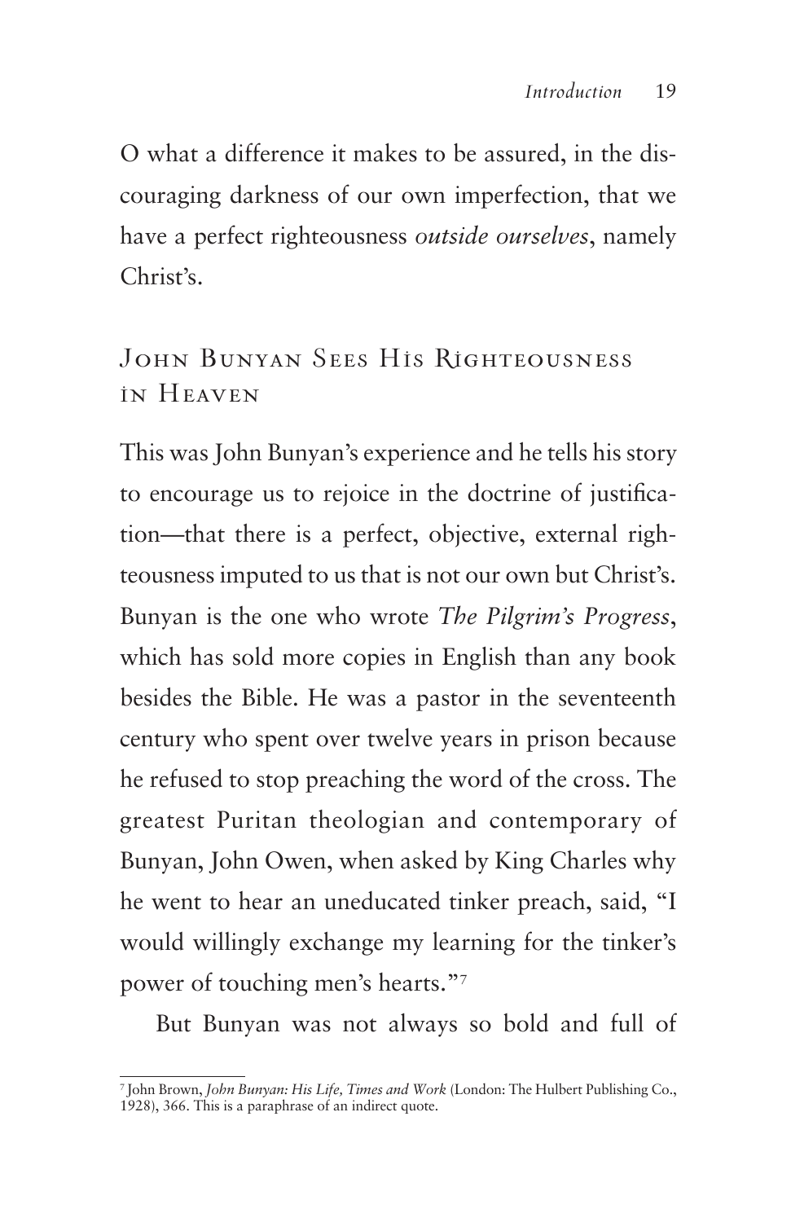O what a difference it makes to be assured, in the discouraging darkness of our own imperfection, that we have a perfect righteousness *outside ourselves*, namely Christ's.

## John Bunyan Sees His Righteousness in Heaven

This was John Bunyan's experience and he tells his story to encourage us to rejoice in the doctrine of justification—that there is a perfect, objective, external righteousness imputed to us that is not our own but Christ's. Bunyan is the one who wrote *The Pilgrim's Progress*, which has sold more copies in English than any book besides the Bible. He was a pastor in the seventeenth century who spent over twelve years in prison because he refused to stop preaching the word of the cross. The greatest Puritan theologian and contemporary of Bunyan, John Owen, when asked by King Charles why he went to hear an uneducated tinker preach, said, "I would willingly exchange my learning for the tinker's power of touching men's hearts."[7]

But Bunyan was not always so bold and full of

---

[7] John Brown, *John Bunyan: His Life, Times and Work* (London: The Hulbert Publishing Co., 1928), 366. This is a paraphrase of an indirect quote.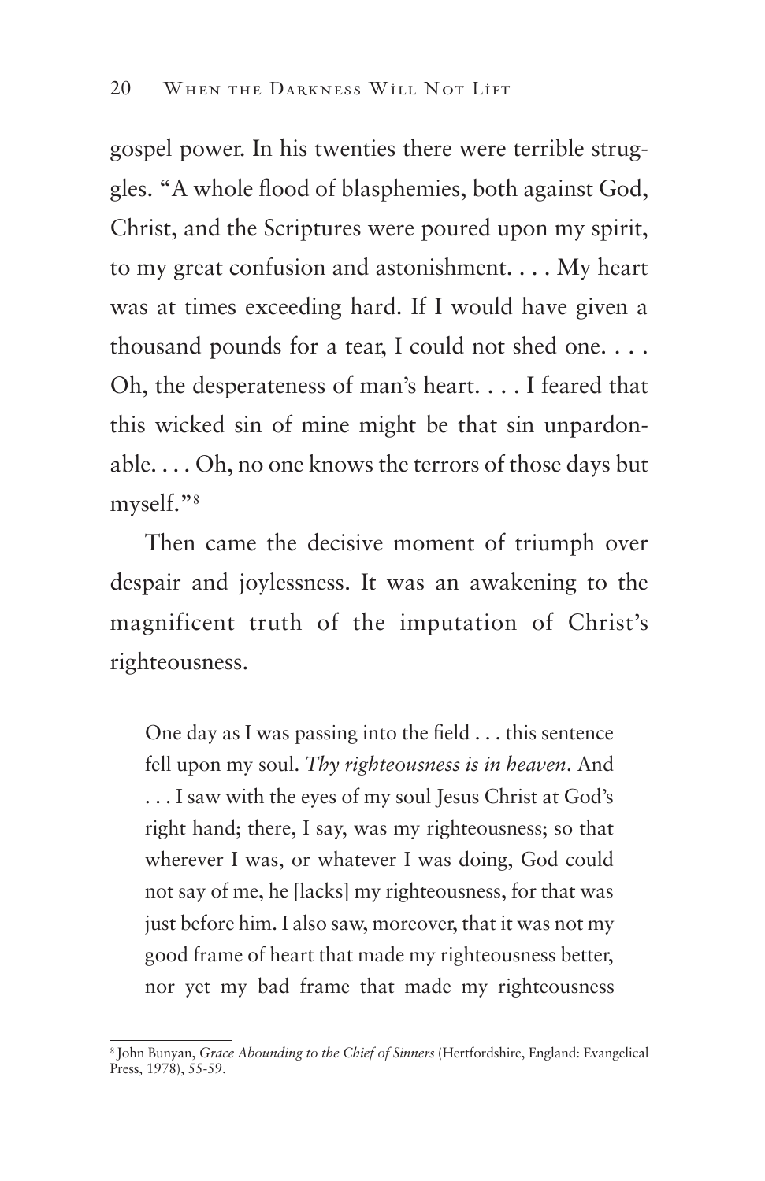gospel power. In his twenties there were terrible struggles. "A whole flood of blasphemies, both against God, Christ, and the Scriptures were poured upon my spirit, to my great confusion and astonishment. . . . My heart was at times exceeding hard. If I would have given a thousand pounds for a tear, I could not shed one. . . . Oh, the desperateness of man's heart. . . . I feared that this wicked sin of mine might be that sin unpardonable. . . . Oh, no one knows the terrors of those days but myself."[8]

Then came the decisive moment of triumph over despair and joylessness. It was an awakening to the magnificent truth of the imputation of Christ's righteousness.

> One day as I was passing into the field . . . this sentence fell upon my soul. *Thy righteousness is in heaven*. And . . . I saw with the eyes of my soul Jesus Christ at God's right hand; there, I say, was my righteousness; so that wherever I was, or whatever I was doing, God could not say of me, he [lacks] my righteousness, for that was just before him. I also saw, moreover, that it was not my good frame of heart that made my righteousness better, nor yet my bad frame that made my righteousness

---

[8] John Bunyan, *Grace Abounding to the Chief of Sinners* (Hertfordshire, England: Evangelical Press, 1978), 55-59.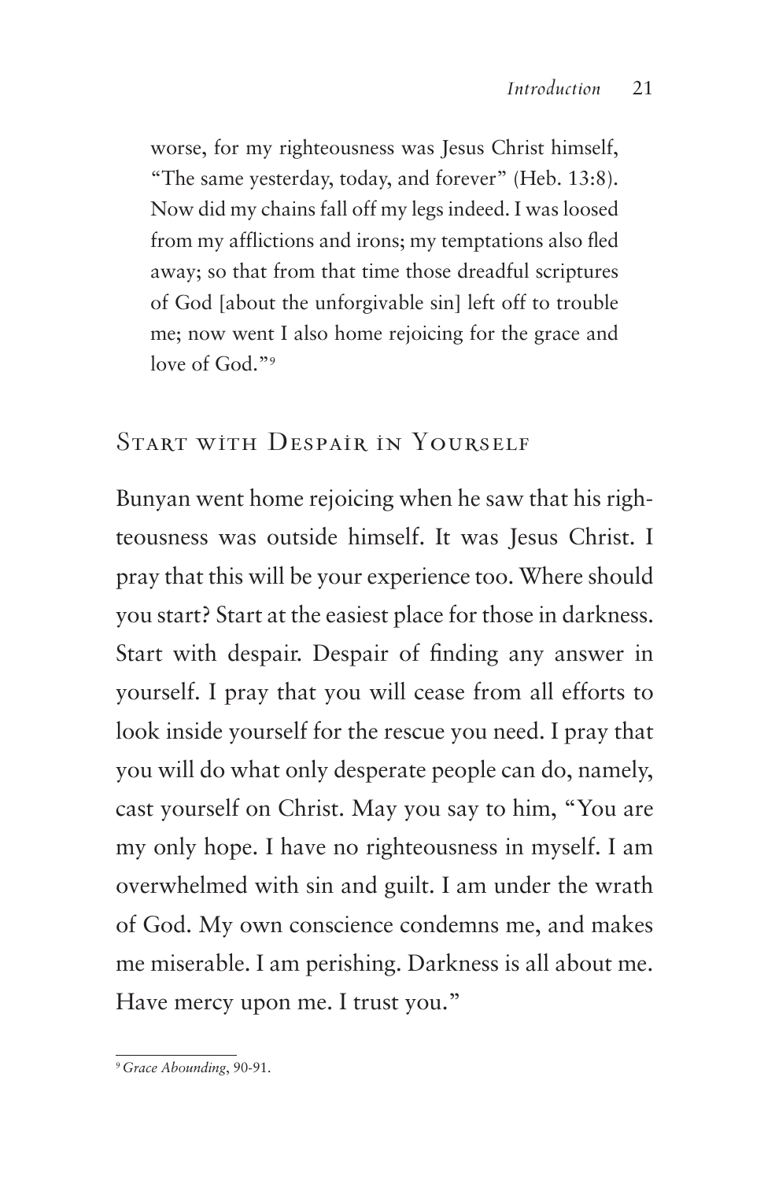worse, for my righteousness was Jesus Christ himself, "The same yesterday, today, and forever" (Heb. 13:8). Now did my chains fall off my legs indeed. I was loosed from my afflictions and irons; my temptations also fled away; so that from that time those dreadful scriptures of God [about the unforgivable sin] left off to trouble me; now went I also home rejoicing for the grace and love of God."[9]

## Start with Despair in Yourself

Bunyan went home rejoicing when he saw that his righteousness was outside himself. It was Jesus Christ. I pray that this will be your experience too. Where should you start? Start at the easiest place for those in darkness. Start with despair. Despair of finding any answer in yourself. I pray that you will cease from all efforts to look inside yourself for the rescue you need. I pray that you will do what only desperate people can do, namely, cast yourself on Christ. May you say to him, "You are my only hope. I have no righteousness in myself. I am overwhelmed with sin and guilt. I am under the wrath of God. My own conscience condemns me, and makes me miserable. I am perishing. Darkness is all about me. Have mercy upon me. I trust you."

---

[9] *Grace Abounding*, 90-91.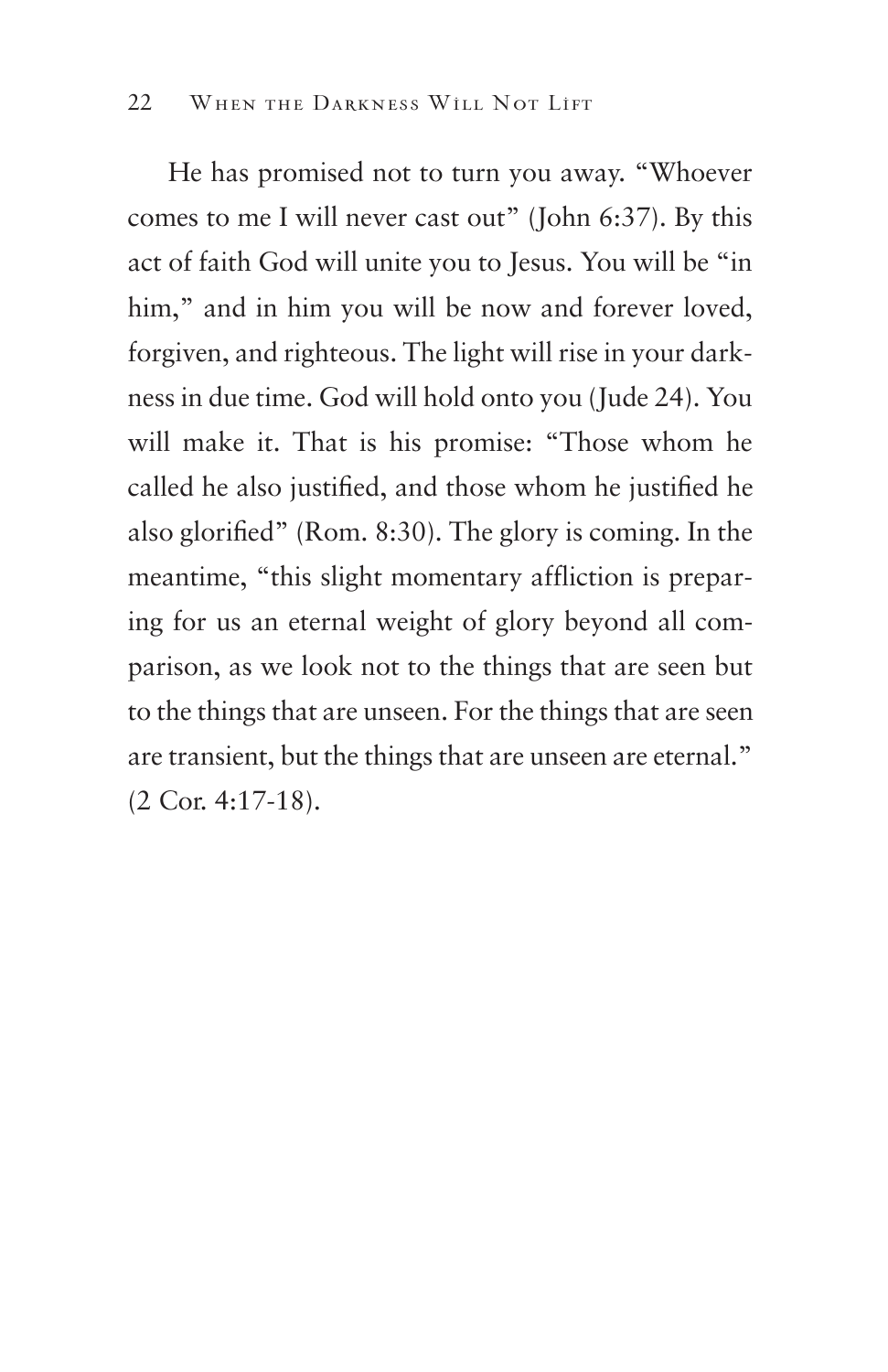He has promised not to turn you away. "Whoever comes to me I will never cast out" (John 6:37). By this act of faith God will unite you to Jesus. You will be "in him," and in him you will be now and forever loved, forgiven, and righteous. The light will rise in your darkness in due time. God will hold onto you (Jude 24). You will make it. That is his promise: "Those whom he called he also justified, and those whom he justified he also glorified" (Rom. 8:30). The glory is coming. In the meantime, "this slight momentary affliction is preparing for us an eternal weight of glory beyond all comparison, as we look not to the things that are seen but to the things that are unseen. For the things that are seen are transient, but the things that are unseen are eternal." (2 Cor. 4:17-18).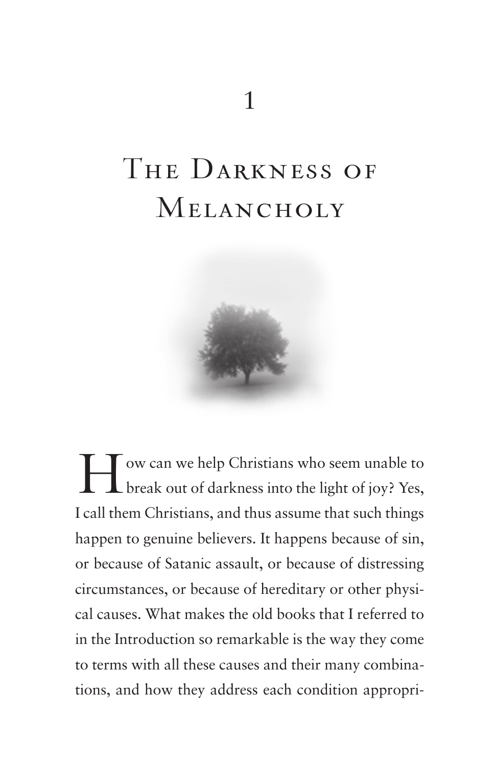# 1

# The Darkness of Melancholy

How can we help Christians who seem unable to break out of darkness into the light of joy? Yes, I call them Christians, and thus assume that such things happen to genuine believers. It happens because of sin, or because of Satanic assault, or because of distressing circumstances, or because of hereditary or other physical causes. What makes the old books that I referred to in the Introduction so remarkable is the way they come to terms with all these causes and their many combinations, and how they address each condition appropri-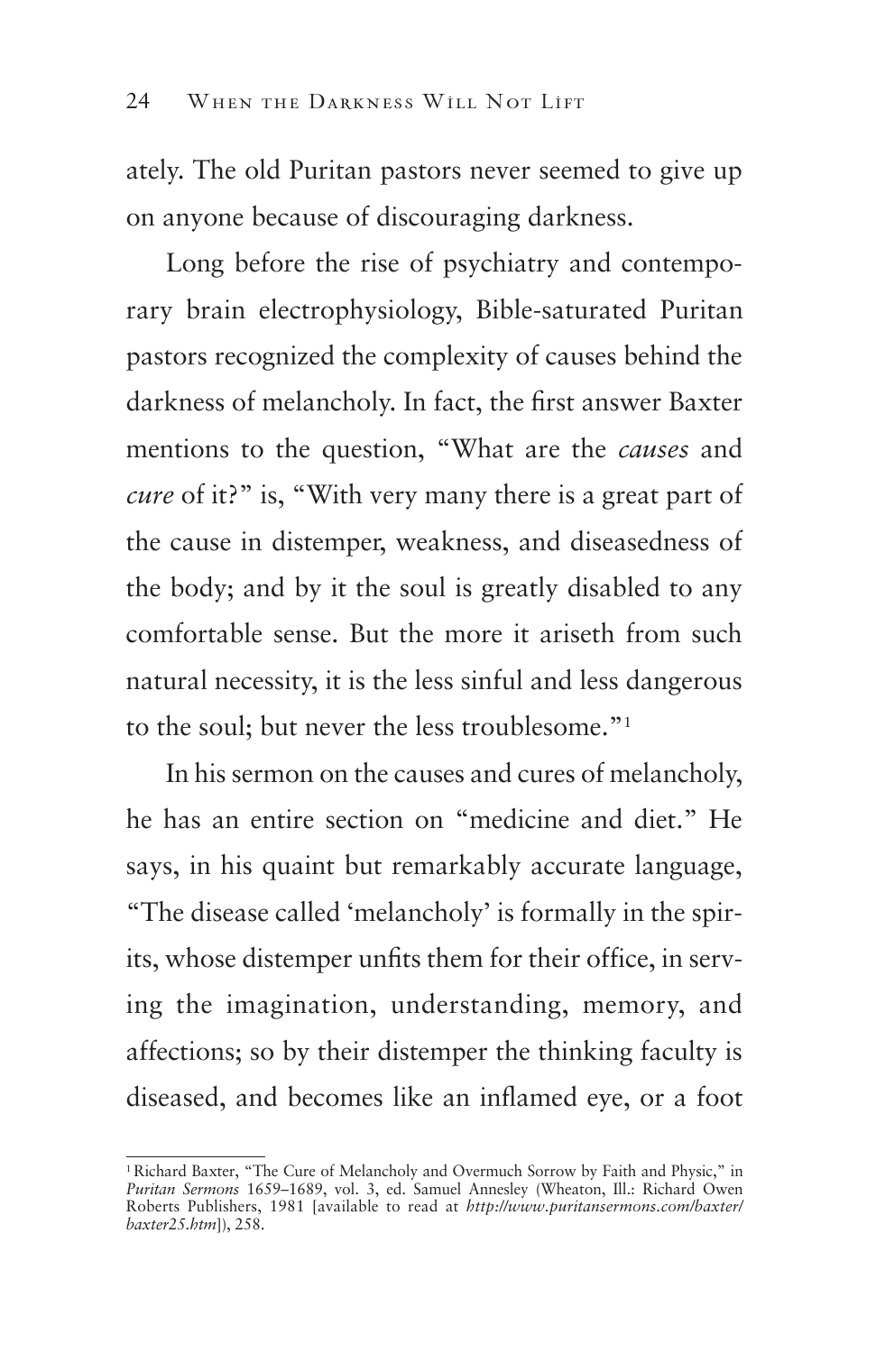ately. The old Puritan pastors never seemed to give up on anyone because of discouraging darkness.

Long before the rise of psychiatry and contemporary brain electrophysiology, Bible-saturated Puritan pastors recognized the complexity of causes behind the darkness of melancholy. In fact, the first answer Baxter mentions to the question, "What are the *causes* and *cure* of it?" is, "With very many there is a great part of the cause in distemper, weakness, and diseasedness of the body; and by it the soul is greatly disabled to any comfortable sense. But the more it ariseth from such natural necessity, it is the less sinful and less dangerous to the soul; but never the less troublesome."[1]

In his sermon on the causes and cures of melancholy, he has an entire section on "medicine and diet." He says, in his quaint but remarkably accurate language, "The disease called 'melancholy' is formally in the spirits, whose distemper unfits them for their office, in serving the imagination, understanding, memory, and affections; so by their distemper the thinking faculty is diseased, and becomes like an inflamed eye, or a foot

---

[1] Richard Baxter, "The Cure of Melancholy and Overmuch Sorrow by Faith and Physic," in *Puritan Sermons* 1659–1689, vol. 3, ed. Samuel Annesley (Wheaton, Ill.: Richard Owen Roberts Publishers, 1981 [available to read at ***http://www.puritansermons.com/baxter/baxter25.htm***]), 258.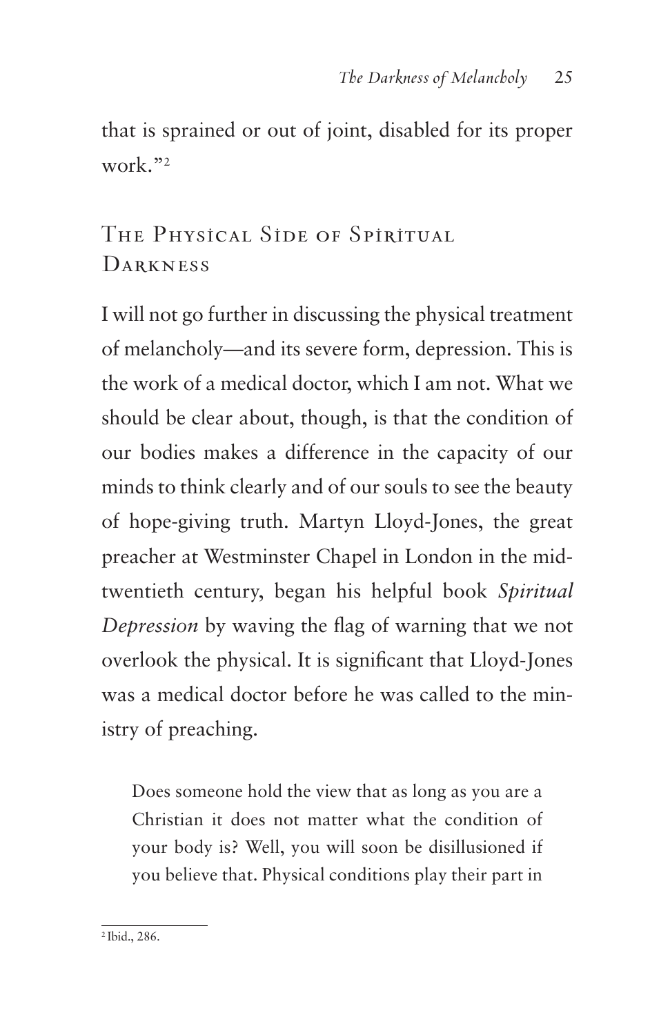that is sprained or out of joint, disabled for its proper work."[2]

## The Physical Side of Spiritual Darkness

I will not go further in discussing the physical treatment of melancholy—and its severe form, depression. This is the work of a medical doctor, which I am not. What we should be clear about, though, is that the condition of our bodies makes a difference in the capacity of our minds to think clearly and of our souls to see the beauty of hope-giving truth. Martyn Lloyd-Jones, the great preacher at Westminster Chapel in London in the mid-twentieth century, began his helpful book *Spiritual Depression* by waving the flag of warning that we not overlook the physical. It is significant that Lloyd-Jones was a medical doctor before he was called to the ministry of preaching.

> Does someone hold the view that as long as you are a Christian it does not matter what the condition of your body is? Well, you will soon be disillusioned if you believe that. Physical conditions play their part in

[2] Ibid., 286.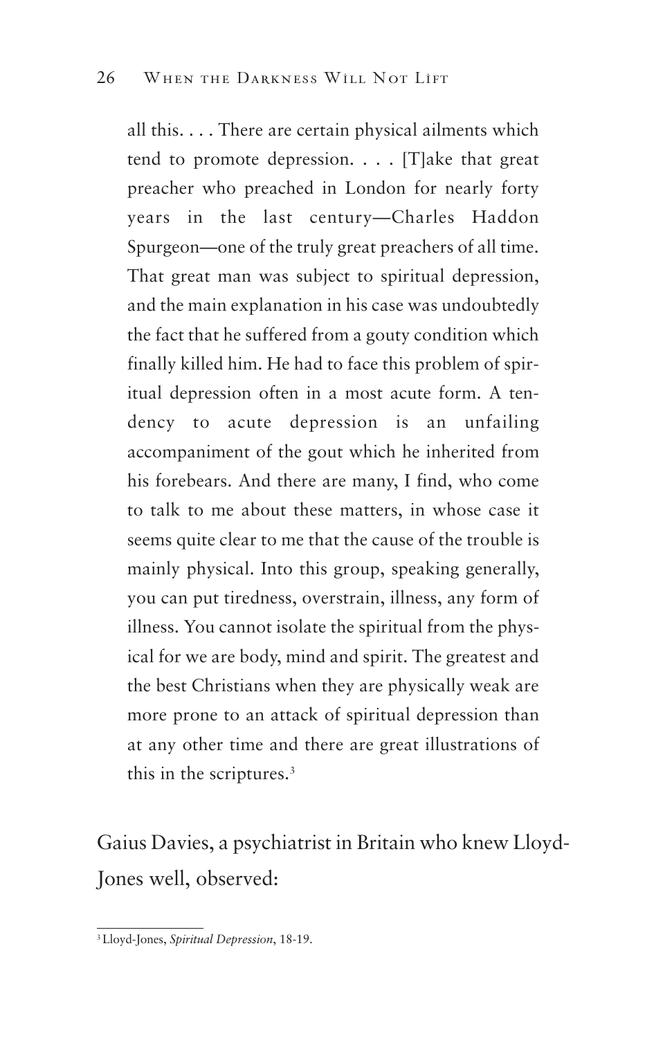> all this. . . . There are certain physical ailments which tend to promote depression. . . . [T]ake that great preacher who preached in London for nearly forty years in the last century—Charles Haddon Spurgeon—one of the truly great preachers of all time. That great man was subject to spiritual depression, and the main explanation in his case was undoubtedly the fact that he suffered from a gouty condition which finally killed him. He had to face this problem of spiritual depression often in a most acute form. A tendency to acute depression is an unfailing accompaniment of the gout which he inherited from his forebears. And there are many, I find, who come to talk to me about these matters, in whose case it seems quite clear to me that the cause of the trouble is mainly physical. Into this group, speaking generally, you can put tiredness, overstrain, illness, any form of illness. You cannot isolate the spiritual from the physical for we are body, mind and spirit. The greatest and the best Christians when they are physically weak are more prone to an attack of spiritual depression than at any other time and there are great illustrations of this in the scriptures.[3]

Gaius Davies, a psychiatrist in Britain who knew Lloyd-Jones well, observed:

---

[3] Lloyd-Jones, *Spiritual Depression*, 18-19.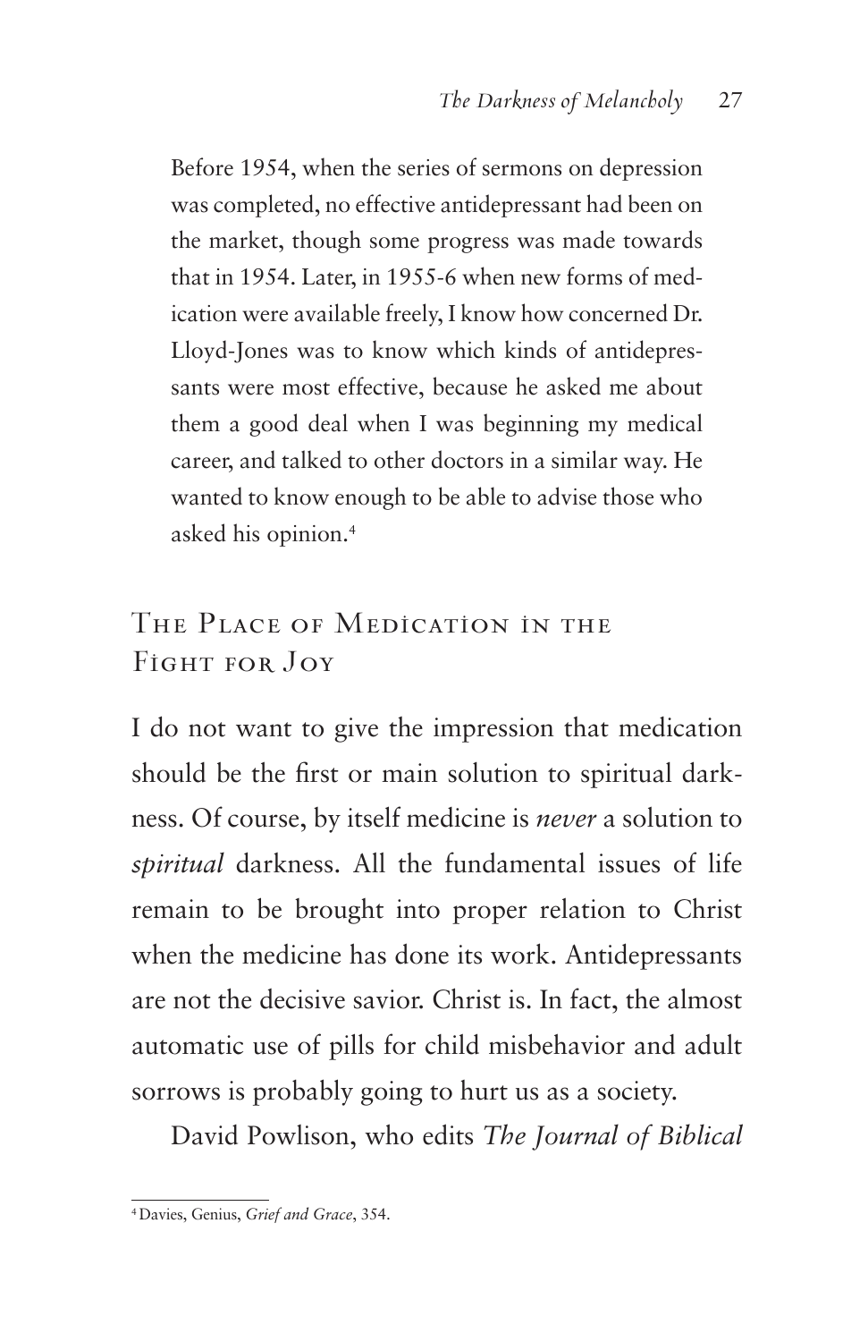> Before 1954, when the series of sermons on depression was completed, no effective antidepressant had been on the market, though some progress was made towards that in 1954. Later, in 1955-6 when new forms of medication were available freely, I know how concerned Dr. Lloyd-Jones was to know which kinds of antidepressants were most effective, because he asked me about them a good deal when I was beginning my medical career, and talked to other doctors in a similar way. He wanted to know enough to be able to advise those who asked his opinion.[4]

## The Place of Medication in the Fight for Joy

I do not want to give the impression that medication should be the first or main solution to spiritual darkness. Of course, by itself medicine is *never* a solution to *spiritual* darkness. All the fundamental issues of life remain to be brought into proper relation to Christ when the medicine has done its work. Antidepressants are not the decisive savior. Christ is. In fact, the almost automatic use of pills for child misbehavior and adult sorrows is probably going to hurt us as a society.

David Powlison, who edits *The Journal of Biblical*

---

[4] Davies, Genius, *Grief and Grace*, 354.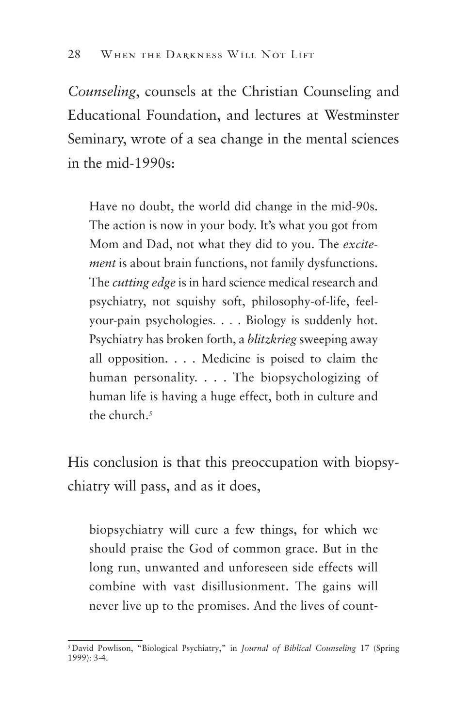*Counseling*, counsels at the Christian Counseling and Educational Foundation, and lectures at Westminster Seminary, wrote of a sea change in the mental sciences in the mid-1990s:

> Have no doubt, the world did change in the mid-90s. The action is now in your body. It's what you got from Mom and Dad, not what they did to you. The *excitement* is about brain functions, not family dysfunctions. The *cutting edge* is in hard science medical research and psychiatry, not squishy soft, philosophy-of-life, feel-your-pain psychologies. . . . Biology is suddenly hot. Psychiatry has broken forth, a *blitzkrieg* sweeping away all opposition. . . . Medicine is poised to claim the human personality. . . . The biopsychologizing of human life is having a huge effect, both in culture and the church.[5]

His conclusion is that this preoccupation with biopsychiatry will pass, and as it does,

> biopsychiatry will cure a few things, for which we should praise the God of common grace. But in the long run, unwanted and unforeseen side effects will combine with vast disillusionment. The gains will never live up to the promises. And the lives of count-

---

[5] David Powlison, "Biological Psychiatry," in *Journal of Biblical Counseling* 17 (Spring 1999): 3-4.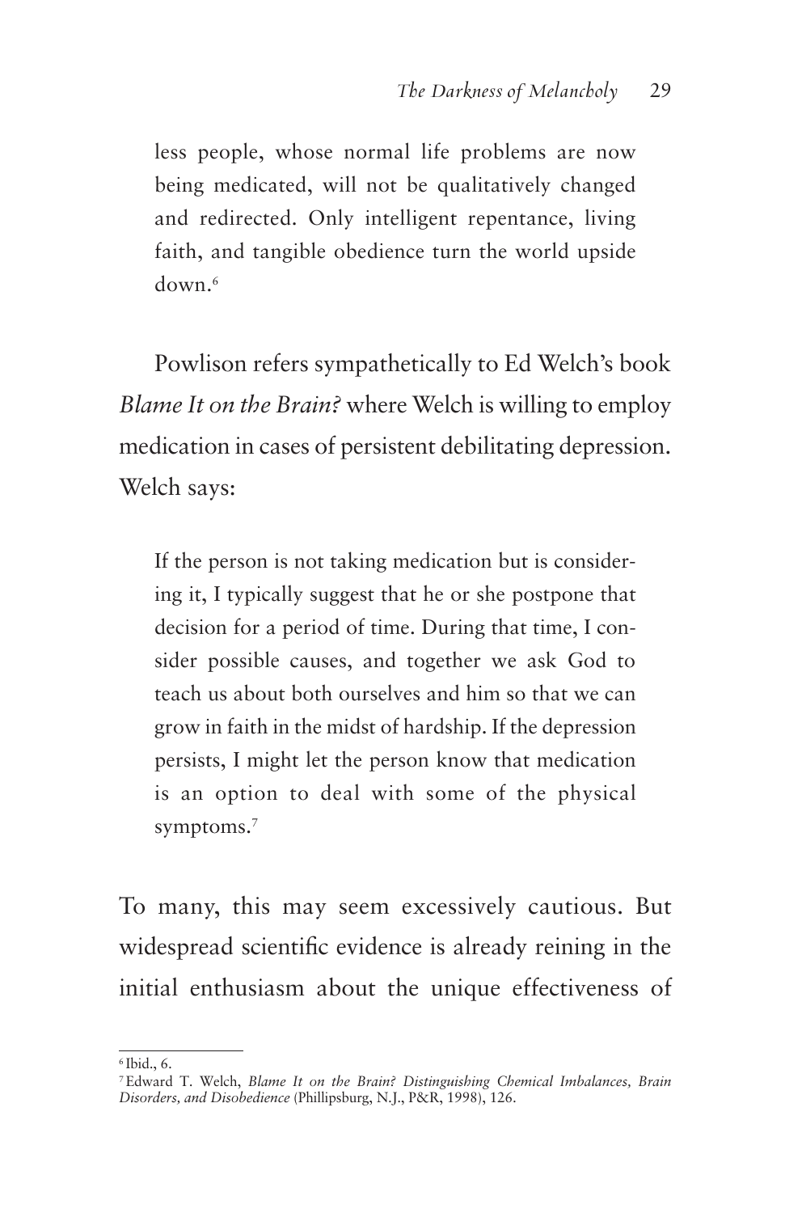> less people, whose normal life problems are now being medicated, will not be qualitatively changed and redirected. Only intelligent repentance, living faith, and tangible obedience turn the world upside down.[6]

Powlison refers sympathetically to Ed Welch's book *Blame It on the Brain?* where Welch is willing to employ medication in cases of persistent debilitating depression. Welch says:

> If the person is not taking medication but is considering it, I typically suggest that he or she postpone that decision for a period of time. During that time, I consider possible causes, and together we ask God to teach us about both ourselves and him so that we can grow in faith in the midst of hardship. If the depression persists, I might let the person know that medication is an option to deal with some of the physical symptoms.[7]

To many, this may seem excessively cautious. But widespread scientific evidence is already reining in the initial enthusiasm about the unique effectiveness of

---

[6] Ibid., 6.

[7] Edward T. Welch, *Blame It on the Brain? Distinguishing Chemical Imbalances, Brain Disorders, and Disobedience* (Phillipsburg, N.J., P&R, 1998), 126.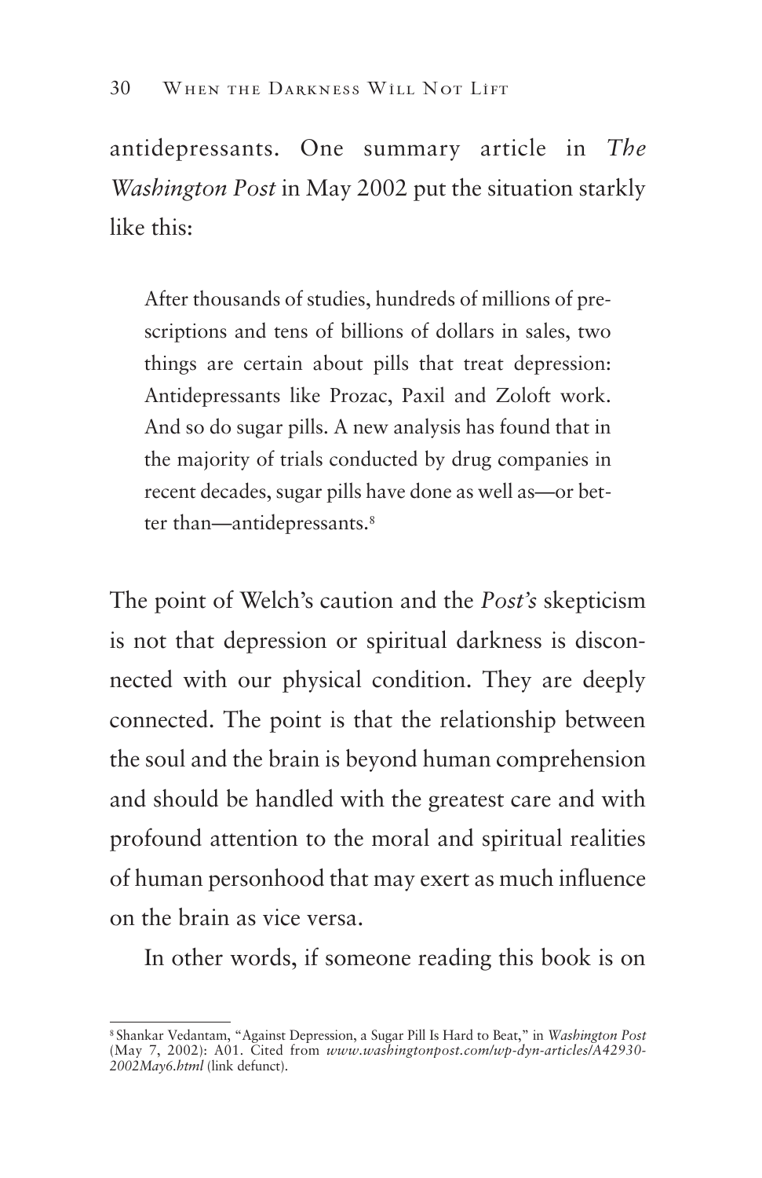antidepressants. One summary article in *The Washington Post* in May 2002 put the situation starkly like this:

> After thousands of studies, hundreds of millions of prescriptions and tens of billions of dollars in sales, two things are certain about pills that treat depression: Antidepressants like Prozac, Paxil and Zoloft work. And so do sugar pills. A new analysis has found that in the majority of trials conducted by drug companies in recent decades, sugar pills have done as well as—or better than—antidepressants.[8]

The point of Welch's caution and the *Post's* skepticism is not that depression or spiritual darkness is disconnected with our physical condition. They are deeply connected. The point is that the relationship between the soul and the brain is beyond human comprehension and should be handled with the greatest care and with profound attention to the moral and spiritual realities of human personhood that may exert as much influence on the brain as vice versa.

In other words, if someone reading this book is on

---

[8] Shankar Vedantam, "Against Depression, a Sugar Pill Is Hard to Beat," in *Washington Post* (May 7, 2002): A01. Cited from *www.washingtonpost.com/wp-dyn-articles/A42930-2002May6.html* (link defunct).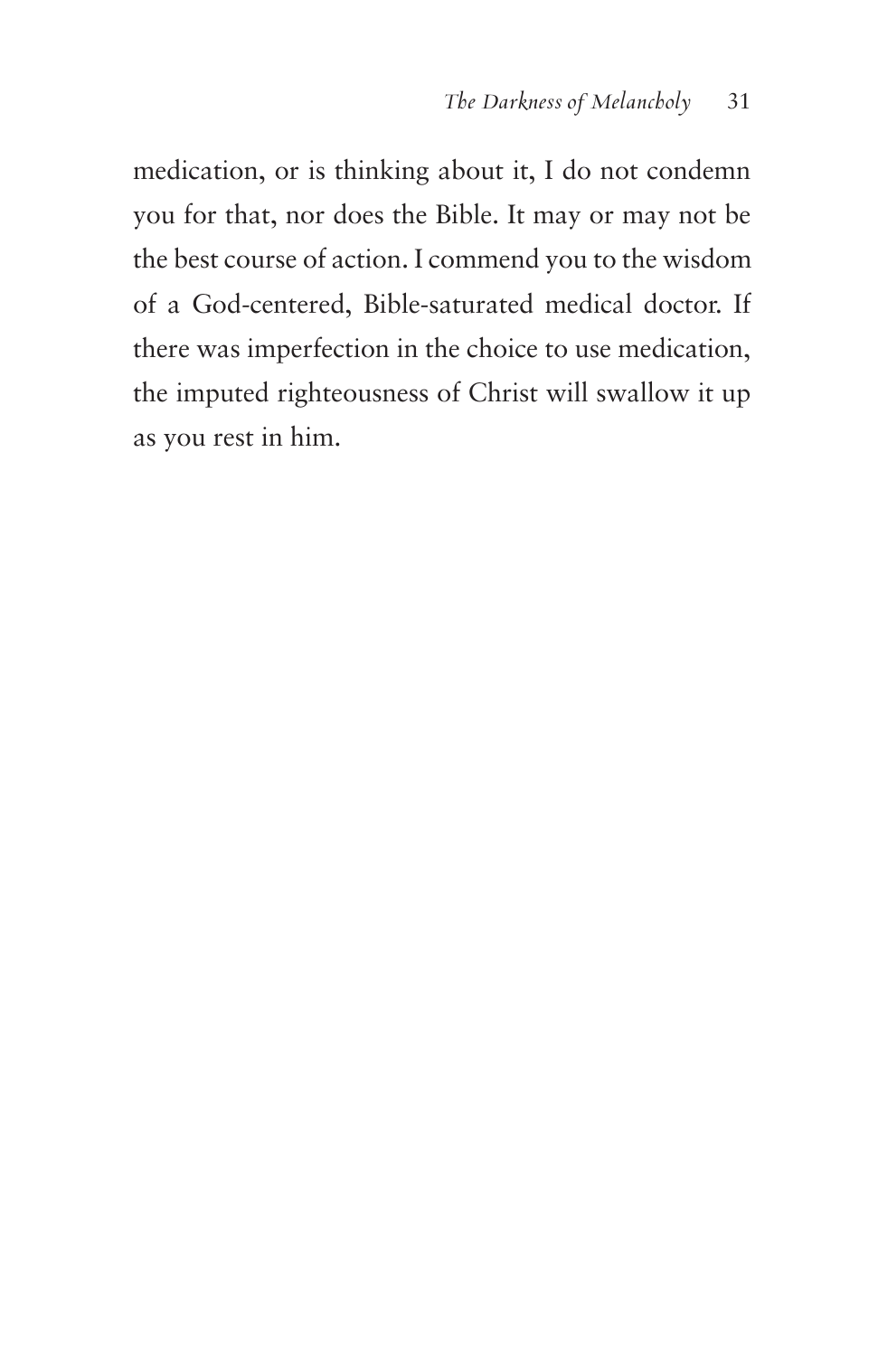medication, or is thinking about it, I do not condemn you for that, nor does the Bible. It may or may not be the best course of action. I commend you to the wisdom of a God-centered, Bible-saturated medical doctor. If there was imperfection in the choice to use medication, the imputed righteousness of Christ will swallow it up as you rest in him.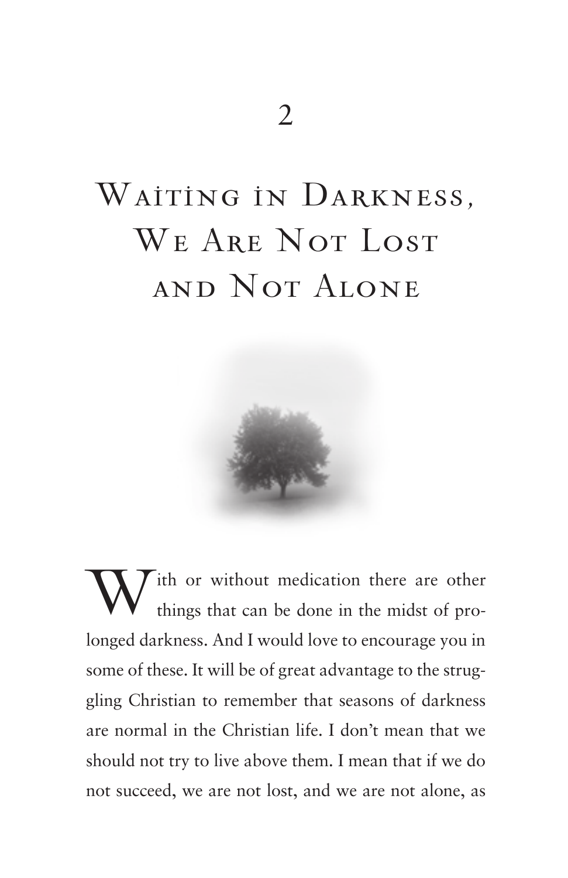# 2

# Waiting in Darkness, We Are Not Lost and Not Alone

With or without medication there are other things that can be done in the midst of prolonged darkness. And I would love to encourage you in some of these. It will be of great advantage to the struggling Christian to remember that seasons of darkness are normal in the Christian life. I don't mean that we should not try to live above them. I mean that if we do not succeed, we are not lost, and we are not alone, as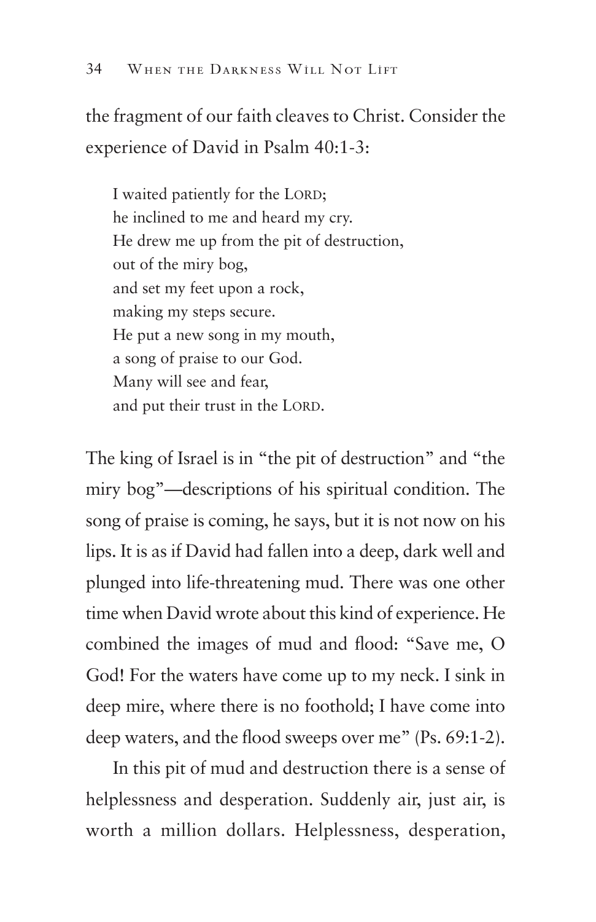the fragment of our faith cleaves to Christ. Consider the experience of David in Psalm 40:1-3:

> I waited patiently for the LORD;
> he inclined to me and heard my cry.
> He drew me up from the pit of destruction,
> out of the miry bog,
> and set my feet upon a rock,
> making my steps secure.
> He put a new song in my mouth,
> a song of praise to our God.
> Many will see and fear,
> and put their trust in the LORD.

The king of Israel is in "the pit of destruction" and "the miry bog"—descriptions of his spiritual condition. The song of praise is coming, he says, but it is not now on his lips. It is as if David had fallen into a deep, dark well and plunged into life-threatening mud. There was one other time when David wrote about this kind of experience. He combined the images of mud and flood: "Save me, O God! For the waters have come up to my neck. I sink in deep mire, where there is no foothold; I have come into deep waters, and the flood sweeps over me" (Ps. 69:1-2).

In this pit of mud and destruction there is a sense of helplessness and desperation. Suddenly air, just air, is worth a million dollars. Helplessness, desperation,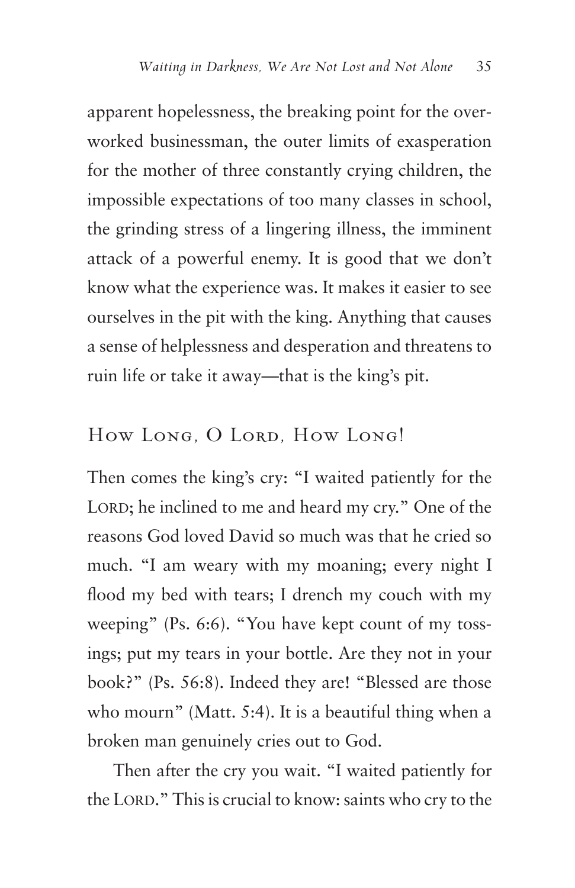apparent hopelessness, the breaking point for the overworked businessman, the outer limits of exasperation for the mother of three constantly crying children, the impossible expectations of too many classes in school, the grinding stress of a lingering illness, the imminent attack of a powerful enemy. It is good that we don't know what the experience was. It makes it easier to see ourselves in the pit with the king. Anything that causes a sense of helplessness and desperation and threatens to ruin life or take it away—that is the king's pit.

## How Long, O Lord, How Long!

Then comes the king's cry: "I waited patiently for the LORD; he inclined to me and heard my cry." One of the reasons God loved David so much was that he cried so much. "I am weary with my moaning; every night I flood my bed with tears; I drench my couch with my weeping" (Ps. 6:6). "You have kept count of my tossings; put my tears in your bottle. Are they not in your book?" (Ps. 56:8). Indeed they are! "Blessed are those who mourn" (Matt. 5:4). It is a beautiful thing when a broken man genuinely cries out to God.

Then after the cry you wait. "I waited patiently for the LORD." This is crucial to know: saints who cry to the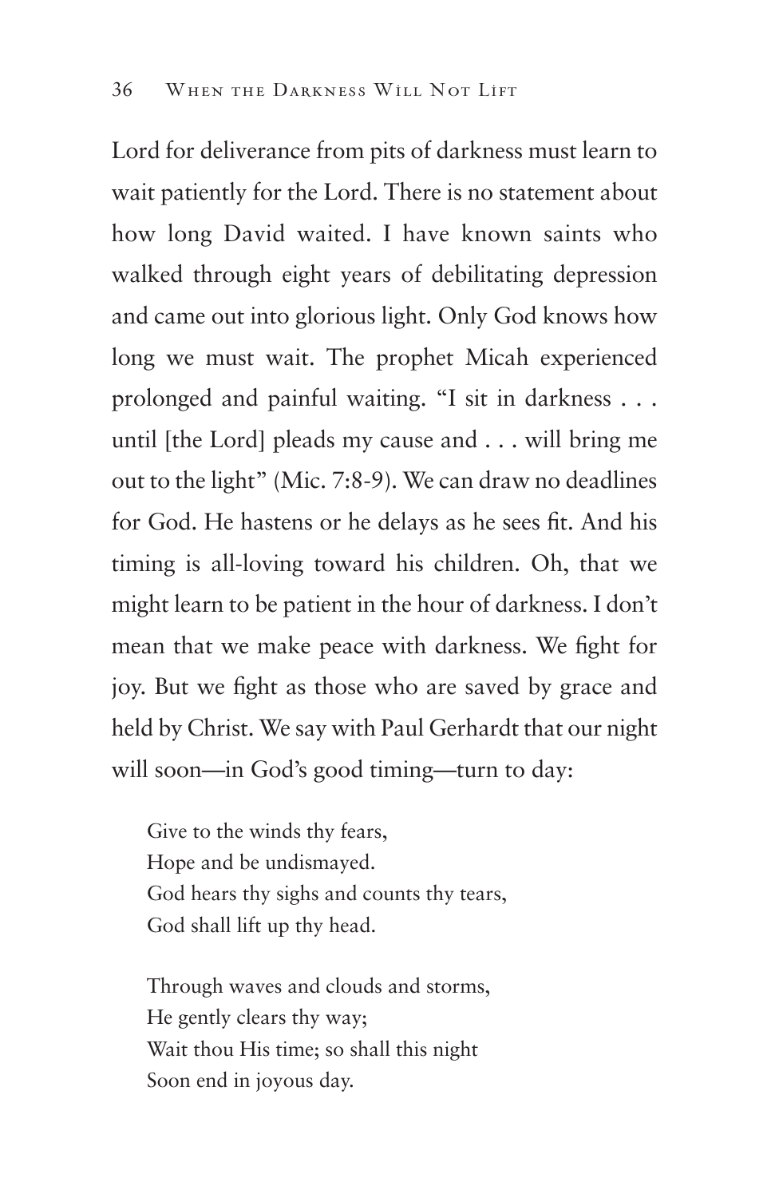Lord for deliverance from pits of darkness must learn to wait patiently for the Lord. There is no statement about how long David waited. I have known saints who walked through eight years of debilitating depression and came out into glorious light. Only God knows how long we must wait. The prophet Micah experienced prolonged and painful waiting. "I sit in darkness . . . until [the Lord] pleads my cause and . . . will bring me out to the light" (Mic. 7:8-9). We can draw no deadlines for God. He hastens or he delays as he sees fit. And his timing is all-loving toward his children. Oh, that we might learn to be patient in the hour of darkness. I don't mean that we make peace with darkness. We fight for joy. But we fight as those who are saved by grace and held by Christ. We say with Paul Gerhardt that our night will soon—in God's good timing—turn to day:

> Give to the winds thy fears,
> Hope and be undismayed.
> God hears thy sighs and counts thy tears,
> God shall lift up thy head.
>
> Through waves and clouds and storms,
> He gently clears thy way;
> Wait thou His time; so shall this night
> Soon end in joyous day.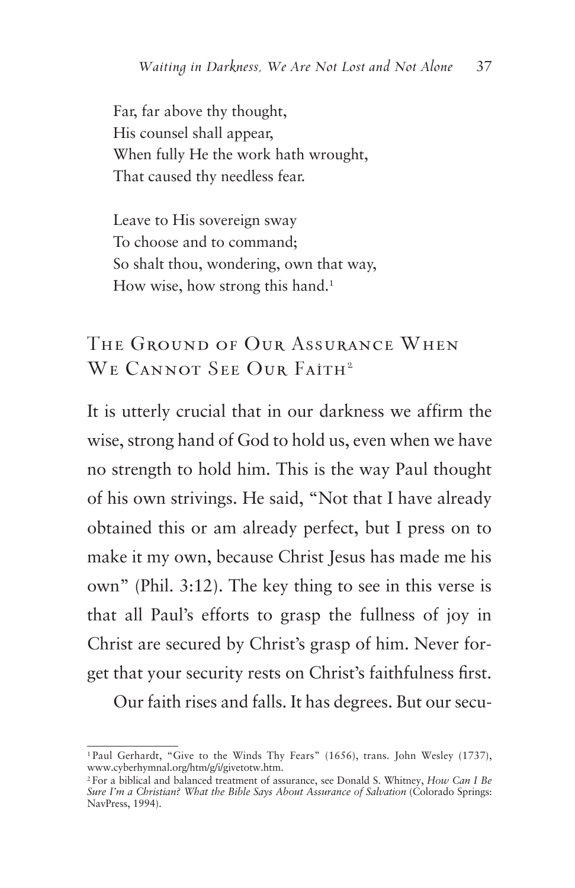Far, far above thy thought,  
His counsel shall appear,  
When fully He the work hath wrought,  
That caused thy needless fear.

Leave to His sovereign sway  
To choose and to command;  
So shalt thou, wondering, own that way,  
How wise, how strong this hand.[1]

## The Ground of Our Assurance When We Cannot See Our Faith[2]

It is utterly crucial that in our darkness we affirm the wise, strong hand of God to hold us, even when we have no strength to hold him. This is the way Paul thought of his own strivings. He said, "Not that I have already obtained this or am already perfect, but I press on to make it my own, because Christ Jesus has made me his own" (Phil. 3:12). The key thing to see in this verse is that all Paul's efforts to grasp the fullness of joy in Christ are secured by Christ's grasp of him. Never forget that your security rests on Christ's faithfulness first.

Our faith rises and falls. It has degrees. But our secu-

---

[1] Paul Gerhardt, "Give to the Winds Thy Fears" (1656), trans. John Wesley (1737), www.cyberhymnal.org/htm/g/i/givetotw.htm.

[2] For a biblical and balanced treatment of assurance, see Donald S. Whitney, *How Can I Be Sure I'm a Christian? What the Bible Says About Assurance of Salvation* (Colorado Springs: NavPress, 1994).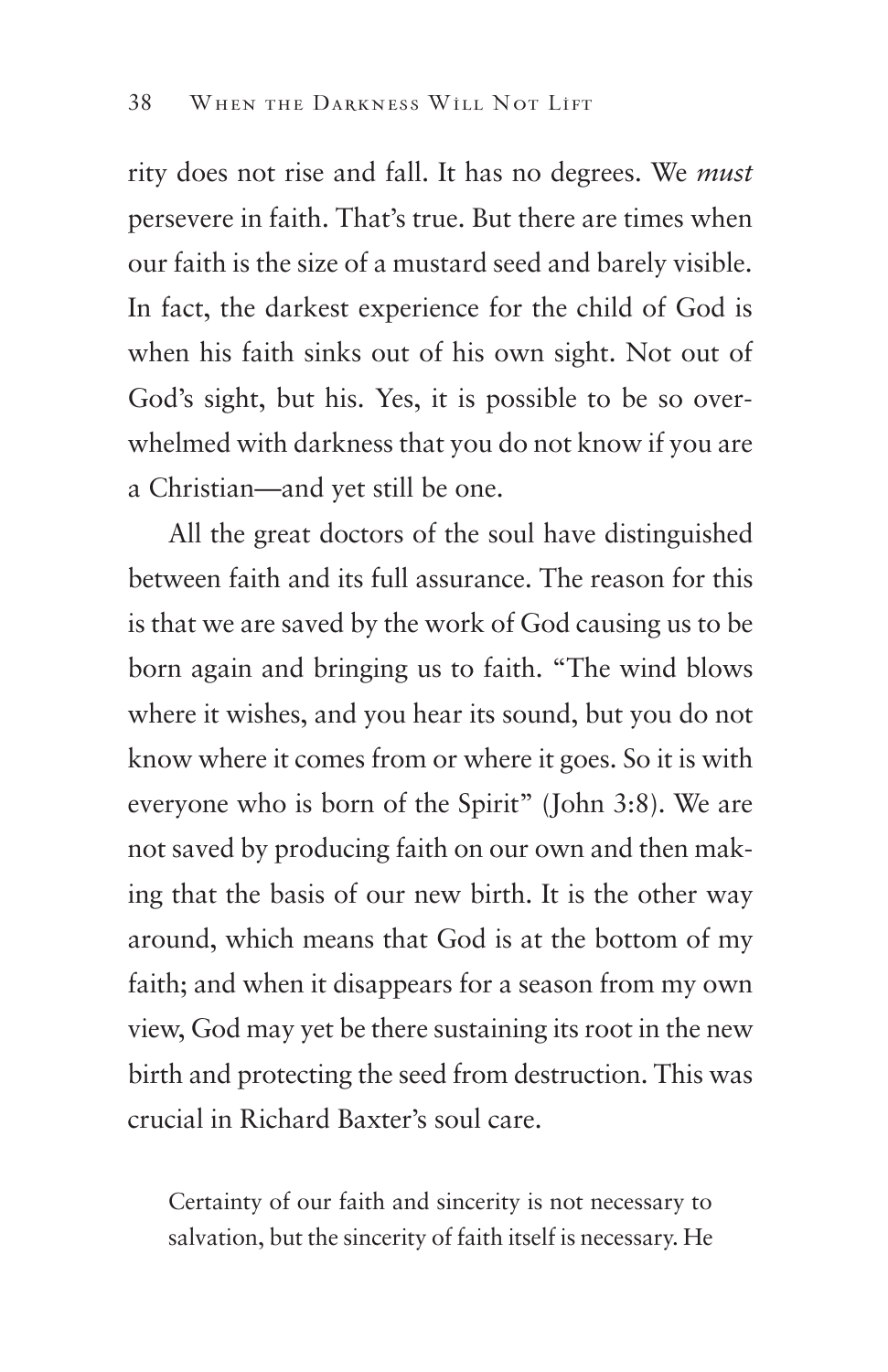rity does not rise and fall. It has no degrees. We *must* persevere in faith. That's true. But there are times when our faith is the size of a mustard seed and barely visible. In fact, the darkest experience for the child of God is when his faith sinks out of his own sight. Not out of God's sight, but his. Yes, it is possible to be so overwhelmed with darkness that you do not know if you are a Christian—and yet still be one.

All the great doctors of the soul have distinguished between faith and its full assurance. The reason for this is that we are saved by the work of God causing us to be born again and bringing us to faith. "The wind blows where it wishes, and you hear its sound, but you do not know where it comes from or where it goes. So it is with everyone who is born of the Spirit" (John 3:8). We are not saved by producing faith on our own and then making that the basis of our new birth. It is the other way around, which means that God is at the bottom of my faith; and when it disappears for a season from my own view, God may yet be there sustaining its root in the new birth and protecting the seed from destruction. This was crucial in Richard Baxter's soul care.

> Certainty of our faith and sincerity is not necessary to salvation, but the sincerity of faith itself is necessary. He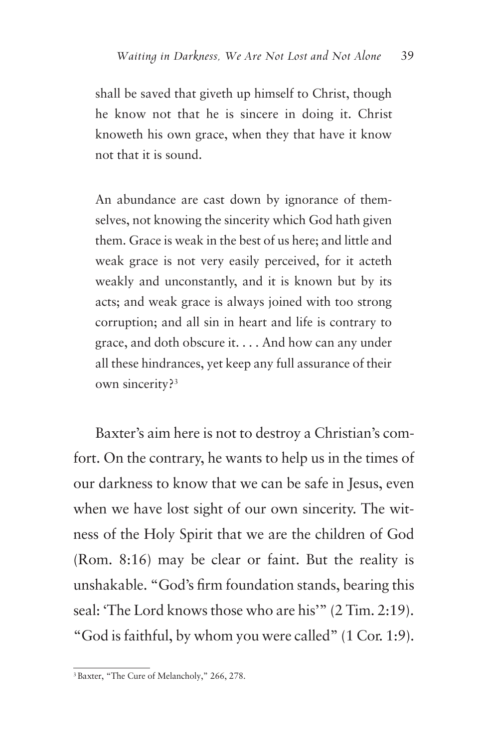shall be saved that giveth up himself to Christ, though he know not that he is sincere in doing it. Christ knoweth his own grace, when they that have it know not that it is sound.

> An abundance are cast down by ignorance of themselves, not knowing the sincerity which God hath given them. Grace is weak in the best of us here; and little and weak grace is not very easily perceived, for it acteth weakly and unconstantly, and it is known but by its acts; and weak grace is always joined with too strong corruption; and all sin in heart and life is contrary to grace, and doth obscure it. . . . And how can any under all these hindrances, yet keep any full assurance of their own sincerity?[3]

Baxter's aim here is not to destroy a Christian's comfort. On the contrary, he wants to help us in the times of our darkness to know that we can be safe in Jesus, even when we have lost sight of our own sincerity. The witness of the Holy Spirit that we are the children of God (Rom. 8:16) may be clear or faint. But the reality is unshakable. "God's firm foundation stands, bearing this seal: 'The Lord knows those who are his'" (2 Tim. 2:19). "God is faithful, by whom you were called" (1 Cor. 1:9).

[3] Baxter, "The Cure of Melancholy," 266, 278.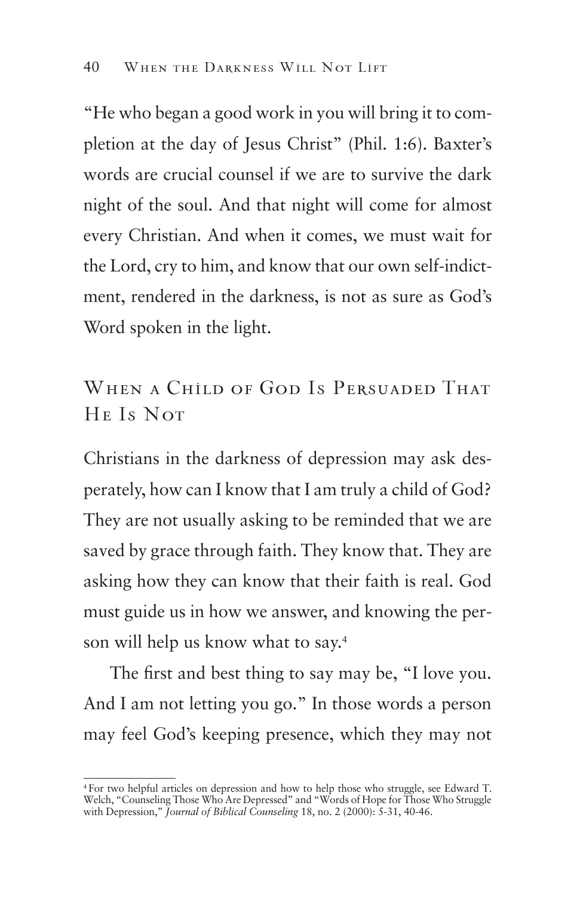"He who began a good work in you will bring it to completion at the day of Jesus Christ" (Phil. 1:6). Baxter's words are crucial counsel if we are to survive the dark night of the soul. And that night will come for almost every Christian. And when it comes, we must wait for the Lord, cry to him, and know that our own self-indictment, rendered in the darkness, is not as sure as God's Word spoken in the light.

## When a Child of God Is Persuaded That He Is Not

Christians in the darkness of depression may ask desperately, how can I know that I am truly a child of God? They are not usually asking to be reminded that we are saved by grace through faith. They know that. They are asking how they can know that their faith is real. God must guide us in how we answer, and knowing the person will help us know what to say.[4]

The first and best thing to say may be, "I love you. And I am not letting you go." In those words a person may feel God's keeping presence, which they may not

[4] For two helpful articles on depression and how to help those who struggle, see Edward T. Welch, "Counseling Those Who Are Depressed" and "Words of Hope for Those Who Struggle with Depression," *Journal of Biblical Counseling* 18, no. 2 (2000): 5-31, 40-46.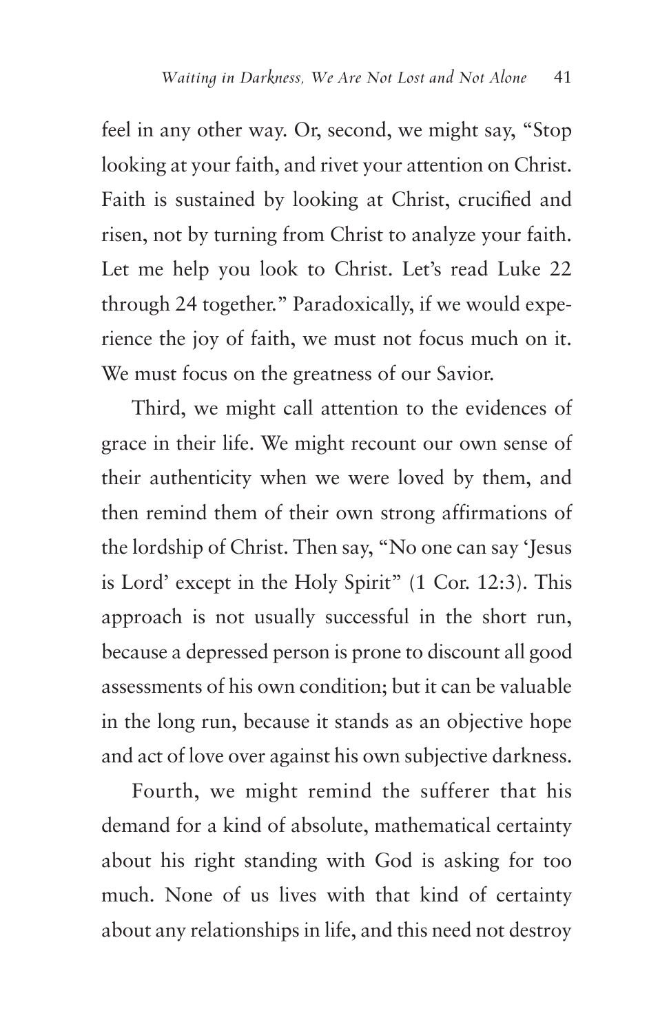feel in any other way. Or, second, we might say, "Stop looking at your faith, and rivet your attention on Christ. Faith is sustained by looking at Christ, crucified and risen, not by turning from Christ to analyze your faith. Let me help you look to Christ. Let's read Luke 22 through 24 together." Paradoxically, if we would experience the joy of faith, we must not focus much on it. We must focus on the greatness of our Savior.

Third, we might call attention to the evidences of grace in their life. We might recount our own sense of their authenticity when we were loved by them, and then remind them of their own strong affirmations of the lordship of Christ. Then say, "No one can say 'Jesus is Lord' except in the Holy Spirit" (1 Cor. 12:3). This approach is not usually successful in the short run, because a depressed person is prone to discount all good assessments of his own condition; but it can be valuable in the long run, because it stands as an objective hope and act of love over against his own subjective darkness.

Fourth, we might remind the sufferer that his demand for a kind of absolute, mathematical certainty about his right standing with God is asking for too much. None of us lives with that kind of certainty about any relationships in life, and this need not destroy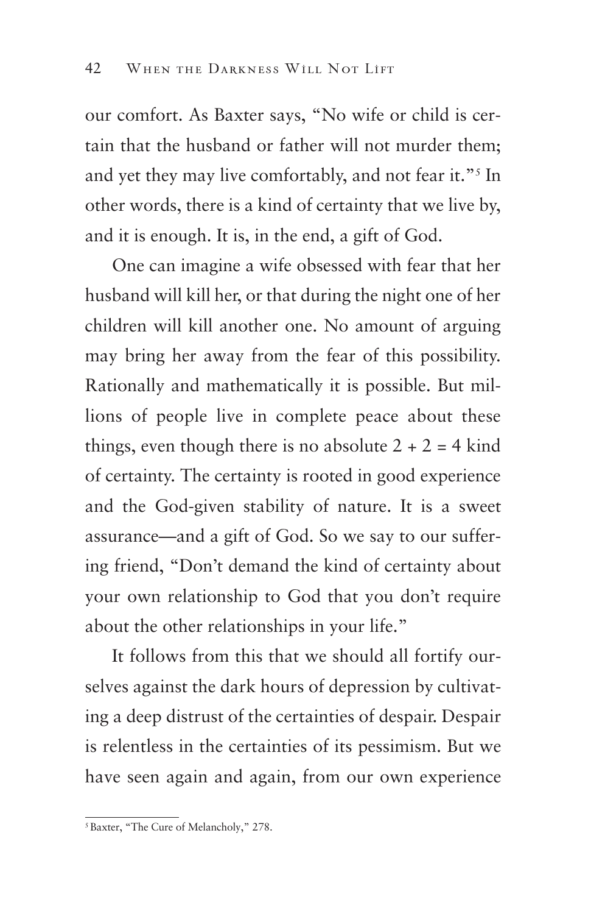our comfort. As Baxter says, "No wife or child is certain that the husband or father will not murder them; and yet they may live comfortably, and not fear it."[5] In other words, there is a kind of certainty that we live by, and it is enough. It is, in the end, a gift of God.

One can imagine a wife obsessed with fear that her husband will kill her, or that during the night one of her children will kill another one. No amount of arguing may bring her away from the fear of this possibility. Rationally and mathematically it is possible. But millions of people live in complete peace about these things, even though there is no absolute 2 + 2 = 4 kind of certainty. The certainty is rooted in good experience and the God-given stability of nature. It is a sweet assurance—and a gift of God. So we say to our suffering friend, "Don't demand the kind of certainty about your own relationship to God that you don't require about the other relationships in your life."

It follows from this that we should all fortify ourselves against the dark hours of depression by cultivating a deep distrust of the certainties of despair. Despair is relentless in the certainties of its pessimism. But we have seen again and again, from our own experience

---

[5] Baxter, "The Cure of Melancholy," 278.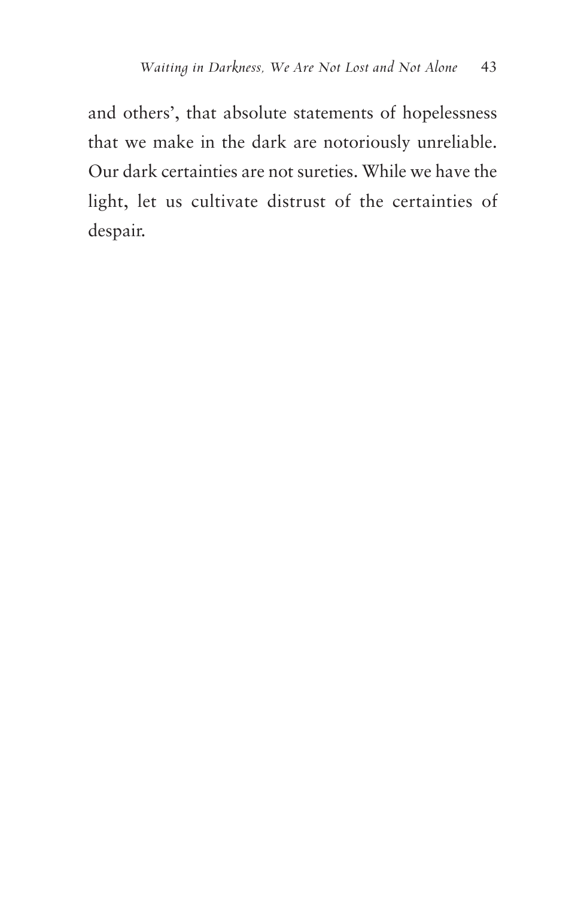and others', that absolute statements of hopelessness that we make in the dark are notoriously unreliable. Our dark certainties are not sureties. While we have the light, let us cultivate distrust of the certainties of despair.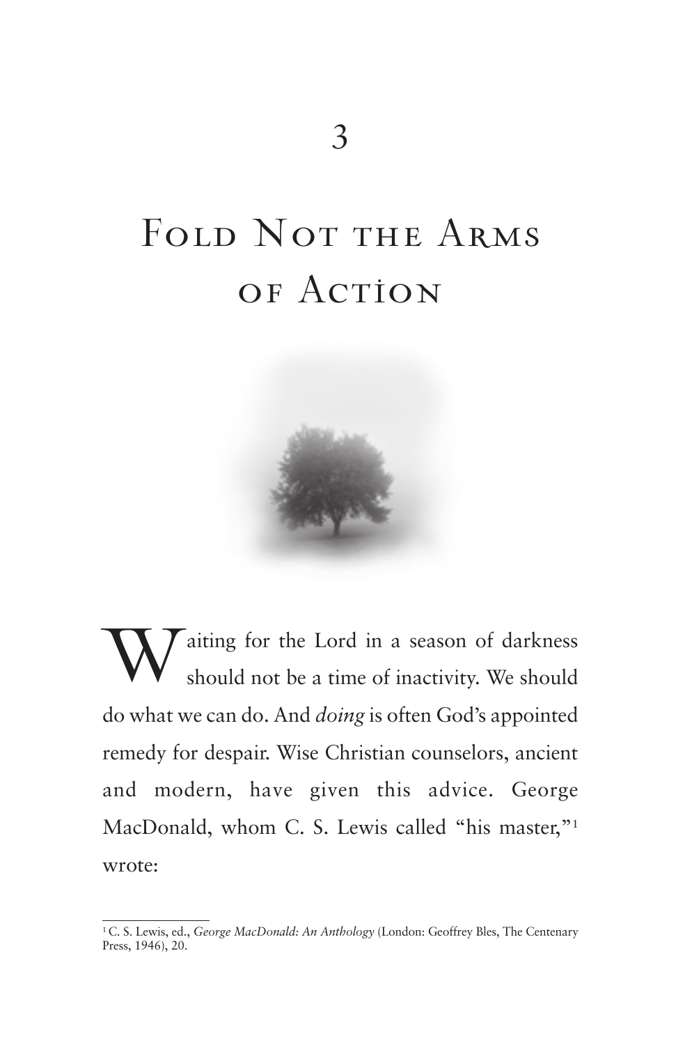# 3

# Fold Not the Arms of Action

Waiting for the Lord in a season of darkness should not be a time of inactivity. We should do what we can do. And *doing* is often God's appointed remedy for despair. Wise Christian counselors, ancient and modern, have given this advice. George MacDonald, whom C. S. Lewis called "his master,"[1] wrote:

---

[1] C. S. Lewis, ed., *George MacDonald: An Anthology* (London: Geoffrey Bles, The Centenary Press, 1946), 20.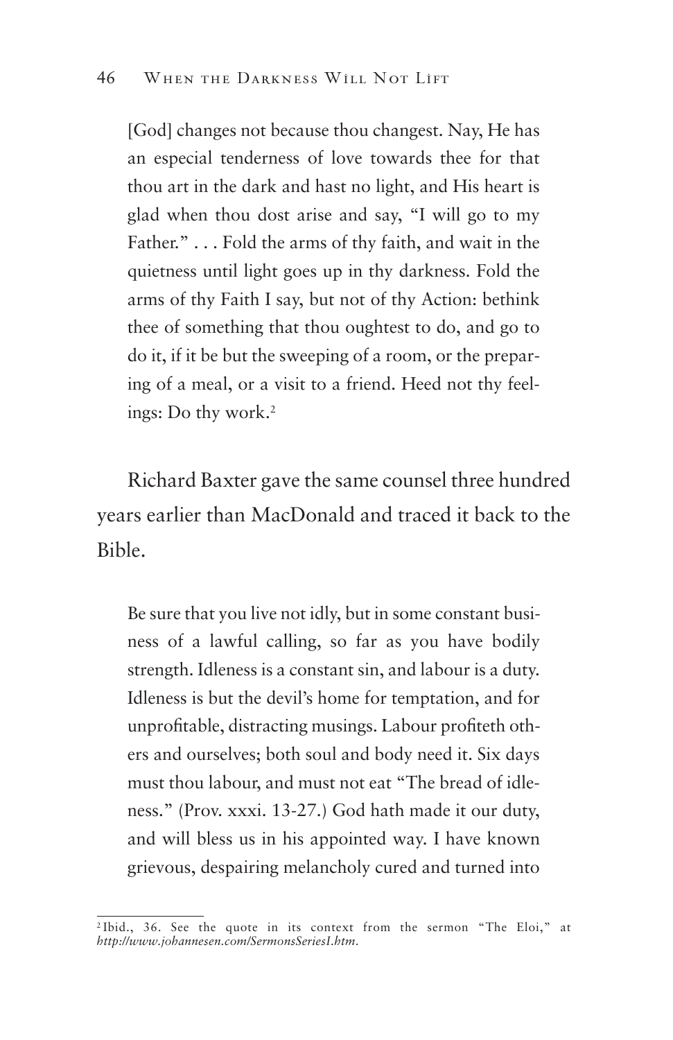> [God] changes not because thou changest. Nay, He has an especial tenderness of love towards thee for that thou art in the dark and hast no light, and His heart is glad when thou dost arise and say, "I will go to my Father." . . . Fold the arms of thy faith, and wait in the quietness until light goes up in thy darkness. Fold the arms of thy Faith I say, but not of thy Action: bethink thee of something that thou oughtest to do, and go to do it, if it be but the sweeping of a room, or the preparing of a meal, or a visit to a friend. Heed not thy feelings: Do thy work.[2]

Richard Baxter gave the same counsel three hundred years earlier than MacDonald and traced it back to the Bible.

> Be sure that you live not idly, but in some constant business of a lawful calling, so far as you have bodily strength. Idleness is a constant sin, and labour is a duty. Idleness is but the devil's home for temptation, and for unprofitable, distracting musings. Labour profiteth others and ourselves; both soul and body need it. Six days must thou labour, and must not eat "The bread of idleness." (Prov. xxxi. 13-27.) God hath made it our duty, and will bless us in his appointed way. I have known grievous, despairing melancholy cured and turned into

[2] Ibid., 36. See the quote in its context from the sermon "The Eloi," at *http://www.johannesen.com/SermonsSeries1.htm*.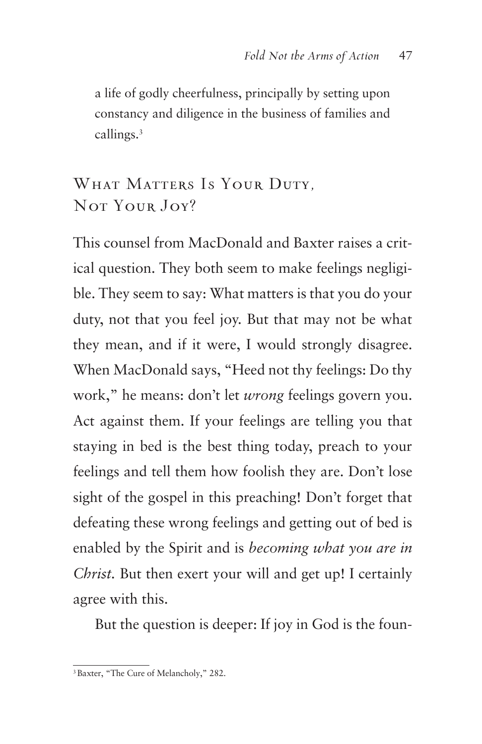a life of godly cheerfulness, principally by setting upon constancy and diligence in the business of families and callings.[3]

## What Matters Is Your Duty, Not Your Joy?

This counsel from MacDonald and Baxter raises a critical question. They both seem to make feelings negligible. They seem to say: What matters is that you do your duty, not that you feel joy. But that may not be what they mean, and if it were, I would strongly disagree. When MacDonald says, "Heed not thy feelings: Do thy work," he means: don't let *wrong* feelings govern you. Act against them. If your feelings are telling you that staying in bed is the best thing today, preach to your feelings and tell them how foolish they are. Don't lose sight of the gospel in this preaching! Don't forget that defeating these wrong feelings and getting out of bed is enabled by the Spirit and is *becoming what you are in Christ.* But then exert your will and get up! I certainly agree with this.

But the question is deeper: If joy in God is the foun-

[3] Baxter, "The Cure of Melancholy," 282.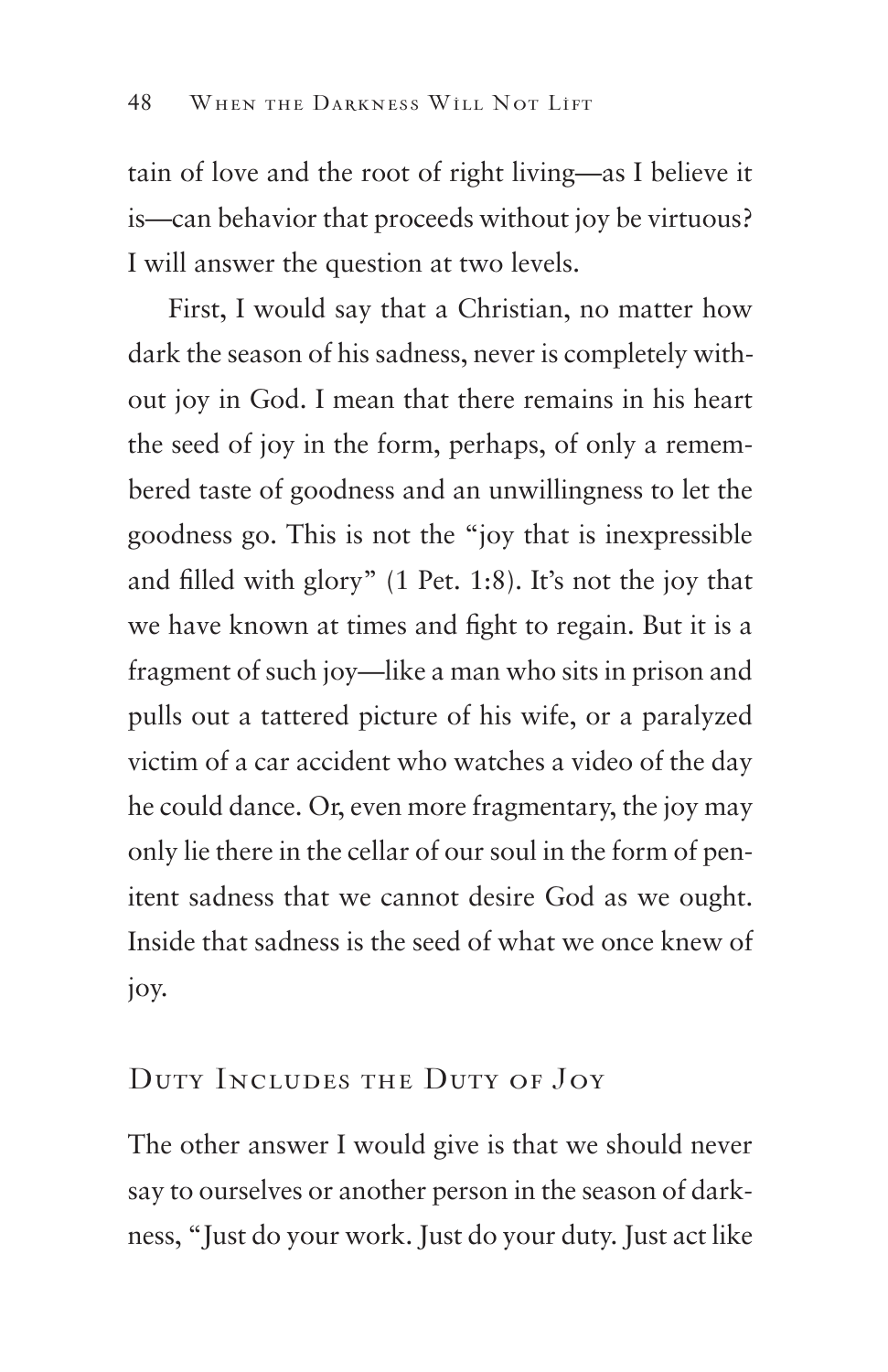tain of love and the root of right living—as I believe it is—can behavior that proceeds without joy be virtuous? I will answer the question at two levels.

First, I would say that a Christian, no matter how dark the season of his sadness, never is completely without joy in God. I mean that there remains in his heart the seed of joy in the form, perhaps, of only a remembered taste of goodness and an unwillingness to let the goodness go. This is not the "joy that is inexpressible and filled with glory" (1 Pet. 1:8). It's not the joy that we have known at times and fight to regain. But it is a fragment of such joy—like a man who sits in prison and pulls out a tattered picture of his wife, or a paralyzed victim of a car accident who watches a video of the day he could dance. Or, even more fragmentary, the joy may only lie there in the cellar of our soul in the form of penitent sadness that we cannot desire God as we ought. Inside that sadness is the seed of what we once knew of joy.

## Duty Includes the Duty of Joy

The other answer I would give is that we should never say to ourselves or another person in the season of darkness, "Just do your work. Just do your duty. Just act like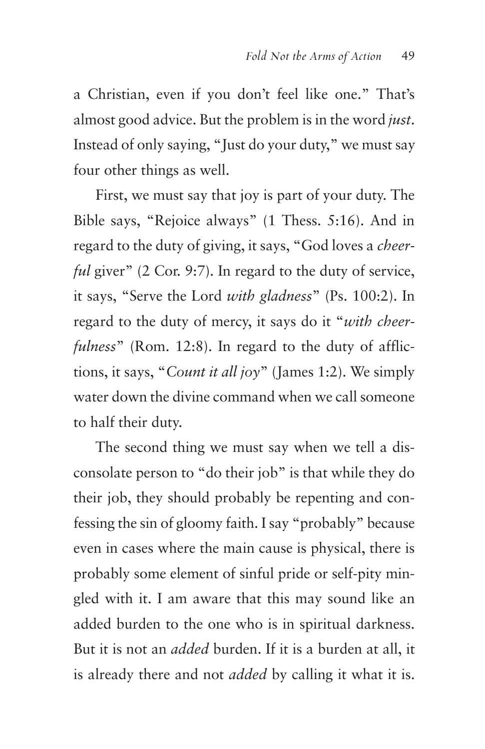a Christian, even if you don't feel like one." That's almost good advice. But the problem is in the word *just*. Instead of only saying, "Just do your duty," we must say four other things as well.

First, we must say that joy is part of your duty. The Bible says, "Rejoice always" (1 Thess. 5:16). And in regard to the duty of giving, it says, "God loves a *cheerful* giver" (2 Cor. 9:7). In regard to the duty of service, it says, "Serve the Lord *with gladness*" (Ps. 100:2). In regard to the duty of mercy, it says do it "*with cheerfulness*" (Rom. 12:8). In regard to the duty of afflictions, it says, "*Count it all joy*" (James 1:2). We simply water down the divine command when we call someone to half their duty.

The second thing we must say when we tell a disconsolate person to "do their job" is that while they do their job, they should probably be repenting and confessing the sin of gloomy faith. I say "probably" because even in cases where the main cause is physical, there is probably some element of sinful pride or self-pity mingled with it. I am aware that this may sound like an added burden to the one who is in spiritual darkness. But it is not an *added* burden. If it is a burden at all, it is already there and not *added* by calling it what it is.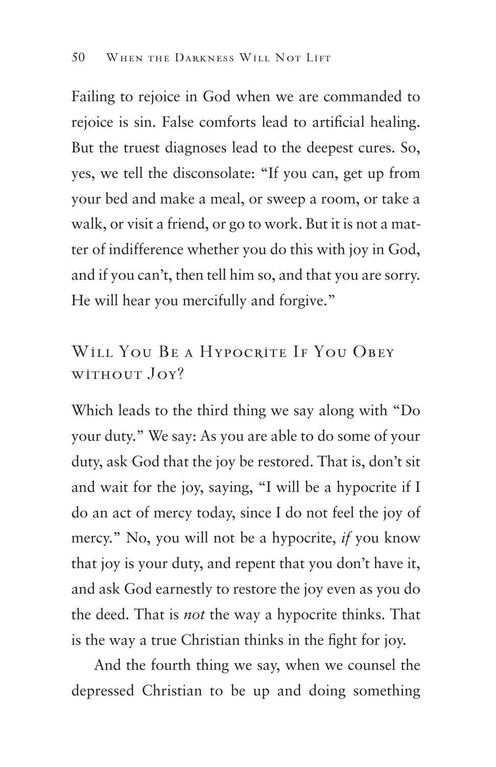Failing to rejoice in God when we are commanded to rejoice is sin. False comforts lead to artificial healing. But the truest diagnoses lead to the deepest cures. So, yes, we tell the disconsolate: "If you can, get up from your bed and make a meal, or sweep a room, or take a walk, or visit a friend, or go to work. But it is not a matter of indifference whether you do this with joy in God, and if you can't, then tell him so, and that you are sorry. He will hear you mercifully and forgive."

## Will You Be a Hypocrite If You Obey without Joy?

Which leads to the third thing we say along with "Do your duty." We say: As you are able to do some of your duty, ask God that the joy be restored. That is, don't sit and wait for the joy, saying, "I will be a hypocrite if I do an act of mercy today, since I do not feel the joy of mercy." No, you will not be a hypocrite, *if* you know that joy is your duty, and repent that you don't have it, and ask God earnestly to restore the joy even as you do the deed. That is *not* the way a hypocrite thinks. That is the way a true Christian thinks in the fight for joy.

And the fourth thing we say, when we counsel the depressed Christian to be up and doing something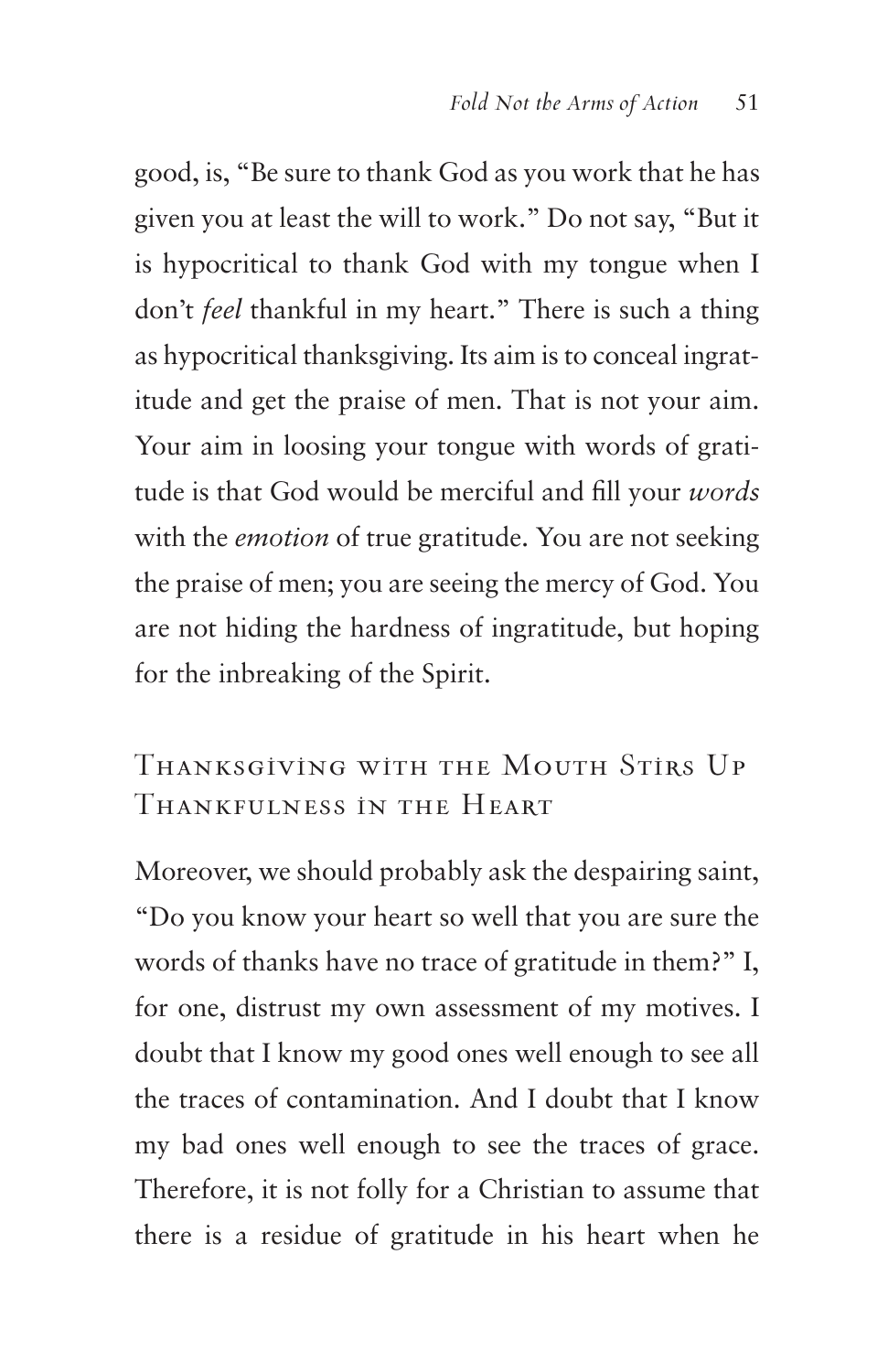good, is, "Be sure to thank God as you work that he has given you at least the will to work." Do not say, "But it is hypocritical to thank God with my tongue when I don't *feel* thankful in my heart." There is such a thing as hypocritical thanksgiving. Its aim is to conceal ingratitude and get the praise of men. That is not your aim. Your aim in loosing your tongue with words of gratitude is that God would be merciful and fill your *words* with the *emotion* of true gratitude. You are not seeking the praise of men; you are seeing the mercy of God. You are not hiding the hardness of ingratitude, but hoping for the inbreaking of the Spirit.

## Thanksgiving with the Mouth Stirs Up Thankfulness in the Heart

Moreover, we should probably ask the despairing saint, "Do you know your heart so well that you are sure the words of thanks have no trace of gratitude in them?" I, for one, distrust my own assessment of my motives. I doubt that I know my good ones well enough to see all the traces of contamination. And I doubt that I know my bad ones well enough to see the traces of grace. Therefore, it is not folly for a Christian to assume that there is a residue of gratitude in his heart when he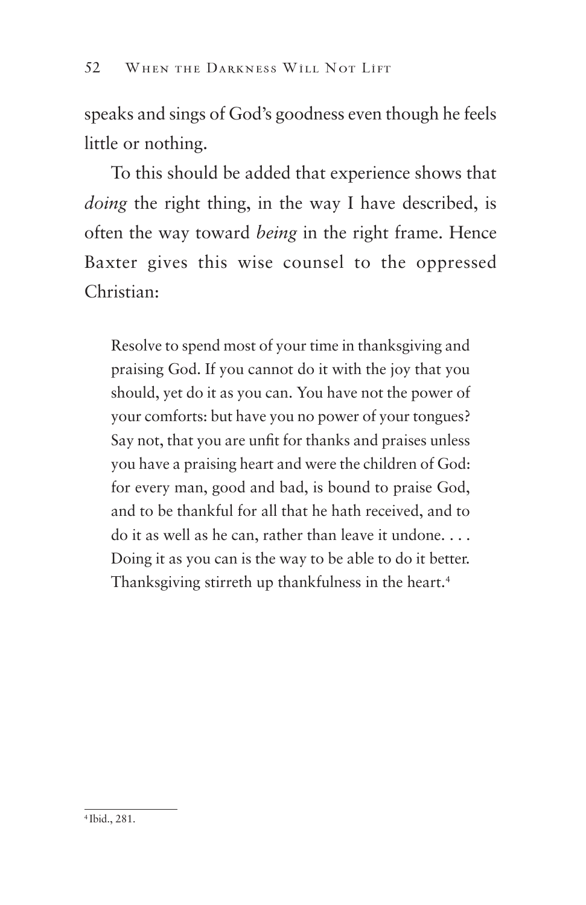speaks and sings of God's goodness even though he feels little or nothing.

To this should be added that experience shows that *doing* the right thing, in the way I have described, is often the way toward *being* in the right frame. Hence Baxter gives this wise counsel to the oppressed Christian:

> Resolve to spend most of your time in thanksgiving and praising God. If you cannot do it with the joy that you should, yet do it as you can. You have not the power of your comforts: but have you no power of your tongues? Say not, that you are unfit for thanks and praises unless you have a praising heart and were the children of God: for every man, good and bad, is bound to praise God, and to be thankful for all that he hath received, and to do it as well as he can, rather than leave it undone. . . . Doing it as you can is the way to be able to do it better. Thanksgiving stirreth up thankfulness in the heart.[4]

---

[4] Ibid., 281.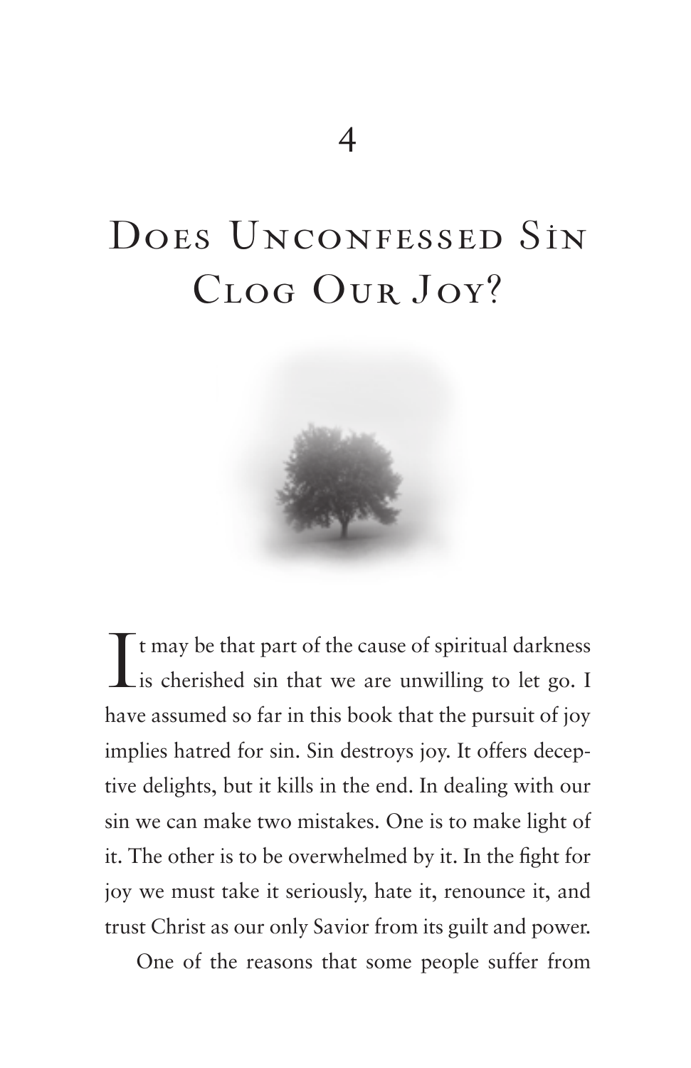4

# Does Unconfessed Sin Clog Our Joy?

It may be that part of the cause of spiritual darkness is cherished sin that we are unwilling to let go. I have assumed so far in this book that the pursuit of joy implies hatred for sin. Sin destroys joy. It offers deceptive delights, but it kills in the end. In dealing with our sin we can make two mistakes. One is to make light of it. The other is to be overwhelmed by it. In the fight for joy we must take it seriously, hate it, renounce it, and trust Christ as our only Savior from its guilt and power.

One of the reasons that some people suffer from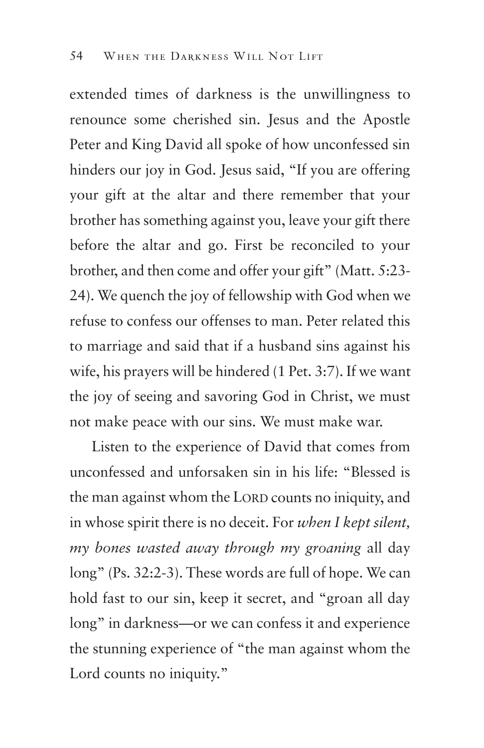extended times of darkness is the unwillingness to renounce some cherished sin. Jesus and the Apostle Peter and King David all spoke of how unconfessed sin hinders our joy in God. Jesus said, "If you are offering your gift at the altar and there remember that your brother has something against you, leave your gift there before the altar and go. First be reconciled to your brother, and then come and offer your gift" (Matt. 5:23-24). We quench the joy of fellowship with God when we refuse to confess our offenses to man. Peter related this to marriage and said that if a husband sins against his wife, his prayers will be hindered (1 Pet. 3:7). If we want the joy of seeing and savoring God in Christ, we must not make peace with our sins. We must make war.

Listen to the experience of David that comes from unconfessed and unforsaken sin in his life: "Blessed is the man against whom the LORD counts no iniquity, and in whose spirit there is no deceit. For *when I kept silent, my bones wasted away through my groaning* all day long" (Ps. 32:2-3). These words are full of hope. We can hold fast to our sin, keep it secret, and "groan all day long" in darkness—or we can confess it and experience the stunning experience of "the man against whom the Lord counts no iniquity."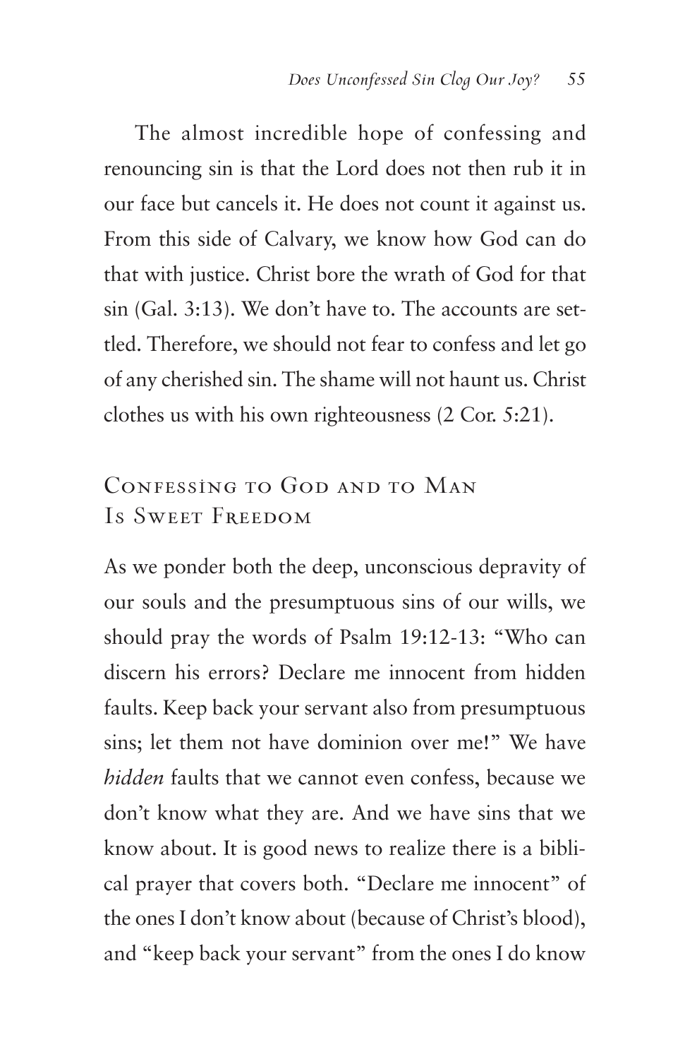The almost incredible hope of confessing and renouncing sin is that the Lord does not then rub it in our face but cancels it. He does not count it against us. From this side of Calvary, we know how God can do that with justice. Christ bore the wrath of God for that sin (Gal. 3:13). We don't have to. The accounts are settled. Therefore, we should not fear to confess and let go of any cherished sin. The shame will not haunt us. Christ clothes us with his own righteousness (2 Cor. 5:21).

## Confessing to God and to Man Is Sweet Freedom

As we ponder both the deep, unconscious depravity of our souls and the presumptuous sins of our wills, we should pray the words of Psalm 19:12-13: "Who can discern his errors? Declare me innocent from hidden faults. Keep back your servant also from presumptuous sins; let them not have dominion over me!" We have *hidden* faults that we cannot even confess, because we don't know what they are. And we have sins that we know about. It is good news to realize there is a biblical prayer that covers both. "Declare me innocent" of the ones I don't know about (because of Christ's blood), and "keep back your servant" from the ones I do know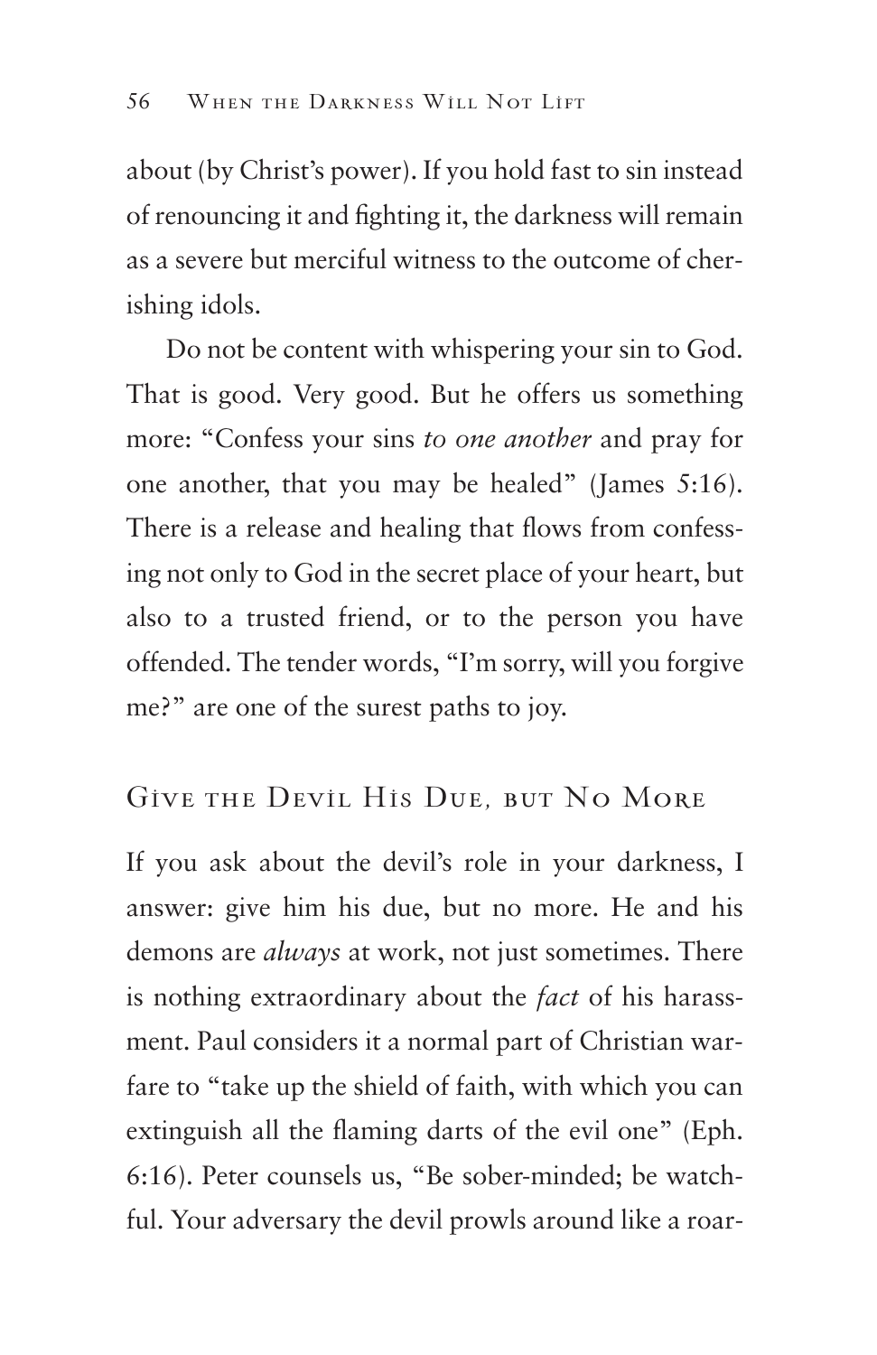about (by Christ's power). If you hold fast to sin instead of renouncing it and fighting it, the darkness will remain as a severe but merciful witness to the outcome of cherishing idols.

Do not be content with whispering your sin to God. That is good. Very good. But he offers us something more: "Confess your sins *to one another* and pray for one another, that you may be healed" (James 5:16). There is a release and healing that flows from confessing not only to God in the secret place of your heart, but also to a trusted friend, or to the person you have offended. The tender words, "I'm sorry, will you forgive me?" are one of the surest paths to joy.

## Give the Devil His Due, but No More

If you ask about the devil's role in your darkness, I answer: give him his due, but no more. He and his demons are *always* at work, not just sometimes. There is nothing extraordinary about the *fact* of his harassment. Paul considers it a normal part of Christian warfare to "take up the shield of faith, with which you can extinguish all the flaming darts of the evil one" (Eph. 6:16). Peter counsels us, "Be sober-minded; be watchful. Your adversary the devil prowls around like a roar-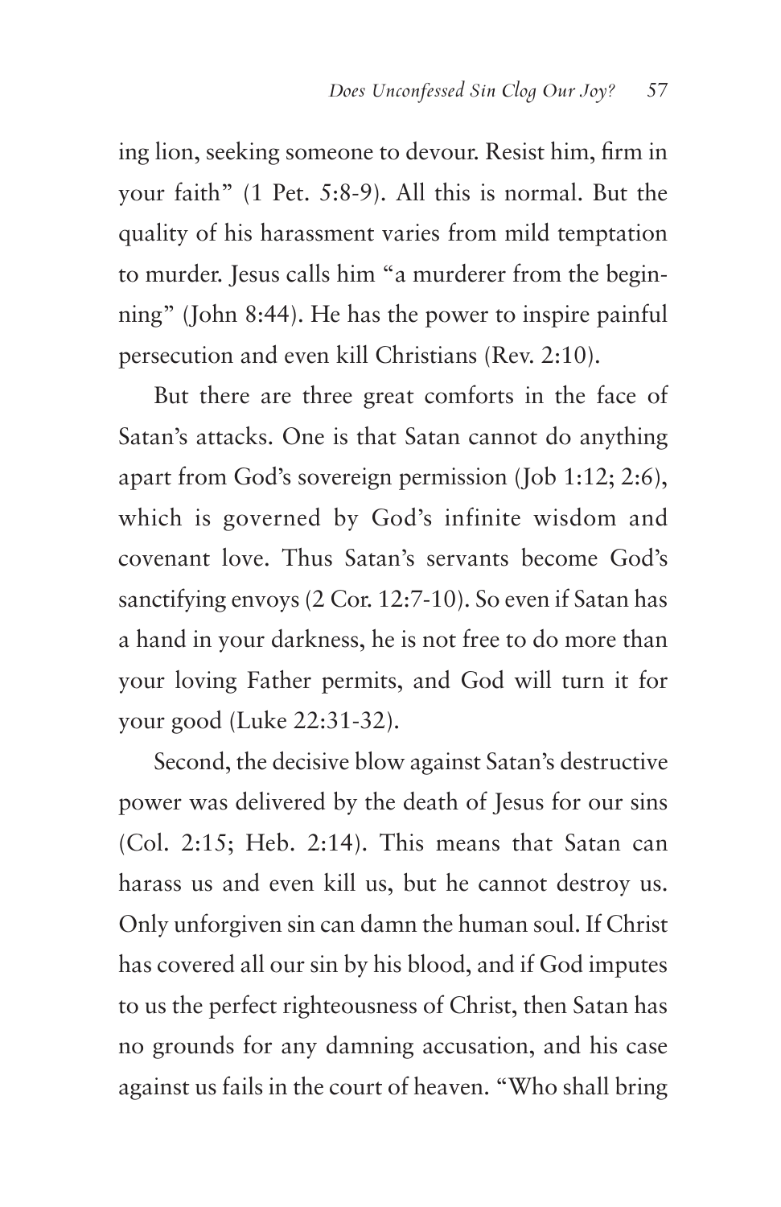ing lion, seeking someone to devour. Resist him, firm in your faith" (1 Pet. 5:8-9). All this is normal. But the quality of his harassment varies from mild temptation to murder. Jesus calls him "a murderer from the beginning" (John 8:44). He has the power to inspire painful persecution and even kill Christians (Rev. 2:10).

But there are three great comforts in the face of Satan's attacks. One is that Satan cannot do anything apart from God's sovereign permission (Job 1:12; 2:6), which is governed by God's infinite wisdom and covenant love. Thus Satan's servants become God's sanctifying envoys (2 Cor. 12:7-10). So even if Satan has a hand in your darkness, he is not free to do more than your loving Father permits, and God will turn it for your good (Luke 22:31-32).

Second, the decisive blow against Satan's destructive power was delivered by the death of Jesus for our sins (Col. 2:15; Heb. 2:14). This means that Satan can harass us and even kill us, but he cannot destroy us. Only unforgiven sin can damn the human soul. If Christ has covered all our sin by his blood, and if God imputes to us the perfect righteousness of Christ, then Satan has no grounds for any damning accusation, and his case against us fails in the court of heaven. "Who shall bring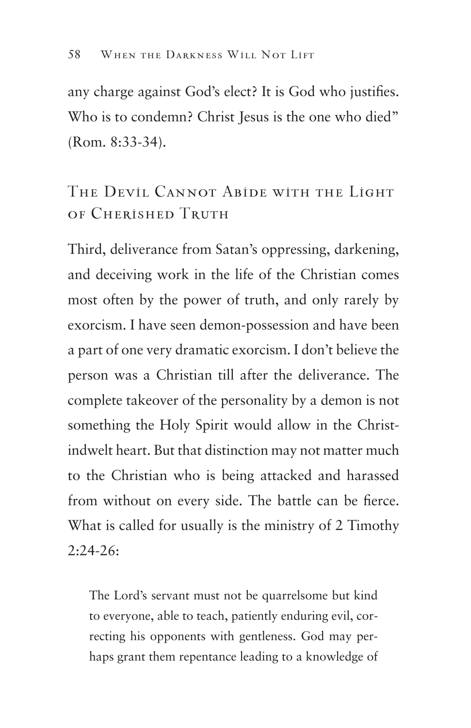any charge against God's elect? It is God who justifies. Who is to condemn? Christ Jesus is the one who died" (Rom. 8:33-34).

## The Devil Cannot Abide with the Light of Cherished Truth

Third, deliverance from Satan's oppressing, darkening, and deceiving work in the life of the Christian comes most often by the power of truth, and only rarely by exorcism. I have seen demon-possession and have been a part of one very dramatic exorcism. I don't believe the person was a Christian till after the deliverance. The complete takeover of the personality by a demon is not something the Holy Spirit would allow in the Christ-indwelt heart. But that distinction may not matter much to the Christian who is being attacked and harassed from without on every side. The battle can be fierce. What is called for usually is the ministry of 2 Timothy 2:24-26:

> The Lord's servant must not be quarrelsome but kind to everyone, able to teach, patiently enduring evil, correcting his opponents with gentleness. God may perhaps grant them repentance leading to a knowledge of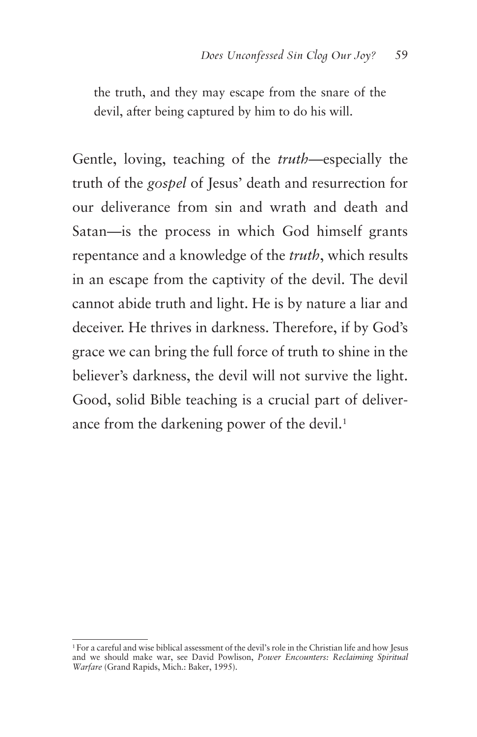> the truth, and they may escape from the snare of the devil, after being captured by him to do his will.

Gentle, loving, teaching of the *truth*—especially the truth of the *gospel* of Jesus' death and resurrection for our deliverance from sin and wrath and death and Satan—is the process in which God himself grants repentance and a knowledge of the *truth*, which results in an escape from the captivity of the devil. The devil cannot abide truth and light. He is by nature a liar and deceiver. He thrives in darkness. Therefore, if by God's grace we can bring the full force of truth to shine in the believer's darkness, the devil will not survive the light. Good, solid Bible teaching is a crucial part of deliverance from the darkening power of the devil.[1]

---

[1] For a careful and wise biblical assessment of the devil's role in the Christian life and how Jesus and we should make war, see David Powlison, *Power Encounters: Reclaiming Spiritual Warfare* (Grand Rapids, Mich.: Baker, 1995).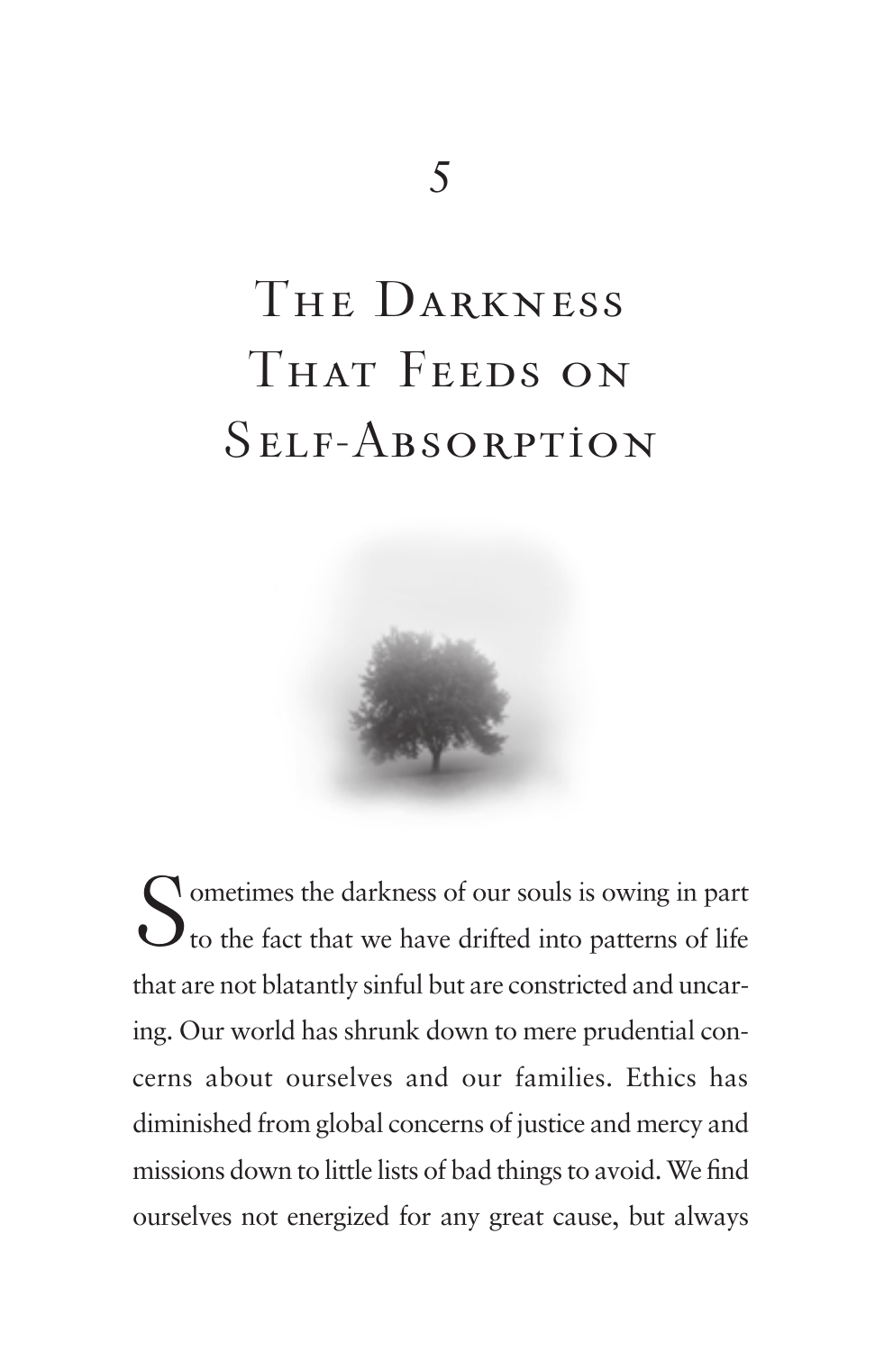# 5

# The Darkness That Feeds on Self-Absorption

Sometimes the darkness of our souls is owing in part to the fact that we have drifted into patterns of life that are not blatantly sinful but are constricted and uncaring. Our world has shrunk down to mere prudential concerns about ourselves and our families. Ethics has diminished from global concerns of justice and mercy and missions down to little lists of bad things to avoid. We find ourselves not energized for any great cause, but always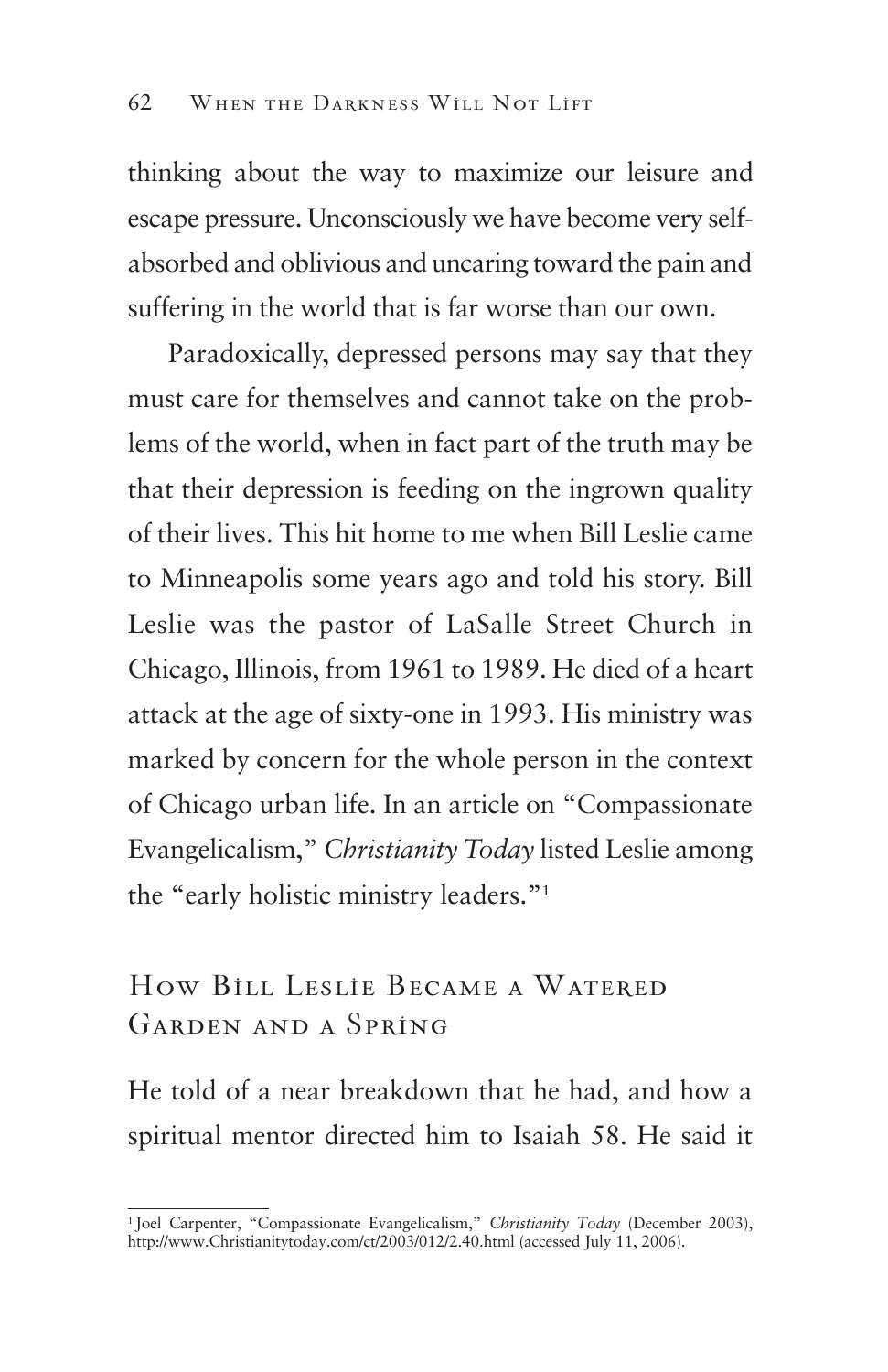thinking about the way to maximize our leisure and escape pressure. Unconsciously we have become very self-absorbed and oblivious and uncaring toward the pain and suffering in the world that is far worse than our own.

Paradoxically, depressed persons may say that they must care for themselves and cannot take on the problems of the world, when in fact part of the truth may be that their depression is feeding on the ingrown quality of their lives. This hit home to me when Bill Leslie came to Minneapolis some years ago and told his story. Bill Leslie was the pastor of LaSalle Street Church in Chicago, Illinois, from 1961 to 1989. He died of a heart attack at the age of sixty-one in 1993. His ministry was marked by concern for the whole person in the context of Chicago urban life. In an article on "Compassionate Evangelicalism," *Christianity Today* listed Leslie among the "early holistic ministry leaders."[1]

## How Bill Leslie Became a Watered Garden and a Spring

He told of a near breakdown that he had, and how a spiritual mentor directed him to Isaiah 58. He said it

---

[1] Joel Carpenter, "Compassionate Evangelicalism," *Christianity Today* (December 2003), http://www.Christianitytoday.com/ct/2003/012/2.40.html (accessed July 11, 2006).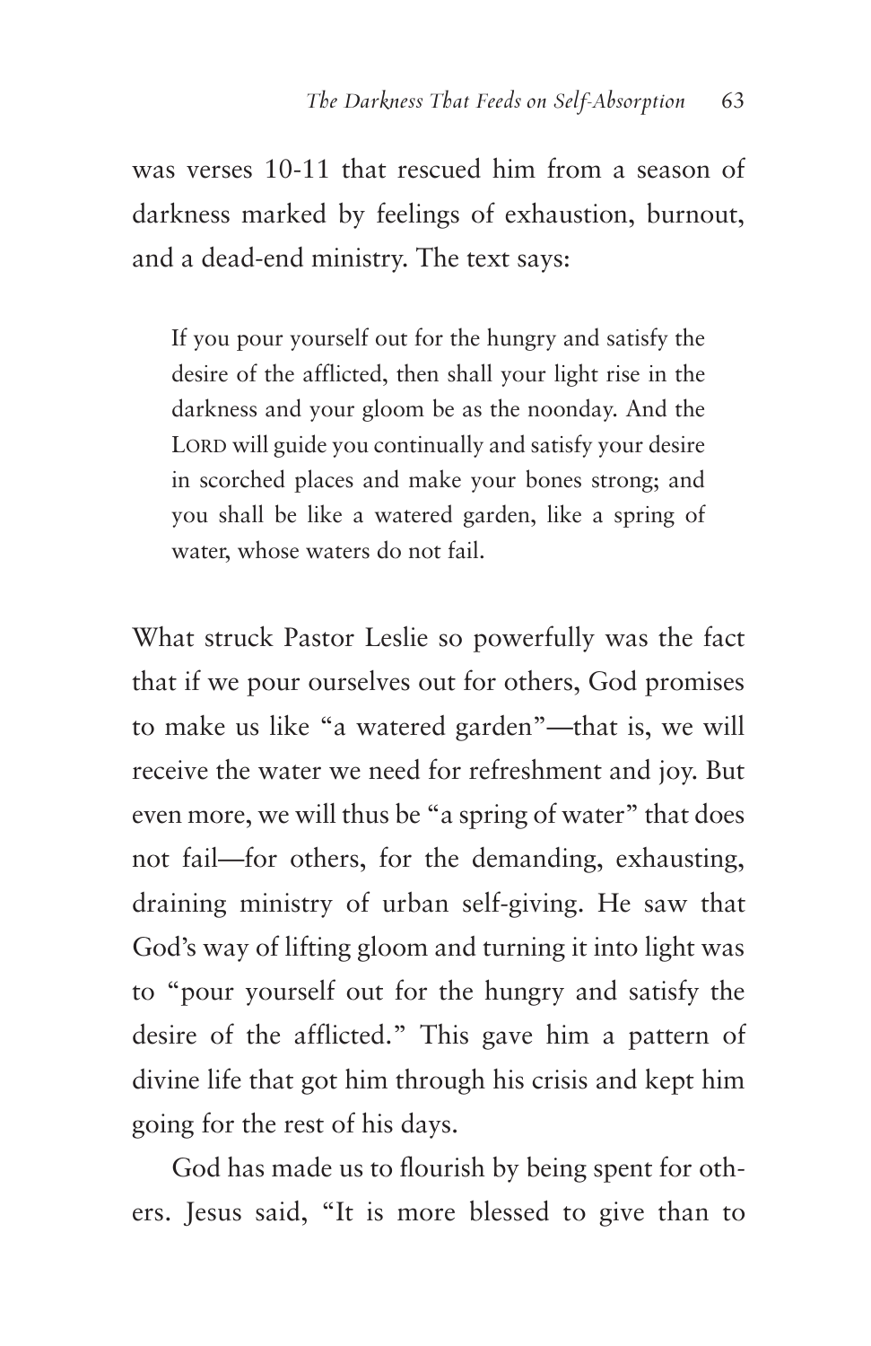was verses 10-11 that rescued him from a season of darkness marked by feelings of exhaustion, burnout, and a dead-end ministry. The text says:

> If you pour yourself out for the hungry and satisfy the desire of the afflicted, then shall your light rise in the darkness and your gloom be as the noonday. And the LORD will guide you continually and satisfy your desire in scorched places and make your bones strong; and you shall be like a watered garden, like a spring of water, whose waters do not fail.

What struck Pastor Leslie so powerfully was the fact that if we pour ourselves out for others, God promises to make us like "a watered garden"—that is, we will receive the water we need for refreshment and joy. But even more, we will thus be "a spring of water" that does not fail—for others, for the demanding, exhausting, draining ministry of urban self-giving. He saw that God's way of lifting gloom and turning it into light was to "pour yourself out for the hungry and satisfy the desire of the afflicted." This gave him a pattern of divine life that got him through his crisis and kept him going for the rest of his days.

God has made us to flourish by being spent for others. Jesus said, "It is more blessed to give than to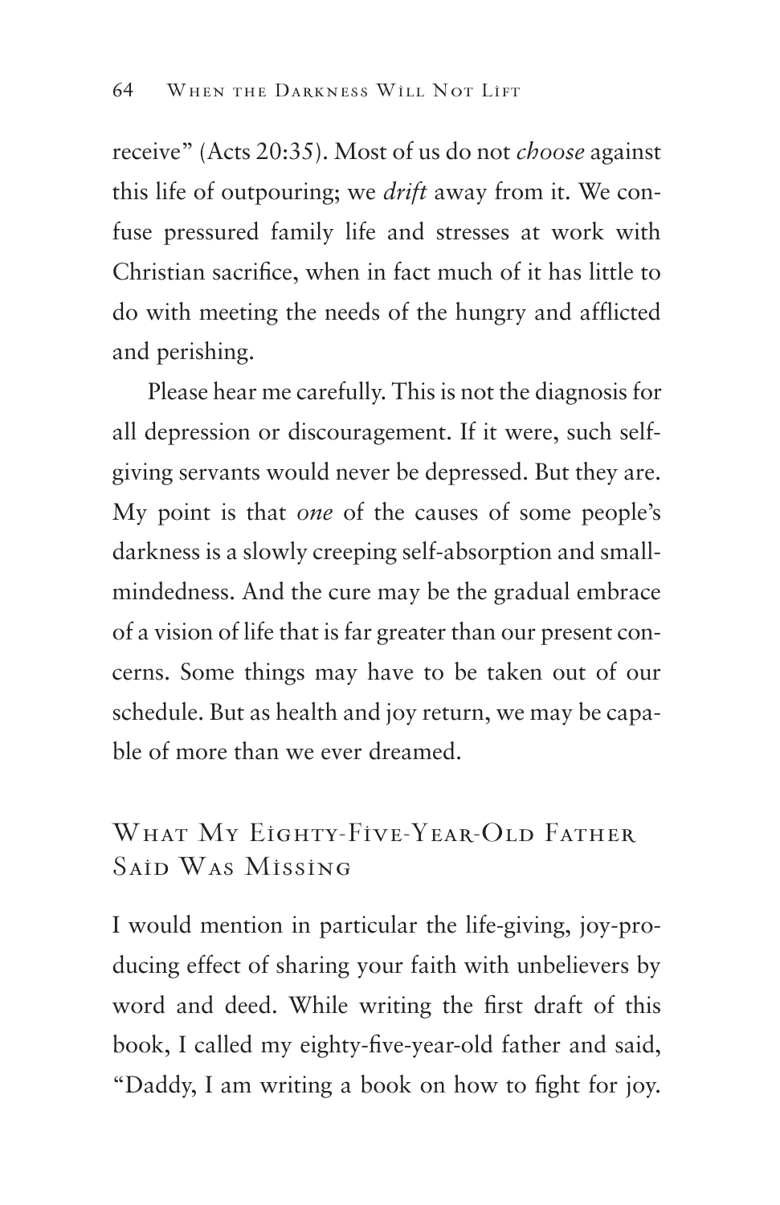receive" (Acts 20:35). Most of us do not *choose* against this life of outpouring; we *drift* away from it. We confuse pressured family life and stresses at work with Christian sacrifice, when in fact much of it has little to do with meeting the needs of the hungry and afflicted and perishing.

Please hear me carefully. This is not the diagnosis for all depression or discouragement. If it were, such self-giving servants would never be depressed. But they are. My point is that *one* of the causes of some people's darkness is a slowly creeping self-absorption and small-mindedness. And the cure may be the gradual embrace of a vision of life that is far greater than our present concerns. Some things may have to be taken out of our schedule. But as health and joy return, we may be capable of more than we ever dreamed.

## What My Eighty-Five-Year-Old Father Said Was Missing

I would mention in particular the life-giving, joy-producing effect of sharing your faith with unbelievers by word and deed. While writing the first draft of this book, I called my eighty-five-year-old father and said, "Daddy, I am writing a book on how to fight for joy.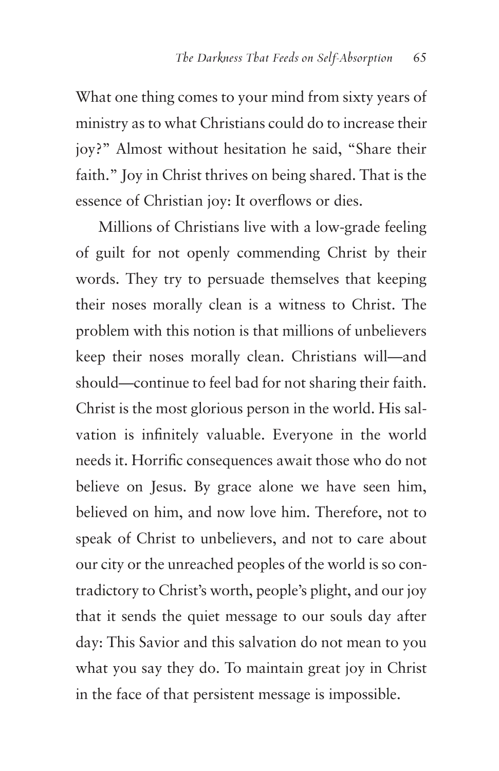What one thing comes to your mind from sixty years of ministry as to what Christians could do to increase their joy?" Almost without hesitation he said, "Share their faith." Joy in Christ thrives on being shared. That is the essence of Christian joy: It overflows or dies.

Millions of Christians live with a low-grade feeling of guilt for not openly commending Christ by their words. They try to persuade themselves that keeping their noses morally clean is a witness to Christ. The problem with this notion is that millions of unbelievers keep their noses morally clean. Christians will—and should—continue to feel bad for not sharing their faith. Christ is the most glorious person in the world. His salvation is infinitely valuable. Everyone in the world needs it. Horrific consequences await those who do not believe on Jesus. By grace alone we have seen him, believed on him, and now love him. Therefore, not to speak of Christ to unbelievers, and not to care about our city or the unreached peoples of the world is so contradictory to Christ's worth, people's plight, and our joy that it sends the quiet message to our souls day after day: This Savior and this salvation do not mean to you what you say they do. To maintain great joy in Christ in the face of that persistent message is impossible.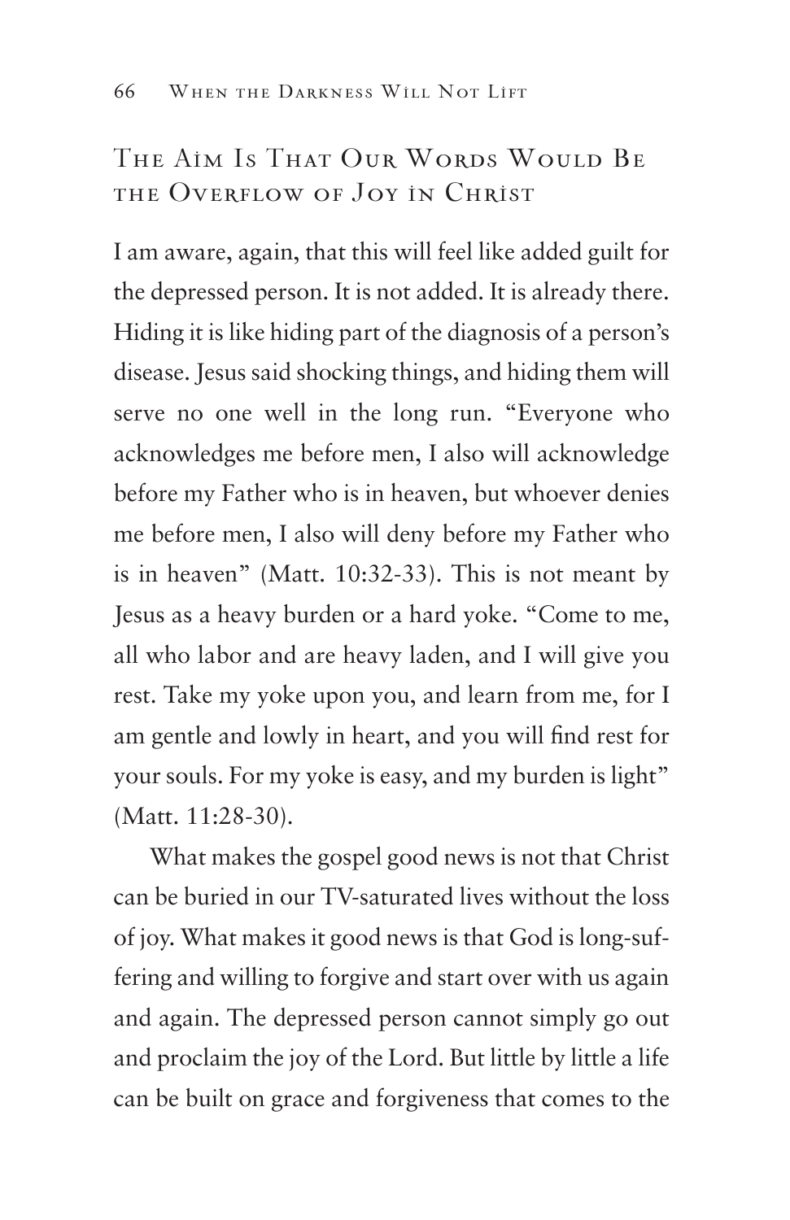## The Aim Is That Our Words Would Be the Overflow of Joy in Christ

I am aware, again, that this will feel like added guilt for the depressed person. It is not added. It is already there. Hiding it is like hiding part of the diagnosis of a person's disease. Jesus said shocking things, and hiding them will serve no one well in the long run. "Everyone who acknowledges me before men, I also will acknowledge before my Father who is in heaven, but whoever denies me before men, I also will deny before my Father who is in heaven" (Matt. 10:32-33). This is not meant by Jesus as a heavy burden or a hard yoke. "Come to me, all who labor and are heavy laden, and I will give you rest. Take my yoke upon you, and learn from me, for I am gentle and lowly in heart, and you will find rest for your souls. For my yoke is easy, and my burden is light" (Matt. 11:28-30).

What makes the gospel good news is not that Christ can be buried in our TV-saturated lives without the loss of joy. What makes it good news is that God is long-suffering and willing to forgive and start over with us again and again. The depressed person cannot simply go out and proclaim the joy of the Lord. But little by little a life can be built on grace and forgiveness that comes to the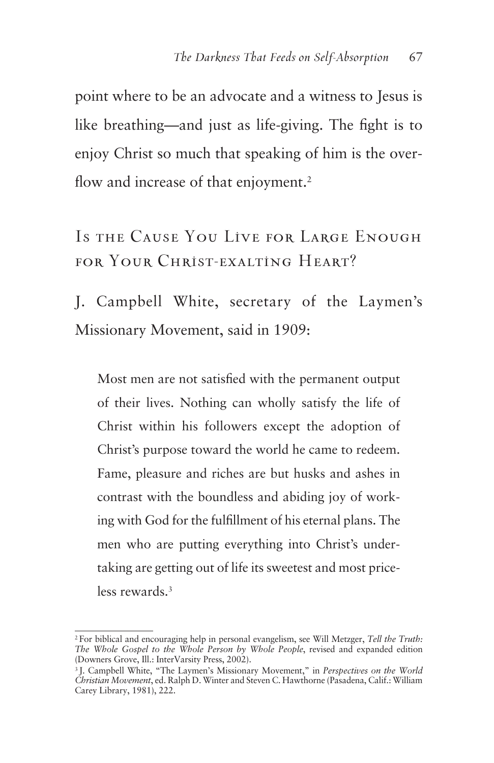point where to be an advocate and a witness to Jesus is like breathing—and just as life-giving. The fight is to enjoy Christ so much that speaking of him is the overflow and increase of that enjoyment.[2]

## Is the Cause You Live for Large Enough for Your Christ-exalting Heart?

J. Campbell White, secretary of the Laymen's Missionary Movement, said in 1909:

> Most men are not satisfied with the permanent output of their lives. Nothing can wholly satisfy the life of Christ within his followers except the adoption of Christ's purpose toward the world he came to redeem. Fame, pleasure and riches are but husks and ashes in contrast with the boundless and abiding joy of working with God for the fulfillment of his eternal plans. The men who are putting everything into Christ's undertaking are getting out of life its sweetest and most priceless rewards.[3]

---

[2] For biblical and encouraging help in personal evangelism, see Will Metzger, *Tell the Truth: The Whole Gospel to the Whole Person by Whole People*, revised and expanded edition (Downers Grove, Ill.: InterVarsity Press, 2002).

[3] J. Campbell White, "The Laymen's Missionary Movement," in *Perspectives on the World Christian Movement*, ed. Ralph D. Winter and Steven C. Hawthorne (Pasadena, Calif.: William Carey Library, 1981), 222.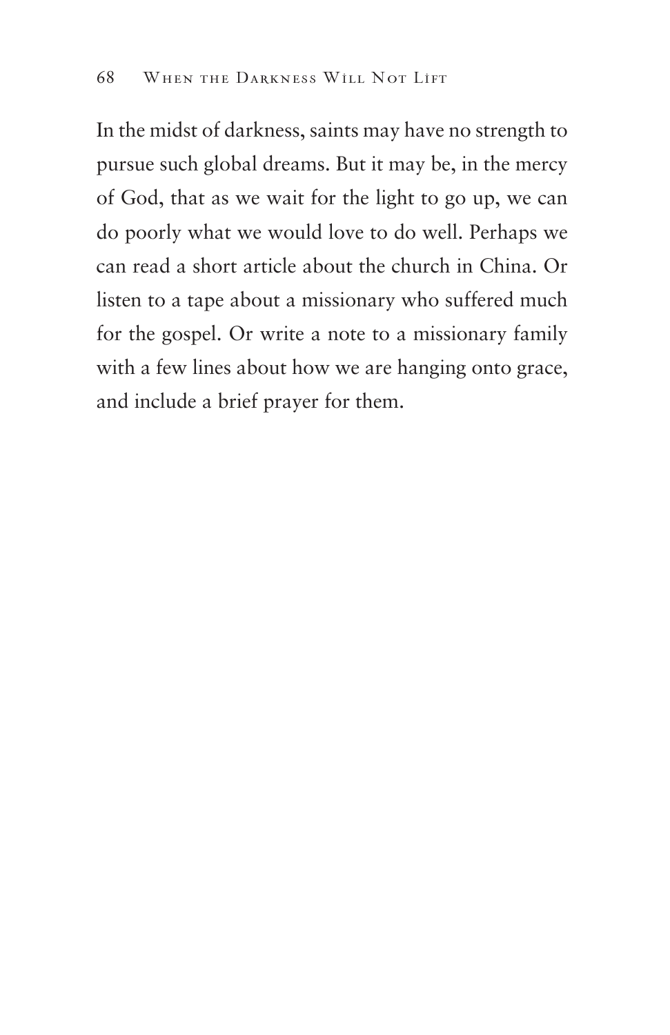In the midst of darkness, saints may have no strength to pursue such global dreams. But it may be, in the mercy of God, that as we wait for the light to go up, we can do poorly what we would love to do well. Perhaps we can read a short article about the church in China. Or listen to a tape about a missionary who suffered much for the gospel. Or write a note to a missionary family with a few lines about how we are hanging onto grace, and include a brief prayer for them.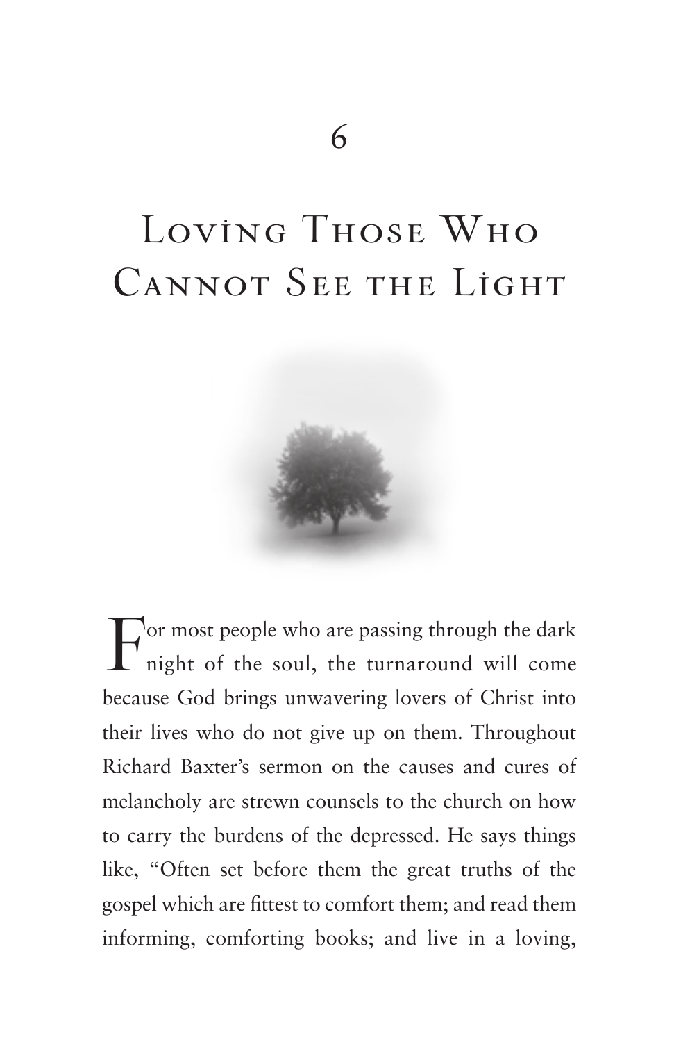# 6

# Loving Those Who Cannot See the Light

For most people who are passing through the dark night of the soul, the turnaround will come because God brings unwavering lovers of Christ into their lives who do not give up on them. Throughout Richard Baxter's sermon on the causes and cures of melancholy are strewn counsels to the church on how to carry the burdens of the depressed. He says things like, "Often set before them the great truths of the gospel which are fittest to comfort them; and read them informing, comforting books; and live in a loving,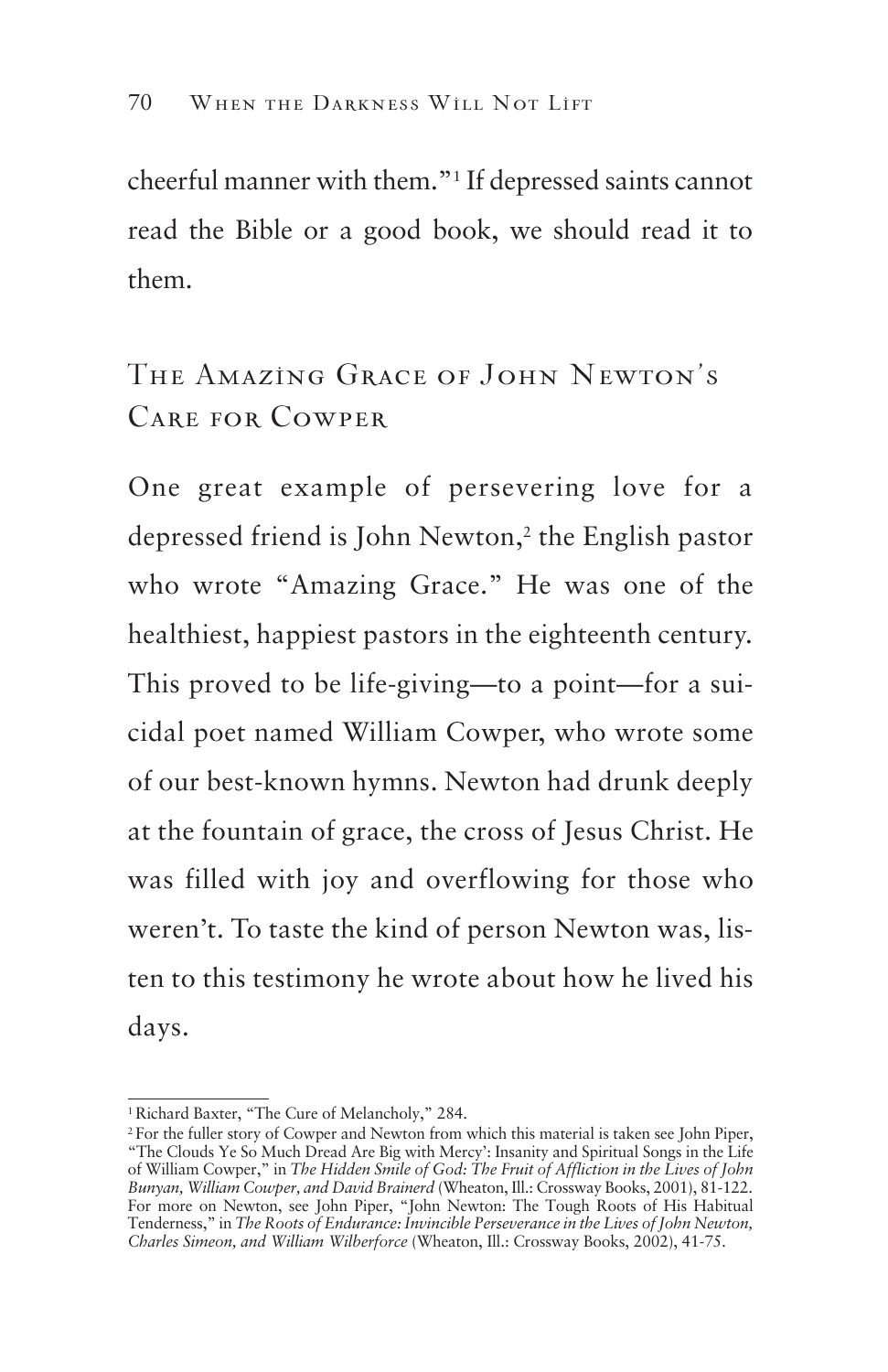cheerful manner with them."[1] If depressed saints cannot read the Bible or a good book, we should read it to them.

## The Amazing Grace of John Newton's Care for Cowper

One great example of persevering love for a depressed friend is John Newton,[2] the English pastor who wrote "Amazing Grace." He was one of the healthiest, happiest pastors in the eighteenth century. This proved to be life-giving—to a point—for a suicidal poet named William Cowper, who wrote some of our best-known hymns. Newton had drunk deeply at the fountain of grace, the cross of Jesus Christ. He was filled with joy and overflowing for those who weren't. To taste the kind of person Newton was, listen to this testimony he wrote about how he lived his days.

---

[1] Richard Baxter, "The Cure of Melancholy," 284.

[2] For the fuller story of Cowper and Newton from which this material is taken see John Piper, "'The Clouds Ye So Much Dread Are Big with Mercy': Insanity and Spiritual Songs in the Life of William Cowper," in *The Hidden Smile of God: The Fruit of Affliction in the Lives of John Bunyan, William Cowper, and David Brainerd* (Wheaton, Ill.: Crossway Books, 2001), 81-122. For more on Newton, see John Piper, "John Newton: The Tough Roots of His Habitual Tenderness," in *The Roots of Endurance: Invincible Perseverance in the Lives of John Newton, Charles Simeon, and William Wilberforce* (Wheaton, Ill.: Crossway Books, 2002), 41-75.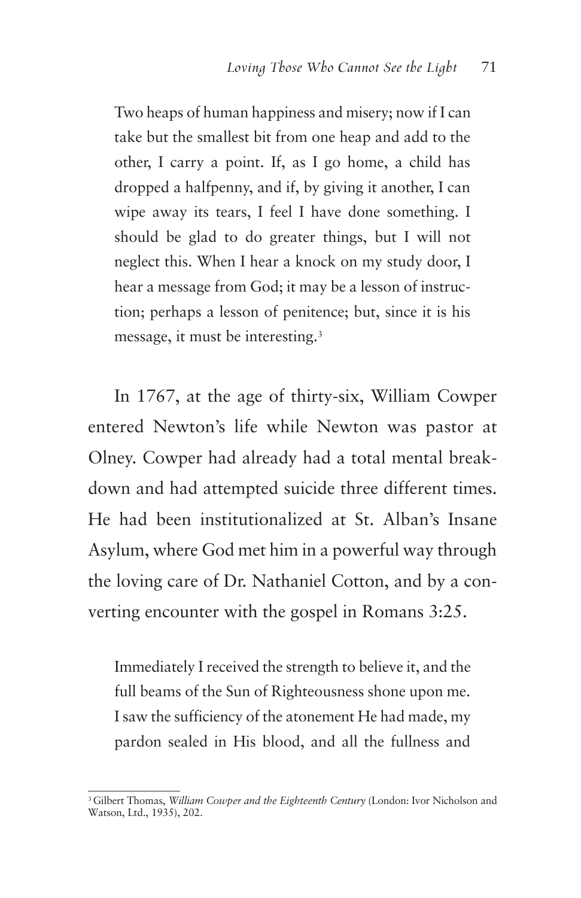> Two heaps of human happiness and misery; now if I can take but the smallest bit from one heap and add to the other, I carry a point. If, as I go home, a child has dropped a halfpenny, and if, by giving it another, I can wipe away its tears, I feel I have done something. I should be glad to do greater things, but I will not neglect this. When I hear a knock on my study door, I hear a message from God; it may be a lesson of instruction; perhaps a lesson of penitence; but, since it is his message, it must be interesting.[3]

In 1767, at the age of thirty-six, William Cowper entered Newton's life while Newton was pastor at Olney. Cowper had already had a total mental breakdown and had attempted suicide three different times. He had been institutionalized at St. Alban's Insane Asylum, where God met him in a powerful way through the loving care of Dr. Nathaniel Cotton, and by a converting encounter with the gospel in Romans 3:25.

> Immediately I received the strength to believe it, and the full beams of the Sun of Righteousness shone upon me. I saw the sufficiency of the atonement He had made, my pardon sealed in His blood, and all the fullness and

---

[3] Gilbert Thomas, *William Cowper and the Eighteenth Century* (London: Ivor Nicholson and Watson, Ltd., 1935), 202.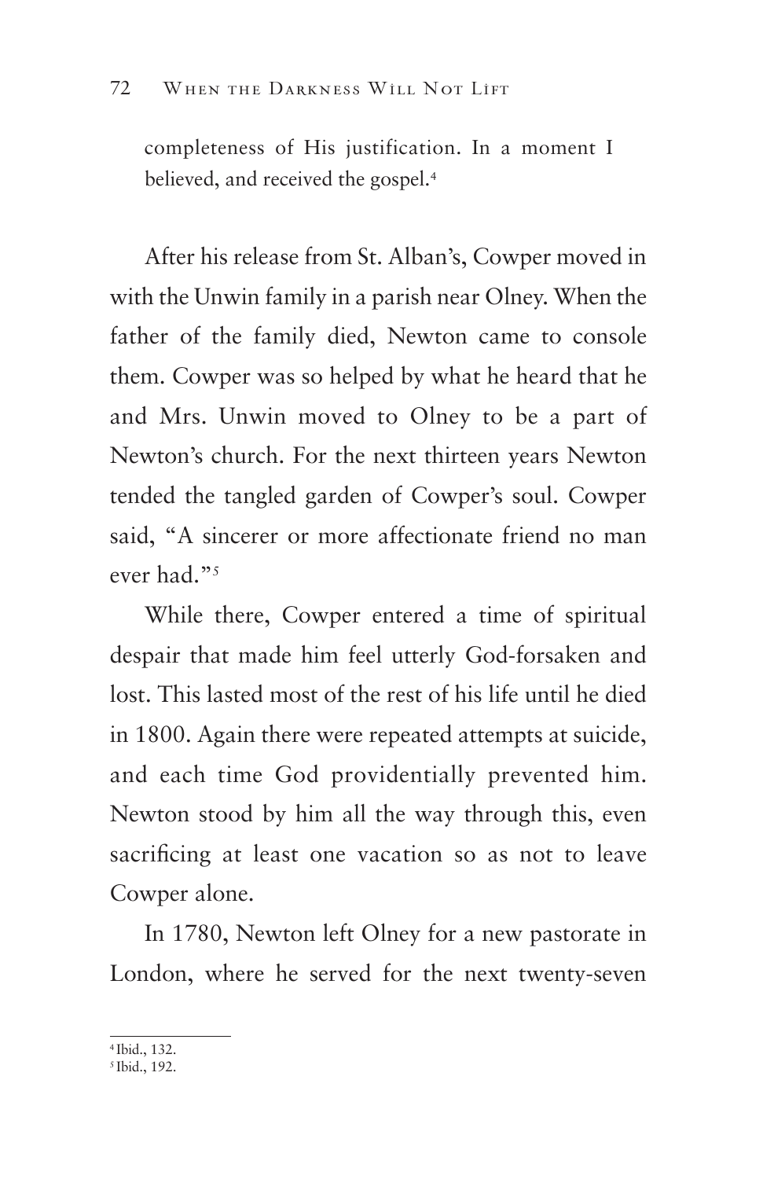completeness of His justification. In a moment I believed, and received the gospel.[4]

After his release from St. Alban's, Cowper moved in with the Unwin family in a parish near Olney. When the father of the family died, Newton came to console them. Cowper was so helped by what he heard that he and Mrs. Unwin moved to Olney to be a part of Newton's church. For the next thirteen years Newton tended the tangled garden of Cowper's soul. Cowper said, "A sincerer or more affectionate friend no man ever had."[5]

While there, Cowper entered a time of spiritual despair that made him feel utterly God-forsaken and lost. This lasted most of the rest of his life until he died in 1800. Again there were repeated attempts at suicide, and each time God providentially prevented him. Newton stood by him all the way through this, even sacrificing at least one vacation so as not to leave Cowper alone.

In 1780, Newton left Olney for a new pastorate in London, where he served for the next twenty-seven

---

[4] Ibid., 132.

[5] Ibid., 192.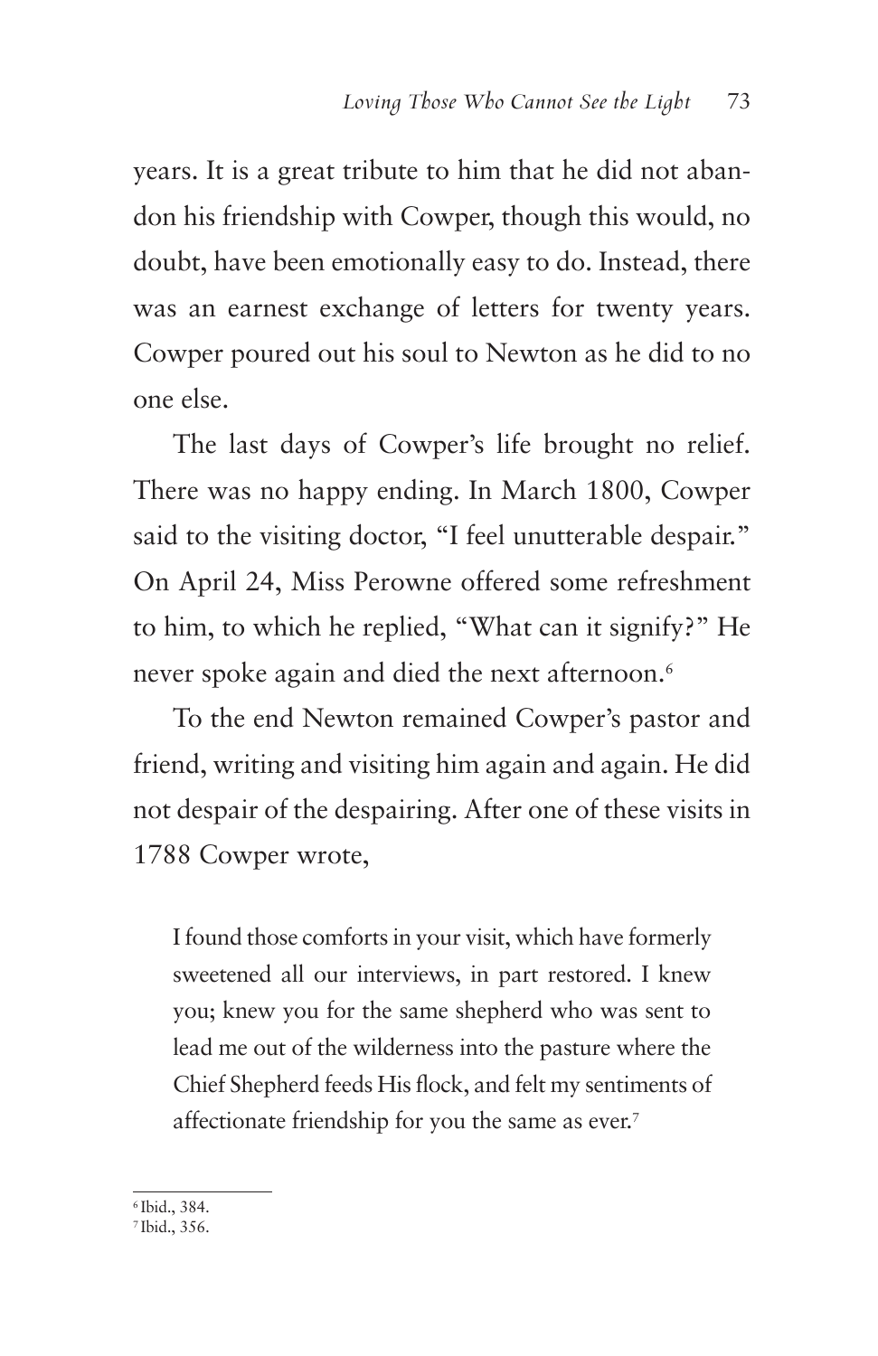years. It is a great tribute to him that he did not abandon his friendship with Cowper, though this would, no doubt, have been emotionally easy to do. Instead, there was an earnest exchange of letters for twenty years. Cowper poured out his soul to Newton as he did to no one else.

The last days of Cowper's life brought no relief. There was no happy ending. In March 1800, Cowper said to the visiting doctor, "I feel unutterable despair." On April 24, Miss Perowne offered some refreshment to him, to which he replied, "What can it signify?" He never spoke again and died the next afternoon.[6]

To the end Newton remained Cowper's pastor and friend, writing and visiting him again and again. He did not despair of the despairing. After one of these visits in 1788 Cowper wrote,

> I found those comforts in your visit, which have formerly sweetened all our interviews, in part restored. I knew you; knew you for the same shepherd who was sent to lead me out of the wilderness into the pasture where the Chief Shepherd feeds His flock, and felt my sentiments of affectionate friendship for you the same as ever.[7]

---

[6] Ibid., 384.
[7] Ibid., 356.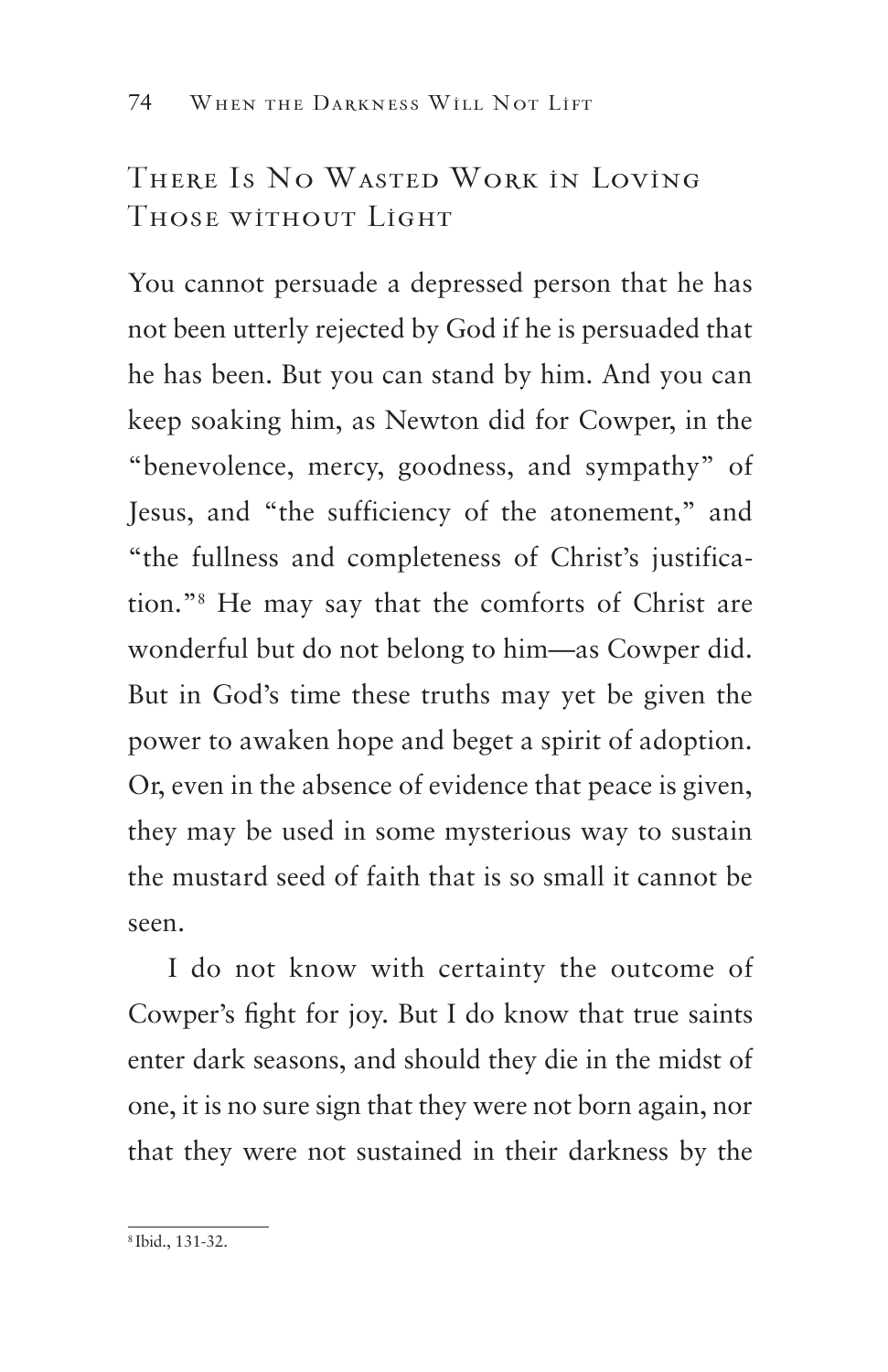## There Is No Wasted Work in Loving Those without Light

You cannot persuade a depressed person that he has not been utterly rejected by God if he is persuaded that he has been. But you can stand by him. And you can keep soaking him, as Newton did for Cowper, in the "benevolence, mercy, goodness, and sympathy" of Jesus, and "the sufficiency of the atonement," and "the fullness and completeness of Christ's justification."[8] He may say that the comforts of Christ are wonderful but do not belong to him—as Cowper did. But in God's time these truths may yet be given the power to awaken hope and beget a spirit of adoption. Or, even in the absence of evidence that peace is given, they may be used in some mysterious way to sustain the mustard seed of faith that is so small it cannot be seen.

I do not know with certainty the outcome of Cowper's fight for joy. But I do know that true saints enter dark seasons, and should they die in the midst of one, it is no sure sign that they were not born again, nor that they were not sustained in their darkness by the

[8] Ibid., 131-32.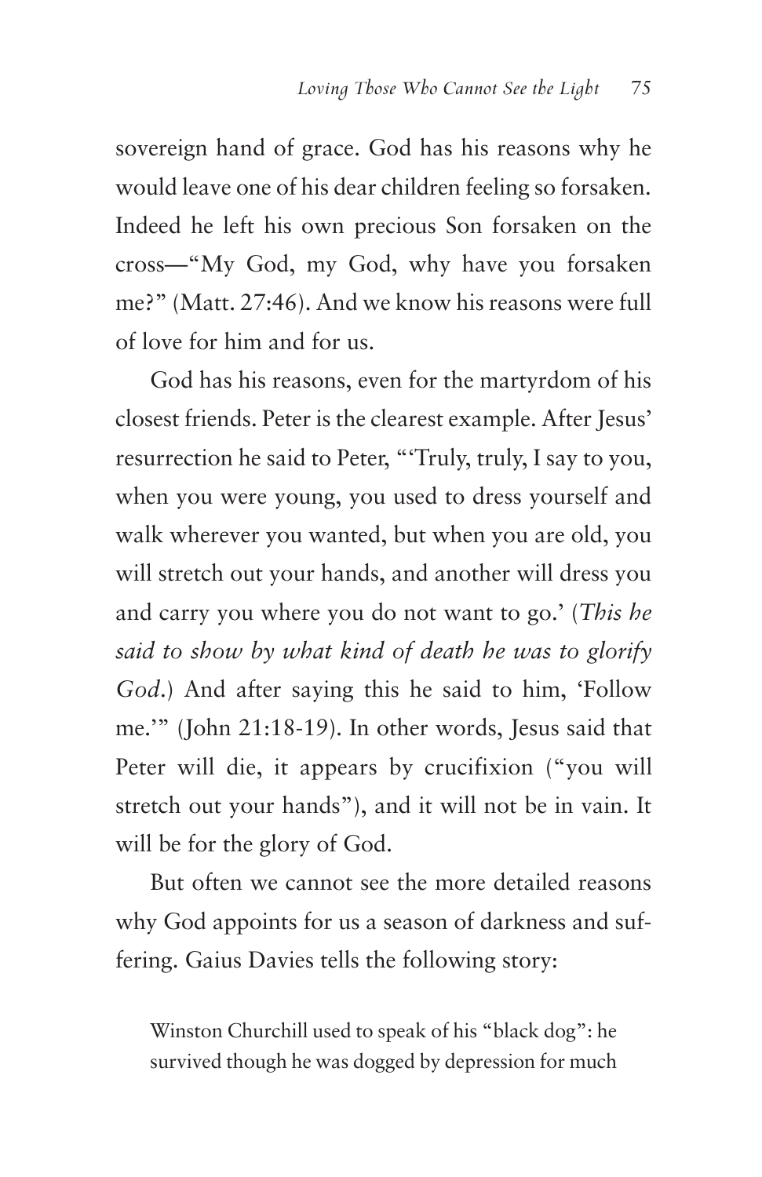sovereign hand of grace. God has his reasons why he would leave one of his dear children feeling so forsaken. Indeed he left his own precious Son forsaken on the cross—"My God, my God, why have you forsaken me?" (Matt. 27:46). And we know his reasons were full of love for him and for us.

God has his reasons, even for the martyrdom of his closest friends. Peter is the clearest example. After Jesus' resurrection he said to Peter, "'Truly, truly, I say to you, when you were young, you used to dress yourself and walk wherever you wanted, but when you are old, you will stretch out your hands, and another will dress you and carry you where you do not want to go.' (*This he said to show by what kind of death he was to glorify God.*) And after saying this he said to him, 'Follow me.'" (John 21:18-19). In other words, Jesus said that Peter will die, it appears by crucifixion ("you will stretch out your hands"), and it will not be in vain. It will be for the glory of God.

But often we cannot see the more detailed reasons why God appoints for us a season of darkness and suffering. Gaius Davies tells the following story:

> Winston Churchill used to speak of his "black dog": he survived though he was dogged by depression for much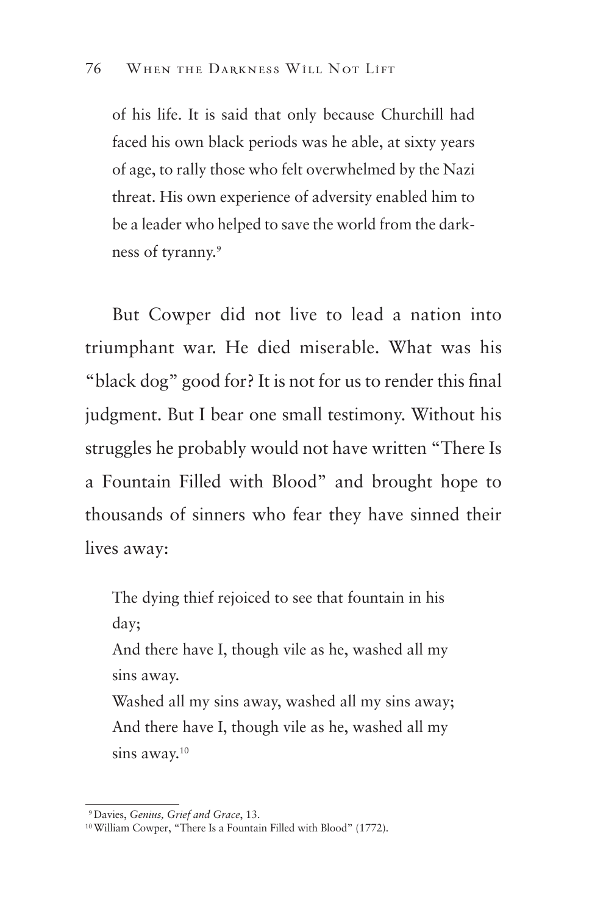> of his life. It is said that only because Churchill had faced his own black periods was he able, at sixty years of age, to rally those who felt overwhelmed by the Nazi threat. His own experience of adversity enabled him to be a leader who helped to save the world from the darkness of tyranny.[9]

But Cowper did not live to lead a nation into triumphant war. He died miserable. What was his "black dog" good for? It is not for us to render this final judgment. But I bear one small testimony. Without his struggles he probably would not have written "There Is a Fountain Filled with Blood" and brought hope to thousands of sinners who fear they have sinned their lives away:

> The dying thief rejoiced to see that fountain in his day;
> And there have I, though vile as he, washed all my sins away.
> Washed all my sins away, washed all my sins away;
> And there have I, though vile as he, washed all my sins away.[10]

---

[9] Davies, *Genius, Grief and Grace*, 13.

[10] William Cowper, "There Is a Fountain Filled with Blood" (1772).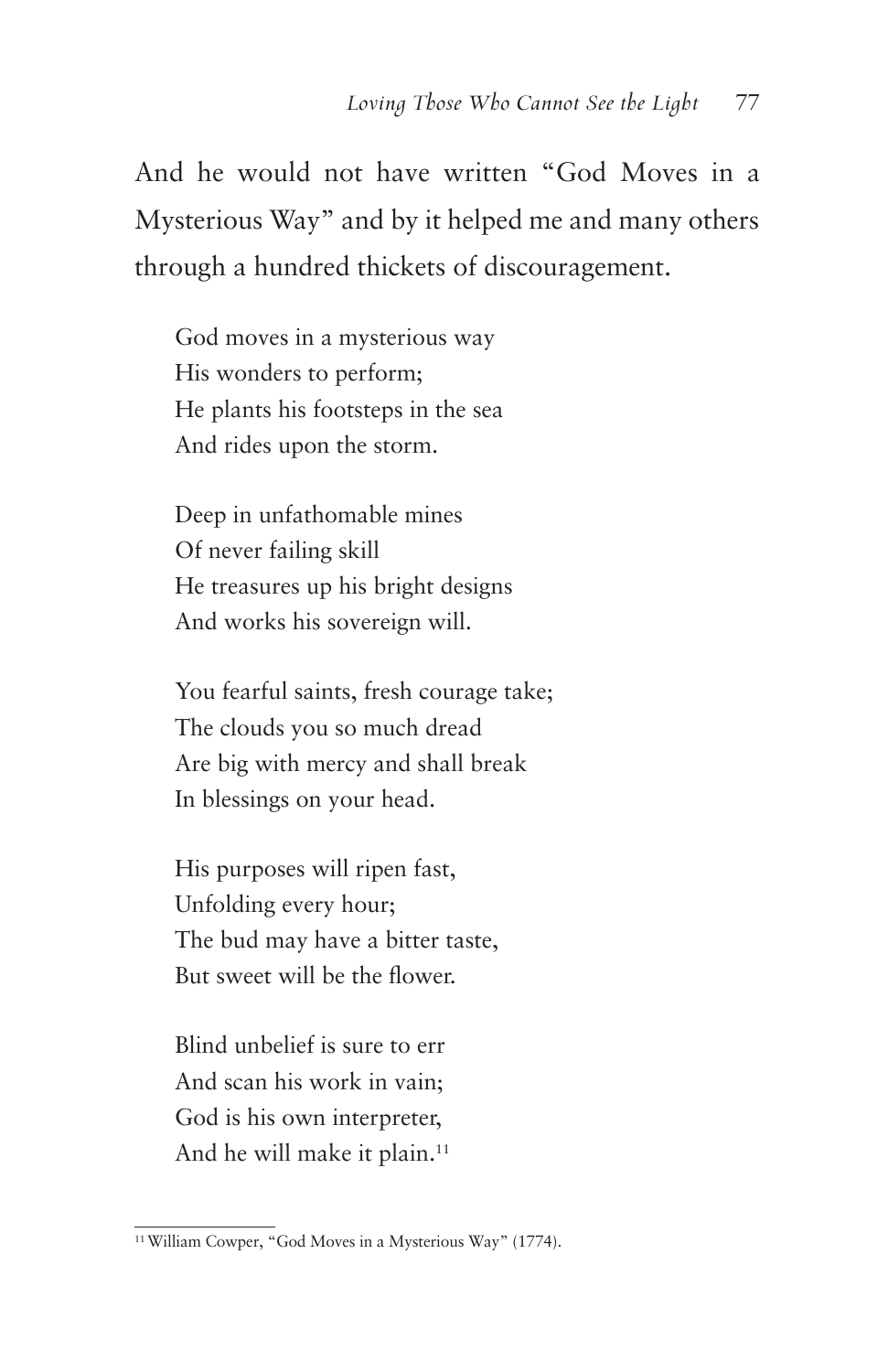And he would not have written "God Moves in a Mysterious Way" and by it helped me and many others through a hundred thickets of discouragement.

> God moves in a mysterious way
> His wonders to perform;
> He plants his footsteps in the sea
> And rides upon the storm.
>
> Deep in unfathomable mines
> Of never failing skill
> He treasures up his bright designs
> And works his sovereign will.
>
> You fearful saints, fresh courage take;
> The clouds you so much dread
> Are big with mercy and shall break
> In blessings on your head.
>
> His purposes will ripen fast,
> Unfolding every hour;
> The bud may have a bitter taste,
> But sweet will be the flower.
>
> Blind unbelief is sure to err
> And scan his work in vain;
> God is his own interpreter,
> And he will make it plain.[11]

---

[11] William Cowper, "God Moves in a Mysterious Way" (1774).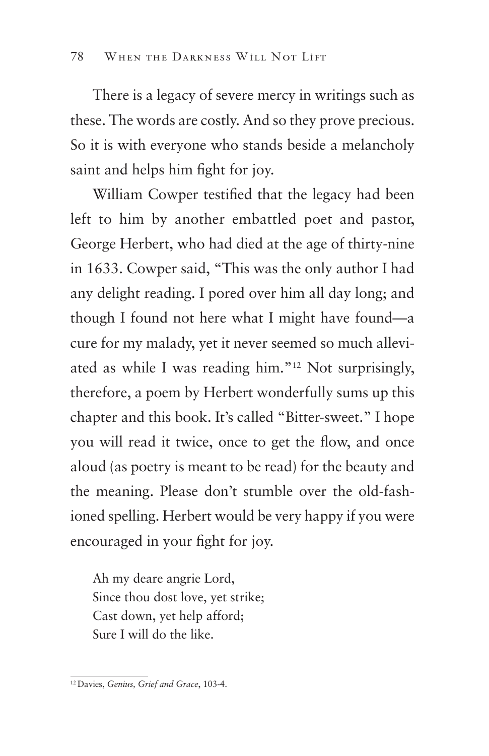There is a legacy of severe mercy in writings such as these. The words are costly. And so they prove precious. So it is with everyone who stands beside a melancholy saint and helps him fight for joy.

William Cowper testified that the legacy had been left to him by another embattled poet and pastor, George Herbert, who had died at the age of thirty-nine in 1633. Cowper said, "This was the only author I had any delight reading. I pored over him all day long; and though I found not here what I might have found—a cure for my malady, yet it never seemed so much alleviated as while I was reading him."[12] Not surprisingly, therefore, a poem by Herbert wonderfully sums up this chapter and this book. It's called "Bitter-sweet." I hope you will read it twice, once to get the flow, and once aloud (as poetry is meant to be read) for the beauty and the meaning. Please don't stumble over the old-fashioned spelling. Herbert would be very happy if you were encouraged in your fight for joy.

> Ah my deare angrie Lord,
> Since thou dost love, yet strike;
> Cast down, yet help afford;
> Sure I will do the like.

[12] Davies, *Genius, Grief and Grace*, 103-4.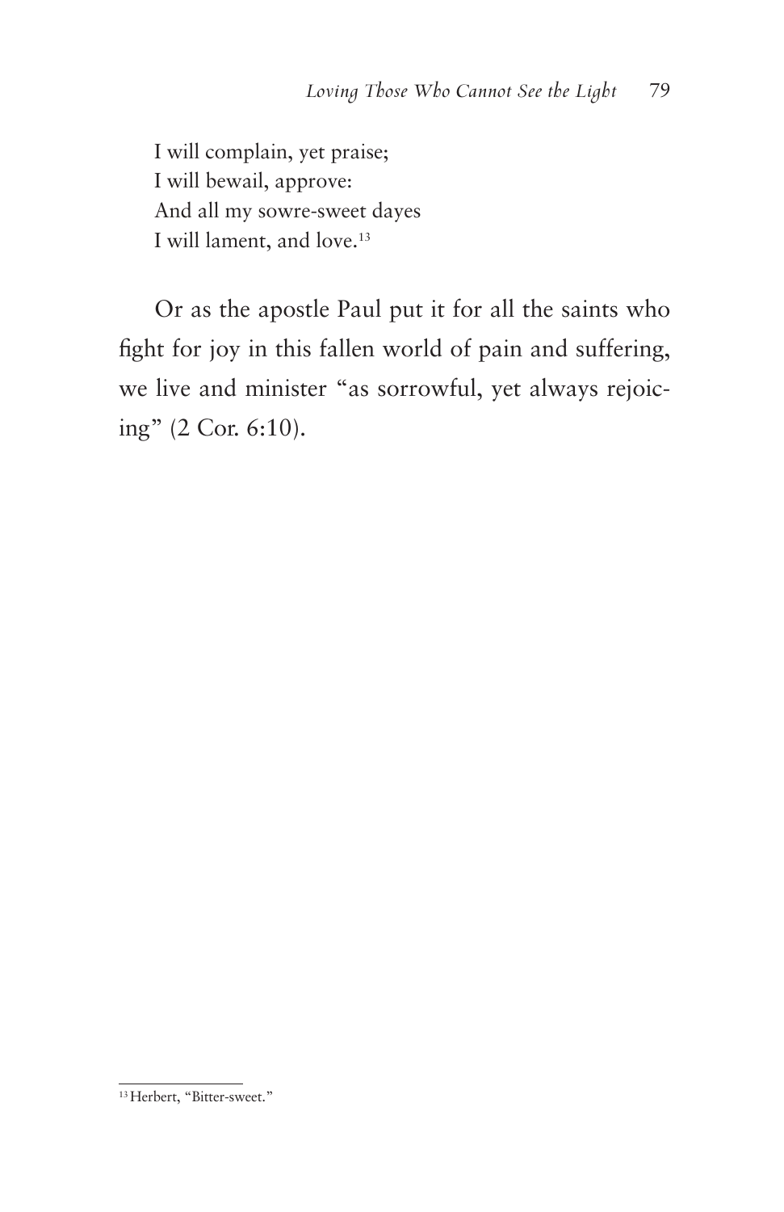I will complain, yet praise;  
I will bewail, approve:  
And all my sowre-sweet dayes  
I will lament, and love.[13]

Or as the apostle Paul put it for all the saints who fight for joy in this fallen world of pain and suffering, we live and minister "as sorrowful, yet always rejoicing" (2 Cor. 6:10).

---

[13] Herbert, "Bitter-sweet."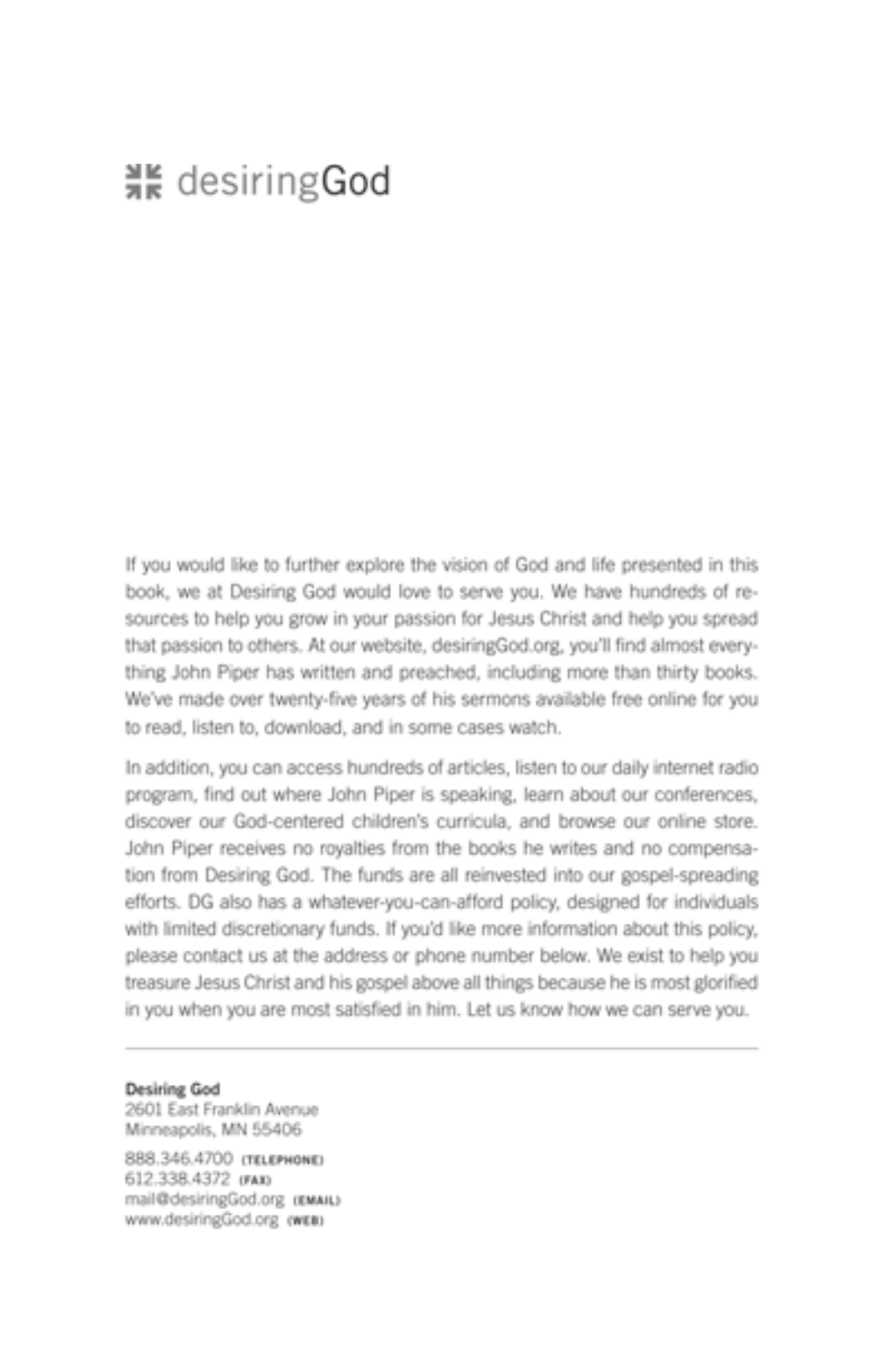# desiringGod

If you would like to further explore the vision of God and life presented in this book, we at Desiring God would love to serve you. We have hundreds of resources to help you grow in your passion for Jesus Christ and help you spread that passion to others. At our website, desiringGod.org, you'll find almost everything John Piper has written and preached, including more than thirty books. We've made over twenty-five years of his sermons available free online for you to read, listen to, download, and in some cases watch.

In addition, you can access hundreds of articles, listen to our daily internet radio program, find out where John Piper is speaking, learn about our conferences, discover our God-centered children's curricula, and browse our online store. John Piper receives no royalties from the books he writes and no compensation from Desiring God. The funds are all reinvested into our gospel-spreading efforts. DG also has a whatever-you-can-afford policy, designed for individuals with limited discretionary funds. If you'd like more information about this policy, please contact us at the address or phone number below. We exist to help you treasure Jesus Christ and his gospel above all things because he is most glorified in you when you are most satisfied in him. Let us know how we can serve you.

---

**Desiring God**
2601 East Franklin Avenue
Minneapolis, MN 55406

888.346.4700 (TELEPHONE)
612.338.4372 (FAX)
mail@desiringGod.org (EMAIL)
www.desiringGod.org (WEB)